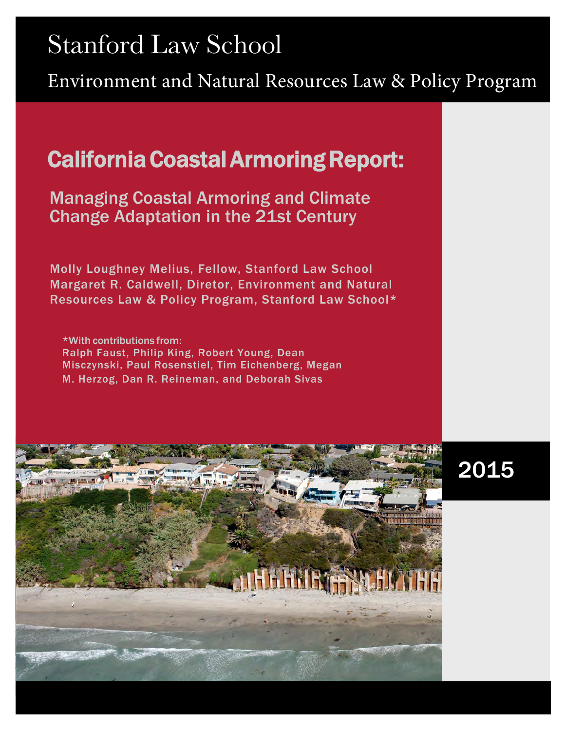# Stanford Law School

Environment and Natural Resources Law & Policy Program

## California Coastal Armoring Report:

### Managing Coastal Armoring and Climate Change Adaptation in the 21st Century

Molly Loughney Melius, Fellow, Stanford Law School
Margaret R. Caldwell, Diretor, Environment and Natural Resources Law & Policy Program, Stanford Law School*

*With contributions from:
Ralph Faust, Philip King, Robert Young, Dean Misczynski, Paul Rosenstiel, Tim Eichenberg, Megan M. Herzog, Dan R. Reineman, and Deborah Sivas

2015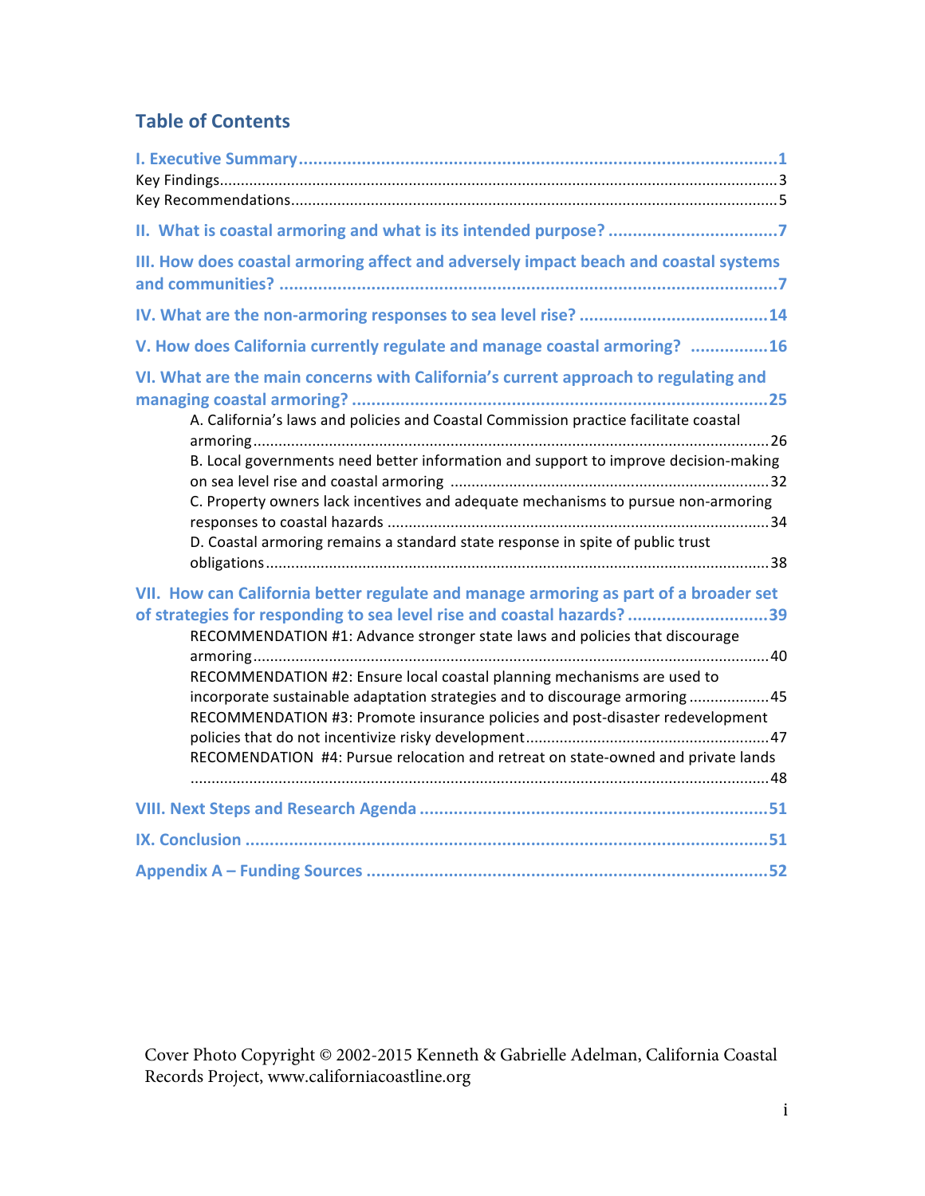## Table of Contents

**I. Executive Summary** .......... 1
Key Findings .......... 3
Key Recommendations .......... 5

**II. What is coastal armoring and what is its intended purpose?** .......... 7

**III. How does coastal armoring affect and adversely impact beach and coastal systems and communities?** .......... 7

**IV. What are the non-armoring responses to sea level rise?** .......... 14

**V. How does California currently regulate and manage coastal armoring?** .......... 16

**VI. What are the main concerns with California's current approach to regulating and managing coastal armoring?** .......... 25

- A. California's laws and policies and Coastal Commission practice facilitate coastal armoring .......... 26
- B. Local governments need better information and support to improve decision-making on sea level rise and coastal armoring .......... 32
- C. Property owners lack incentives and adequate mechanisms to pursue non-armoring responses to coastal hazards .......... 34
- D. Coastal armoring remains a standard state response in spite of public trust obligations .......... 38

**VII. How can California better regulate and manage armoring as part of a broader set of strategies for responding to sea level rise and coastal hazards?** .......... 39

- RECOMMENDATION #1: Advance stronger state laws and policies that discourage armoring .......... 40
- RECOMMENDATION #2: Ensure local coastal planning mechanisms are used to incorporate sustainable adaptation strategies and to discourage armoring .......... 45
- RECOMMENDATION #3: Promote insurance policies and post-disaster redevelopment policies that do not incentivize risky development .......... 47
- RECOMENDATION #4: Pursue relocation and retreat on state-owned and private lands .......... 48

**VIII. Next Steps and Research Agenda** .......... 51

**IX. Conclusion** .......... 51

**Appendix A – Funding Sources** .......... 52

Cover Photo Copyright © 2002-2015 Kenneth & Gabrielle Adelman, California Coastal Records Project, www.californiacoastline.org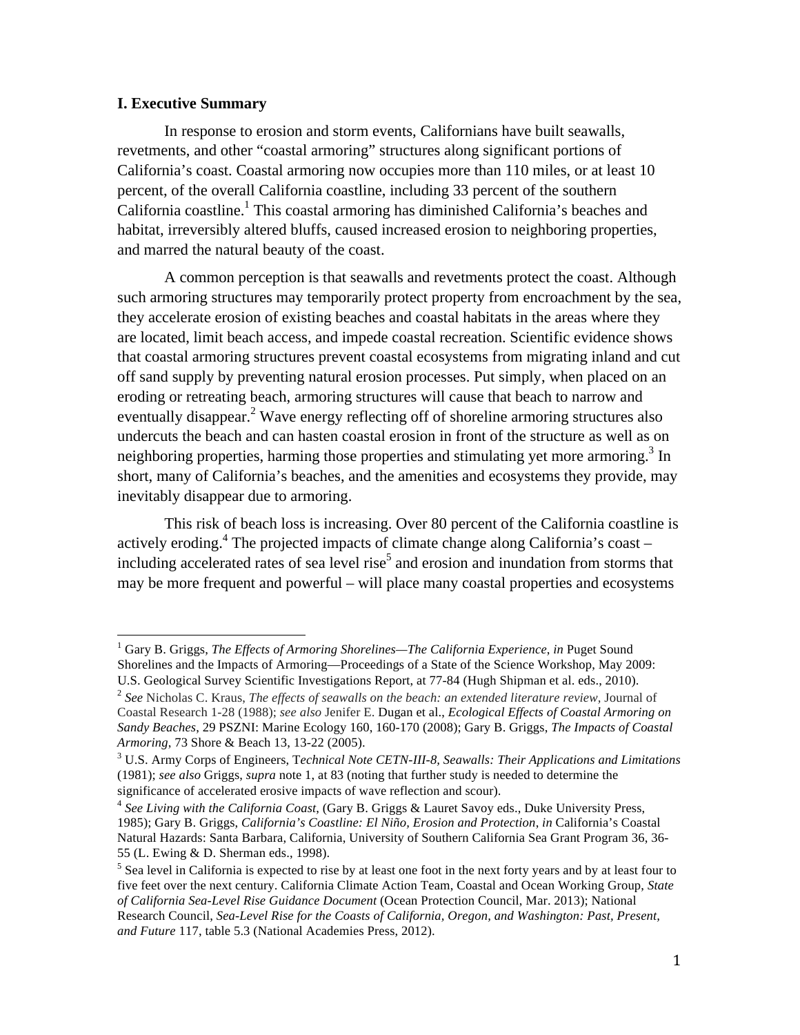## I. Executive Summary

In response to erosion and storm events, Californians have built seawalls, revetments, and other "coastal armoring" structures along significant portions of California's coast. Coastal armoring now occupies more than 110 miles, or at least 10 percent, of the overall California coastline, including 33 percent of the southern California coastline.[1] This coastal armoring has diminished California's beaches and habitat, irreversibly altered bluffs, caused increased erosion to neighboring properties, and marred the natural beauty of the coast.

A common perception is that seawalls and revetments protect the coast. Although such armoring structures may temporarily protect property from encroachment by the sea, they accelerate erosion of existing beaches and coastal habitats in the areas where they are located, limit beach access, and impede coastal recreation. Scientific evidence shows that coastal armoring structures prevent coastal ecosystems from migrating inland and cut off sand supply by preventing natural erosion processes. Put simply, when placed on an eroding or retreating beach, armoring structures will cause that beach to narrow and eventually disappear.[2] Wave energy reflecting off of shoreline armoring structures also undercuts the beach and can hasten coastal erosion in front of the structure as well as on neighboring properties, harming those properties and stimulating yet more armoring.[3] In short, many of California's beaches, and the amenities and ecosystems they provide, may inevitably disappear due to armoring.

This risk of beach loss is increasing. Over 80 percent of the California coastline is actively eroding.[4] The projected impacts of climate change along California's coast – including accelerated rates of sea level rise[5] and erosion and inundation from storms that may be more frequent and powerful – will place many coastal properties and ecosystems

---

[1] Gary B. Griggs, *The Effects of Armoring Shorelines—The California Experience*, *in* Puget Sound Shorelines and the Impacts of Armoring—Proceedings of a State of the Science Workshop, May 2009: U.S. Geological Survey Scientific Investigations Report, at 77-84 (Hugh Shipman et al. eds., 2010).

[2] *See* Nicholas C. Kraus, *The effects of seawalls on the beach: an extended literature review*, Journal of Coastal Research 1-28 (1988); *see also* Jenifer E. Dugan et al., *Ecological Effects of Coastal Armoring on Sandy Beaches*, 29 PSZNI: Marine Ecology 160, 160-170 (2008); Gary B. Griggs, *The Impacts of Coastal Armoring*, 73 Shore & Beach 13, 13-22 (2005).

[3] U.S. Army Corps of Engineers, T*echnical Note CETN-III-8, Seawalls: Their Applications and Limitations* (1981); *see also* Griggs, *supra* note 1, at 83 (noting that further study is needed to determine the significance of accelerated erosive impacts of wave reflection and scour).

[4] *See Living with the California Coast*, (Gary B. Griggs & Lauret Savoy eds., Duke University Press, 1985); Gary B. Griggs, *California's Coastline: El Niño, Erosion and Protection*, *in* California's Coastal Natural Hazards: Santa Barbara, California, University of Southern California Sea Grant Program 36, 36-55 (L. Ewing & D. Sherman eds., 1998).

[5] Sea level in California is expected to rise by at least one foot in the next forty years and by at least four to five feet over the next century. California Climate Action Team, Coastal and Ocean Working Group, *State of California Sea-Level Rise Guidance Document* (Ocean Protection Council, Mar. 2013); National Research Council, *Sea-Level Rise for the Coasts of California, Oregon, and Washington: Past, Present, and Future* 117, table 5.3 (National Academies Press, 2012).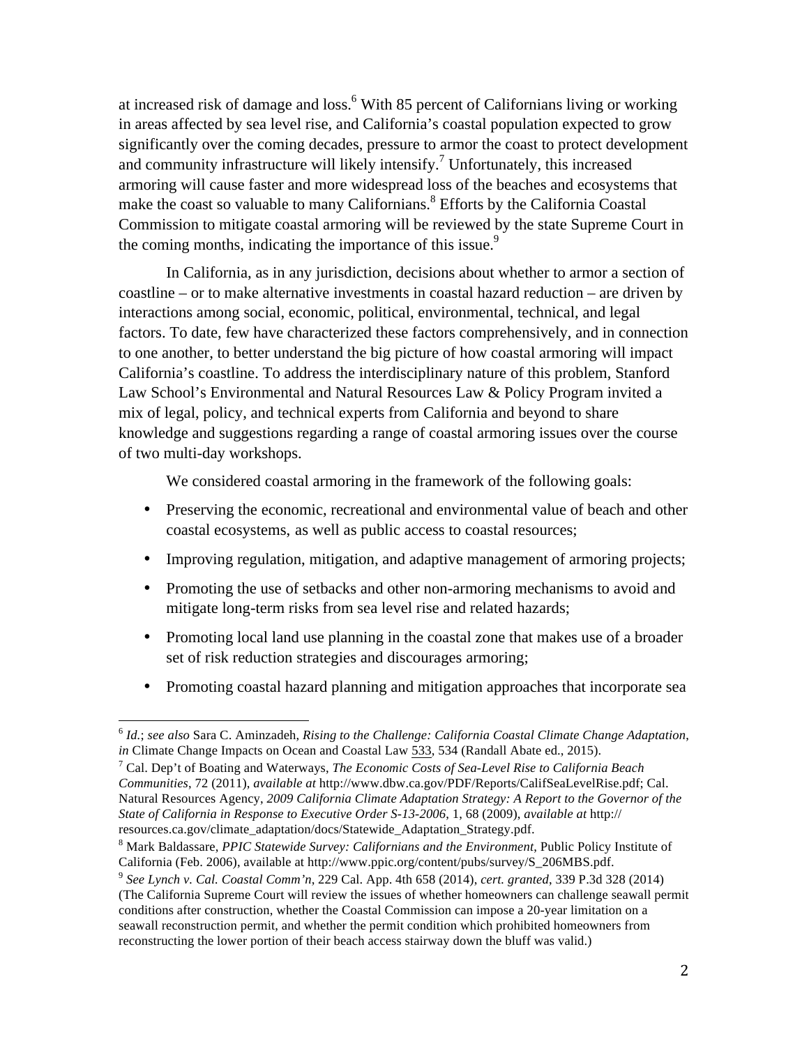at increased risk of damage and loss.[6] With 85 percent of Californians living or working in areas affected by sea level rise, and California's coastal population expected to grow significantly over the coming decades, pressure to armor the coast to protect development and community infrastructure will likely intensify.[7] Unfortunately, this increased armoring will cause faster and more widespread loss of the beaches and ecosystems that make the coast so valuable to many Californians.[8] Efforts by the California Coastal Commission to mitigate coastal armoring will be reviewed by the state Supreme Court in the coming months, indicating the importance of this issue.[9]

In California, as in any jurisdiction, decisions about whether to armor a section of coastline – or to make alternative investments in coastal hazard reduction – are driven by interactions among social, economic, political, environmental, technical, and legal factors. To date, few have characterized these factors comprehensively, and in connection to one another, to better understand the big picture of how coastal armoring will impact California's coastline. To address the interdisciplinary nature of this problem, Stanford Law School's Environmental and Natural Resources Law & Policy Program invited a mix of legal, policy, and technical experts from California and beyond to share knowledge and suggestions regarding a range of coastal armoring issues over the course of two multi-day workshops.

We considered coastal armoring in the framework of the following goals:

- Preserving the economic, recreational and environmental value of beach and other coastal ecosystems, as well as public access to coastal resources;
- Improving regulation, mitigation, and adaptive management of armoring projects;
- Promoting the use of setbacks and other non-armoring mechanisms to avoid and mitigate long-term risks from sea level rise and related hazards;
- Promoting local land use planning in the coastal zone that makes use of a broader set of risk reduction strategies and discourages armoring;
- Promoting coastal hazard planning and mitigation approaches that incorporate sea

---

[6] *Id.*; *see also* Sara C. Aminzadeh, *Rising to the Challenge: California Coastal Climate Change Adaptation*, *in* Climate Change Impacts on Ocean and Coastal Law 533, 534 (Randall Abate ed., 2015).

[7] Cal. Dep't of Boating and Waterways, *The Economic Costs of Sea-Level Rise to California Beach Communities*, 72 (2011), *available at* http://www.dbw.ca.gov/PDF/Reports/CalifSeaLevelRise.pdf; Cal. Natural Resources Agency, *2009 California Climate Adaptation Strategy: A Report to the Governor of the State of California in Response to Executive Order S-13-2006*, 1, 68 (2009), *available at* http://resources.ca.gov/climate_adaptation/docs/Statewide_Adaptation_Strategy.pdf.

[8] Mark Baldassare, *PPIC Statewide Survey: Californians and the Environment*, Public Policy Institute of California (Feb. 2006), available at http://www.ppic.org/content/pubs/survey/S_206MBS.pdf.

[9] *See Lynch v. Cal. Coastal Comm'n*, 229 Cal. App. 4th 658 (2014), *cert. granted*, 339 P.3d 328 (2014) (The California Supreme Court will review the issues of whether homeowners can challenge seawall permit conditions after construction, whether the Coastal Commission can impose a 20-year limitation on a seawall reconstruction permit, and whether the permit condition which prohibited homeowners from reconstructing the lower portion of their beach access stairway down the bluff was valid.)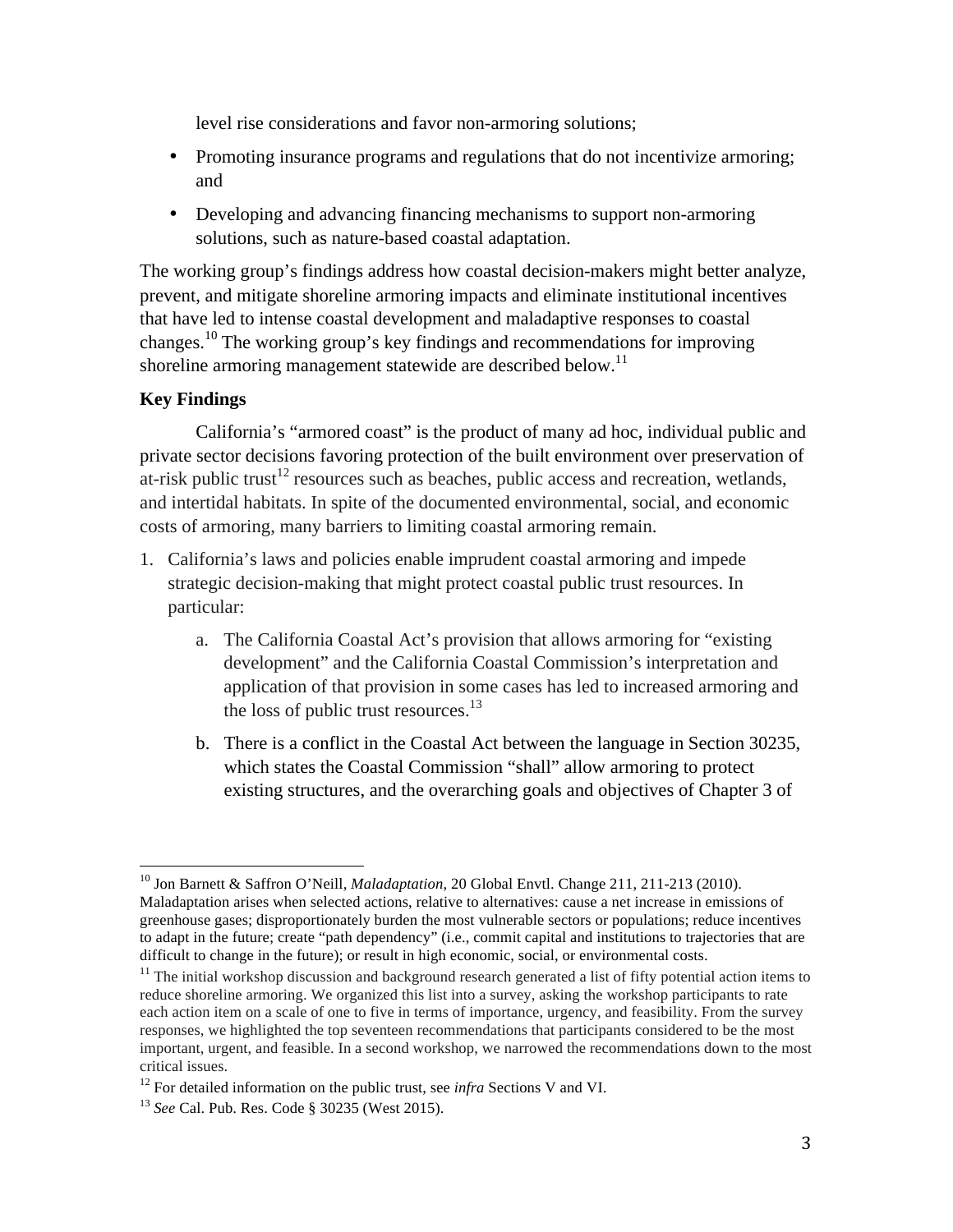level rise considerations and favor non-armoring solutions;

- Promoting insurance programs and regulations that do not incentivize armoring; and
- Developing and advancing financing mechanisms to support non-armoring solutions, such as nature-based coastal adaptation.

The working group's findings address how coastal decision-makers might better analyze, prevent, and mitigate shoreline armoring impacts and eliminate institutional incentives that have led to intense coastal development and maladaptive responses to coastal changes.[10] The working group's key findings and recommendations for improving shoreline armoring management statewide are described below.[11]

**Key Findings**

California's "armored coast" is the product of many ad hoc, individual public and private sector decisions favoring protection of the built environment over preservation of at-risk public trust[12] resources such as beaches, public access and recreation, wetlands, and intertidal habitats. In spite of the documented environmental, social, and economic costs of armoring, many barriers to limiting coastal armoring remain.

1. California's laws and policies enable imprudent coastal armoring and impede strategic decision-making that might protect coastal public trust resources. In particular:
    a. The California Coastal Act's provision that allows armoring for "existing development" and the California Coastal Commission's interpretation and application of that provision in some cases has led to increased armoring and the loss of public trust resources.[13]
    b. There is a conflict in the Coastal Act between the language in Section 30235, which states the Coastal Commission "shall" allow armoring to protect existing structures, and the overarching goals and objectives of Chapter 3 of

---

[10] Jon Barnett & Saffron O'Neill, *Maladaptation*, 20 Global Envtl. Change 211, 211-213 (2010). Maladaptation arises when selected actions, relative to alternatives: cause a net increase in emissions of greenhouse gases; disproportionately burden the most vulnerable sectors or populations; reduce incentives to adapt in the future; create "path dependency" (i.e., commit capital and institutions to trajectories that are difficult to change in the future); or result in high economic, social, or environmental costs.

[11] The initial workshop discussion and background research generated a list of fifty potential action items to reduce shoreline armoring. We organized this list into a survey, asking the workshop participants to rate each action item on a scale of one to five in terms of importance, urgency, and feasibility. From the survey responses, we highlighted the top seventeen recommendations that participants considered to be the most important, urgent, and feasible. In a second workshop, we narrowed the recommendations down to the most critical issues.

[12] For detailed information on the public trust, see *infra* Sections V and VI.

[13] *See* Cal. Pub. Res. Code § 30235 (West 2015).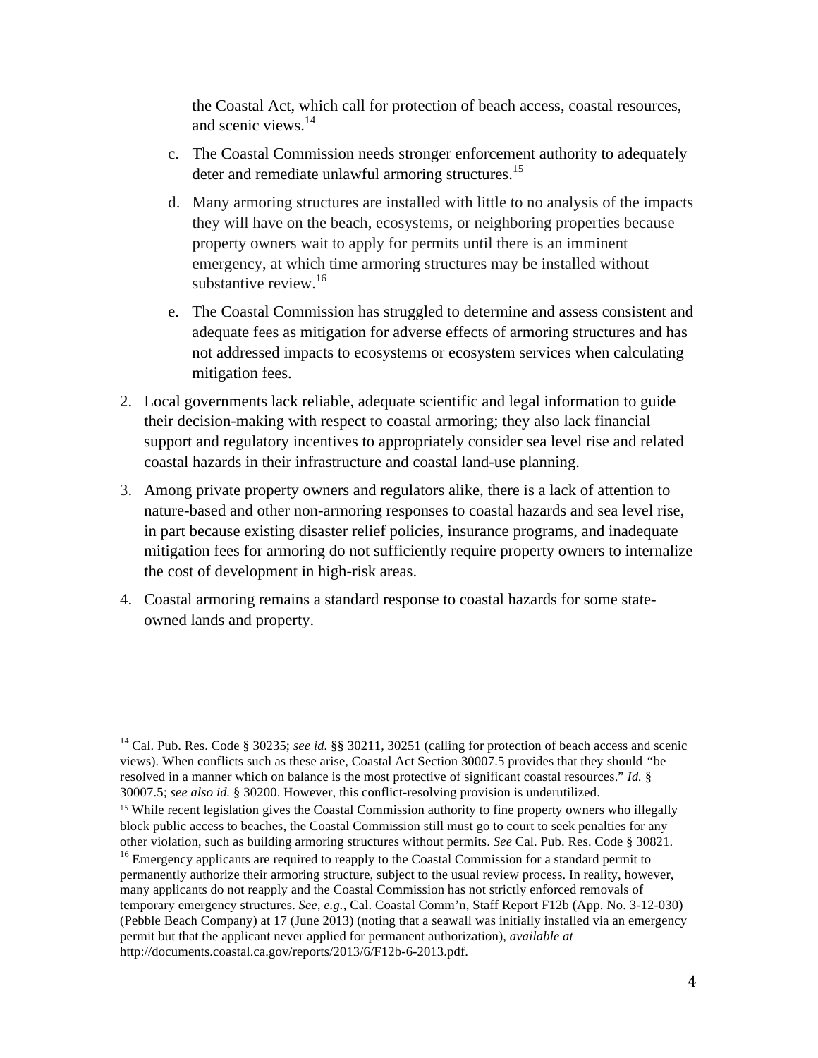the Coastal Act, which call for protection of beach access, coastal resources, and scenic views.[14]

c. The Coastal Commission needs stronger enforcement authority to adequately deter and remediate unlawful armoring structures.[15]

d. Many armoring structures are installed with little to no analysis of the impacts they will have on the beach, ecosystems, or neighboring properties because property owners wait to apply for permits until there is an imminent emergency, at which time armoring structures may be installed without substantive review.[16]

e. The Coastal Commission has struggled to determine and assess consistent and adequate fees as mitigation for adverse effects of armoring structures and has not addressed impacts to ecosystems or ecosystem services when calculating mitigation fees.

2. Local governments lack reliable, adequate scientific and legal information to guide their decision-making with respect to coastal armoring; they also lack financial support and regulatory incentives to appropriately consider sea level rise and related coastal hazards in their infrastructure and coastal land-use planning.

3. Among private property owners and regulators alike, there is a lack of attention to nature-based and other non-armoring responses to coastal hazards and sea level rise, in part because existing disaster relief policies, insurance programs, and inadequate mitigation fees for armoring do not sufficiently require property owners to internalize the cost of development in high-risk areas.

4. Coastal armoring remains a standard response to coastal hazards for some state-owned lands and property.

---

[14] Cal. Pub. Res. Code § 30235; *see id.* §§ 30211, 30251 (calling for protection of beach access and scenic views). When conflicts such as these arise, Coastal Act Section 30007.5 provides that they should "be resolved in a manner which on balance is the most protective of significant coastal resources." *Id.* § 30007.5; *see also id.* § 30200. However, this conflict-resolving provision is underutilized.

[15] While recent legislation gives the Coastal Commission authority to fine property owners who illegally block public access to beaches, the Coastal Commission still must go to court to seek penalties for any other violation, such as building armoring structures without permits. *See* Cal. Pub. Res. Code § 30821.

[16] Emergency applicants are required to reapply to the Coastal Commission for a standard permit to permanently authorize their armoring structure, subject to the usual review process. In reality, however, many applicants do not reapply and the Coastal Commission has not strictly enforced removals of temporary emergency structures. *See, e.g.*, Cal. Coastal Comm'n, Staff Report F12b (App. No. 3-12-030) (Pebble Beach Company) at 17 (June 2013) (noting that a seawall was initially installed via an emergency permit but that the applicant never applied for permanent authorization), *available at* http://documents.coastal.ca.gov/reports/2013/6/F12b-6-2013.pdf.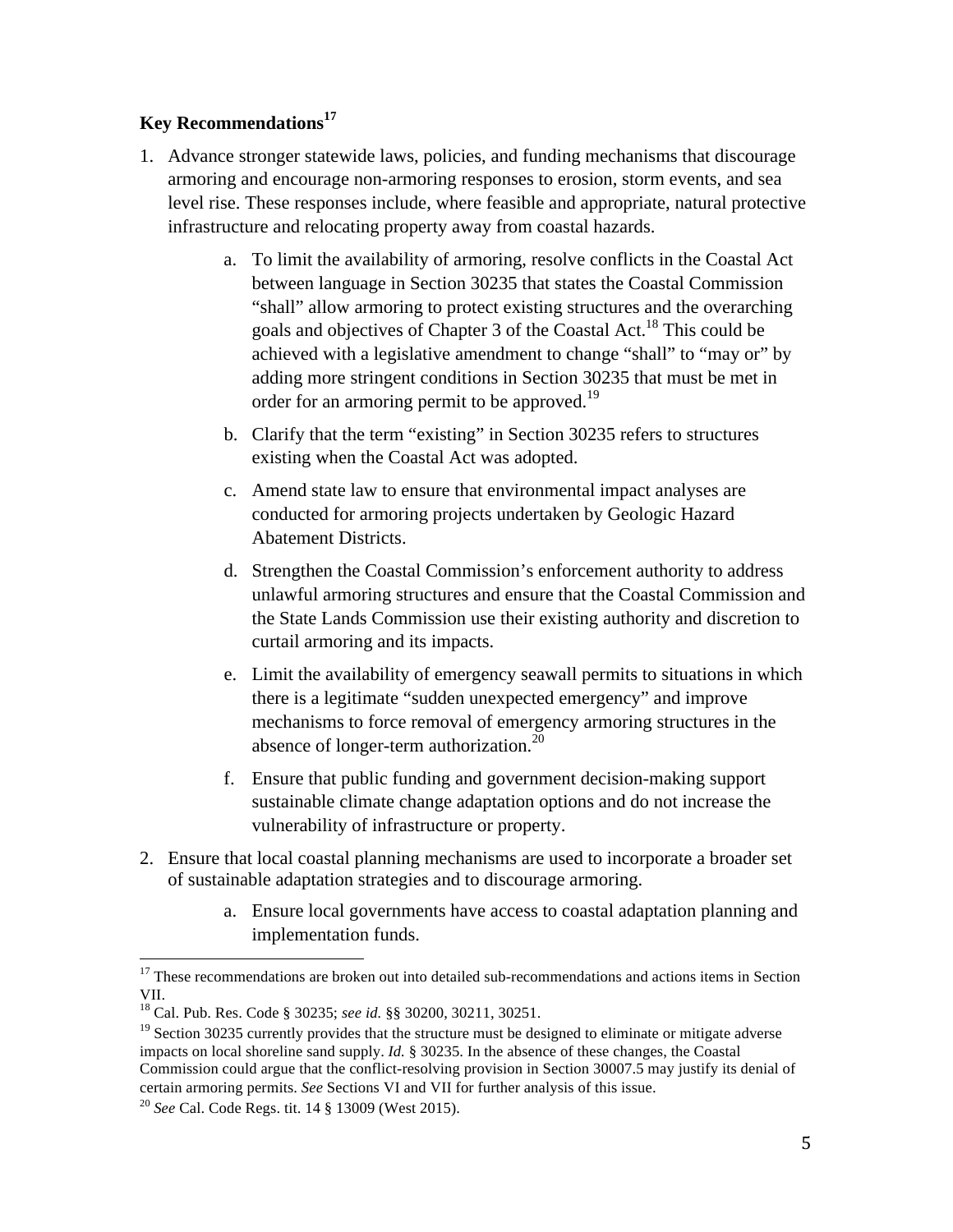**Key Recommendations**[17]

1. Advance stronger statewide laws, policies, and funding mechanisms that discourage armoring and encourage non-armoring responses to erosion, storm events, and sea level rise. These responses include, where feasible and appropriate, natural protective infrastructure and relocating property away from coastal hazards.

    a. To limit the availability of armoring, resolve conflicts in the Coastal Act between language in Section 30235 that states the Coastal Commission "shall" allow armoring to protect existing structures and the overarching goals and objectives of Chapter 3 of the Coastal Act.[18] This could be achieved with a legislative amendment to change "shall" to "may or" by adding more stringent conditions in Section 30235 that must be met in order for an armoring permit to be approved.[19]

    b. Clarify that the term "existing" in Section 30235 refers to structures existing when the Coastal Act was adopted.

    c. Amend state law to ensure that environmental impact analyses are conducted for armoring projects undertaken by Geologic Hazard Abatement Districts.

    d. Strengthen the Coastal Commission's enforcement authority to address unlawful armoring structures and ensure that the Coastal Commission and the State Lands Commission use their existing authority and discretion to curtail armoring and its impacts.

    e. Limit the availability of emergency seawall permits to situations in which there is a legitimate "sudden unexpected emergency" and improve mechanisms to force removal of emergency armoring structures in the absence of longer-term authorization.[20]

    f. Ensure that public funding and government decision-making support sustainable climate change adaptation options and do not increase the vulnerability of infrastructure or property.

2. Ensure that local coastal planning mechanisms are used to incorporate a broader set of sustainable adaptation strategies and to discourage armoring.

    a. Ensure local governments have access to coastal adaptation planning and implementation funds.

---

[17] These recommendations are broken out into detailed sub-recommendations and actions items in Section VII.

[18] Cal. Pub. Res. Code § 30235; *see id.* §§ 30200, 30211, 30251.

[19] Section 30235 currently provides that the structure must be designed to eliminate or mitigate adverse impacts on local shoreline sand supply. *Id.* § 30235. In the absence of these changes, the Coastal Commission could argue that the conflict-resolving provision in Section 30007.5 may justify its denial of certain armoring permits. *See* Sections VI and VII for further analysis of this issue.

[20] *See* Cal. Code Regs. tit. 14 § 13009 (West 2015).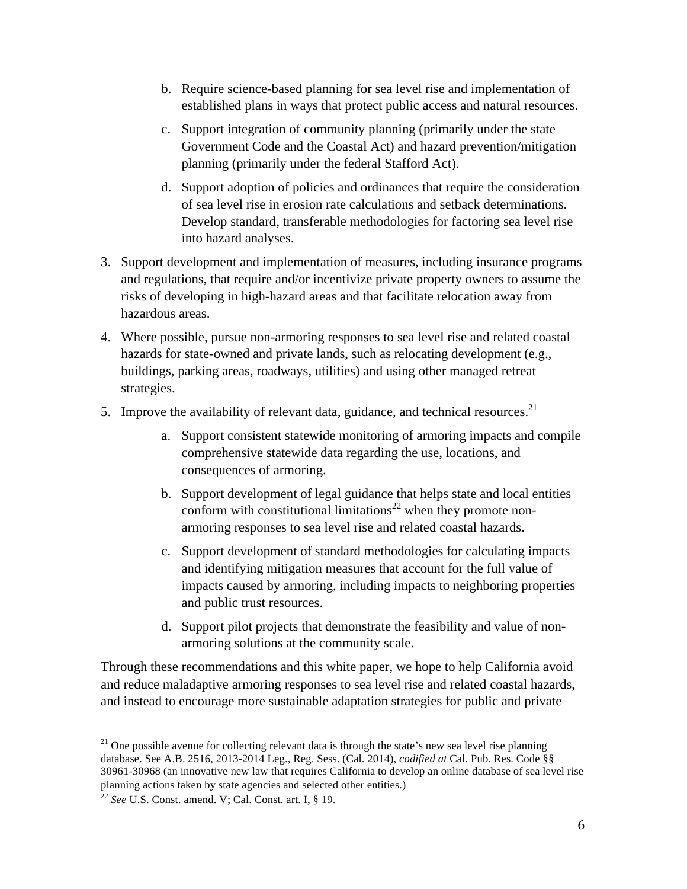b. Require science-based planning for sea level rise and implementation of established plans in ways that protect public access and natural resources.

    c. Support integration of community planning (primarily under the state Government Code and the Coastal Act) and hazard prevention/mitigation planning (primarily under the federal Stafford Act).

    d. Support adoption of policies and ordinances that require the consideration of sea level rise in erosion rate calculations and setback determinations. Develop standard, transferable methodologies for factoring sea level rise into hazard analyses.

3. Support development and implementation of measures, including insurance programs and regulations, that require and/or incentivize private property owners to assume the risks of developing in high-hazard areas and that facilitate relocation away from hazardous areas.

4. Where possible, pursue non-armoring responses to sea level rise and related coastal hazards for state-owned and private lands, such as relocating development (e.g., buildings, parking areas, roadways, utilities) and using other managed retreat strategies.

5. Improve the availability of relevant data, guidance, and technical resources.[21]

    a. Support consistent statewide monitoring of armoring impacts and compile comprehensive statewide data regarding the use, locations, and consequences of armoring.

    b. Support development of legal guidance that helps state and local entities conform with constitutional limitations[22] when they promote non-armoring responses to sea level rise and related coastal hazards.

    c. Support development of standard methodologies for calculating impacts and identifying mitigation measures that account for the full value of impacts caused by armoring, including impacts to neighboring properties and public trust resources.

    d. Support pilot projects that demonstrate the feasibility and value of non-armoring solutions at the community scale.

Through these recommendations and this white paper, we hope to help California avoid and reduce maladaptive armoring responses to sea level rise and related coastal hazards, and instead to encourage more sustainable adaptation strategies for public and private

[21] One possible avenue for collecting relevant data is through the state's new sea level rise planning database. See A.B. 2516, 2013-2014 Leg., Reg. Sess. (Cal. 2014), *codified at* Cal. Pub. Res. Code §§ 30961-30968 (an innovative new law that requires California to develop an online database of sea level rise planning actions taken by state agencies and selected other entities.)

[22] *See* U.S. Const. amend. V; Cal. Const. art. I, § 19.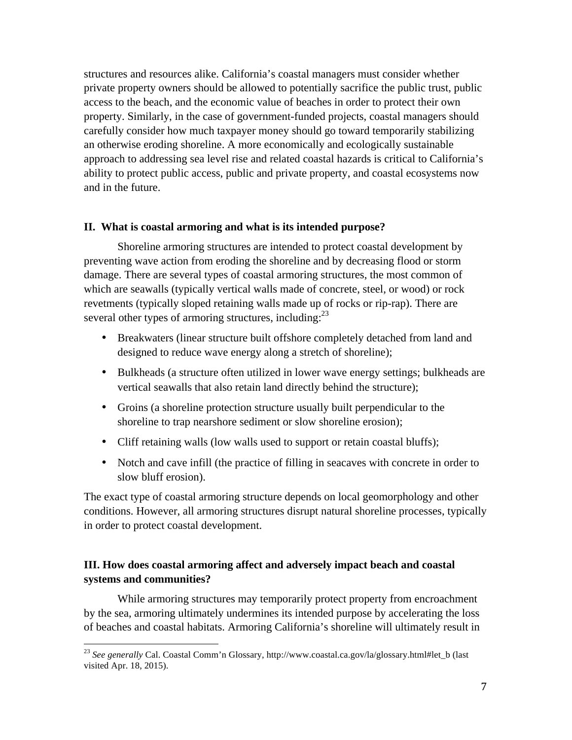structures and resources alike. California's coastal managers must consider whether private property owners should be allowed to potentially sacrifice the public trust, public access to the beach, and the economic value of beaches in order to protect their own property. Similarly, in the case of government-funded projects, coastal managers should carefully consider how much taxpayer money should go toward temporarily stabilizing an otherwise eroding shoreline. A more economically and ecologically sustainable approach to addressing sea level rise and related coastal hazards is critical to California's ability to protect public access, public and private property, and coastal ecosystems now and in the future.

## II. What is coastal armoring and what is its intended purpose?

Shoreline armoring structures are intended to protect coastal development by preventing wave action from eroding the shoreline and by decreasing flood or storm damage. There are several types of coastal armoring structures, the most common of which are seawalls (typically vertical walls made of concrete, steel, or wood) or rock revetments (typically sloped retaining walls made up of rocks or rip-rap). There are several other types of armoring structures, including:[23]

- Breakwaters (linear structure built offshore completely detached from land and designed to reduce wave energy along a stretch of shoreline);
- Bulkheads (a structure often utilized in lower wave energy settings; bulkheads are vertical seawalls that also retain land directly behind the structure);
- Groins (a shoreline protection structure usually built perpendicular to the shoreline to trap nearshore sediment or slow shoreline erosion);
- Cliff retaining walls (low walls used to support or retain coastal bluffs);
- Notch and cave infill (the practice of filling in seacaves with concrete in order to slow bluff erosion).

The exact type of coastal armoring structure depends on local geomorphology and other conditions. However, all armoring structures disrupt natural shoreline processes, typically in order to protect coastal development.

## III. How does coastal armoring affect and adversely impact beach and coastal systems and communities?

While armoring structures may temporarily protect property from encroachment by the sea, armoring ultimately undermines its intended purpose by accelerating the loss of beaches and coastal habitats. Armoring California's shoreline will ultimately result in

[23] *See generally* Cal. Coastal Comm'n Glossary, http://www.coastal.ca.gov/la/glossary.html#let_b (last visited Apr. 18, 2015).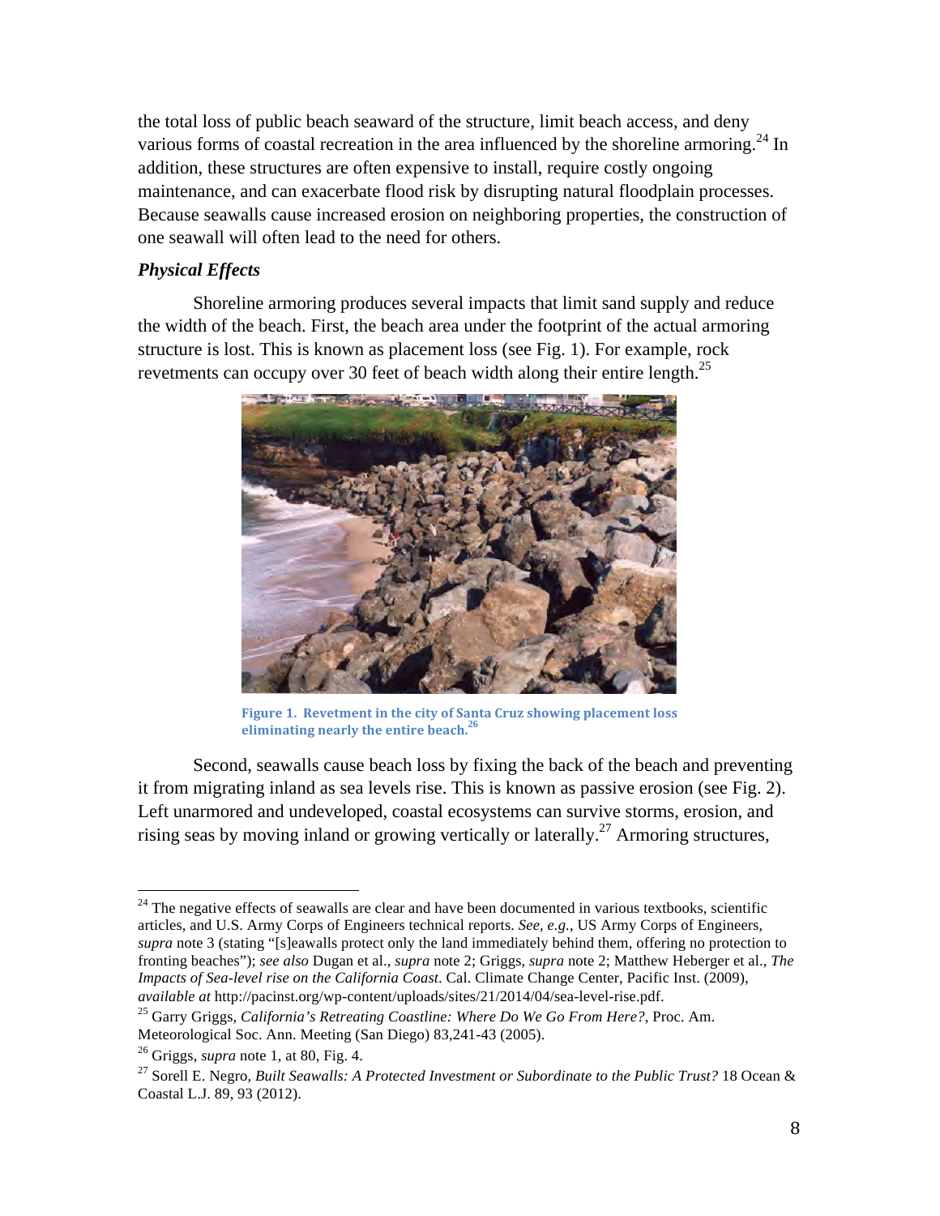the total loss of public beach seaward of the structure, limit beach access, and deny various forms of coastal recreation in the area influenced by the shoreline armoring.[24] In addition, these structures are often expensive to install, require costly ongoing maintenance, and can exacerbate flood risk by disrupting natural floodplain processes. Because seawalls cause increased erosion on neighboring properties, the construction of one seawall will often lead to the need for others.

***Physical Effects***

Shoreline armoring produces several impacts that limit sand supply and reduce the width of the beach. First, the beach area under the footprint of the actual armoring structure is lost. This is known as placement loss (see Fig. 1). For example, rock revetments can occupy over 30 feet of beach width along their entire length.[25]

**Figure 1. Revetment in the city of Santa Cruz showing placement loss eliminating nearly the entire beach.[26]**

Second, seawalls cause beach loss by fixing the back of the beach and preventing it from migrating inland as sea levels rise. This is known as passive erosion (see Fig. 2). Left unarmored and undeveloped, coastal ecosystems can survive storms, erosion, and rising seas by moving inland or growing vertically or laterally.[27] Armoring structures,

---

[24] The negative effects of seawalls are clear and have been documented in various textbooks, scientific articles, and U.S. Army Corps of Engineers technical reports. *See, e.g.*, US Army Corps of Engineers, *supra* note 3 (stating "[s]eawalls protect only the land immediately behind them, offering no protection to fronting beaches"); *see also* Dugan et al., *supra* note 2; Griggs, *supra* note 2; Matthew Heberger et al., *The Impacts of Sea-level rise on the California Coast*. Cal. Climate Change Center, Pacific Inst. (2009), *available at* http://pacinst.org/wp-content/uploads/sites/21/2014/04/sea-level-rise.pdf.

[25] Garry Griggs, *California's Retreating Coastline: Where Do We Go From Here?*, Proc. Am. Meteorological Soc. Ann. Meeting (San Diego) 83,241-43 (2005).

[26] Griggs, *supra* note 1, at 80, Fig. 4.

[27] Sorell E. Negro, *Built Seawalls: A Protected Investment or Subordinate to the Public Trust?* 18 Ocean & Coastal L.J. 89, 93 (2012).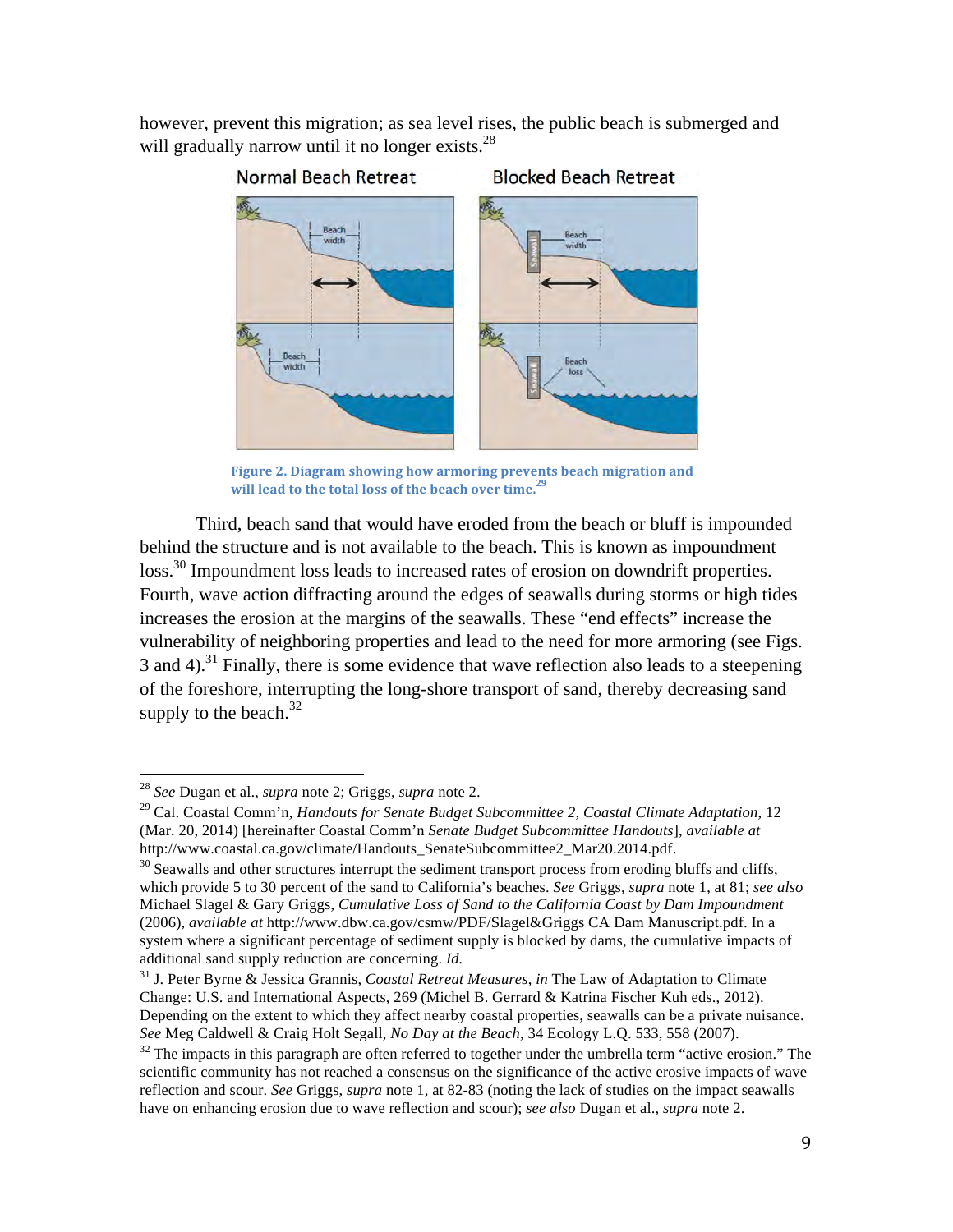however, prevent this migration; as sea level rises, the public beach is submerged and will gradually narrow until it no longer exists.[28]

**Figure 2. Diagram showing how armoring prevents beach migration and will lead to the total loss of the beach over time.**[29]

Third, beach sand that would have eroded from the beach or bluff is impounded behind the structure and is not available to the beach. This is known as impoundment loss.[30] Impoundment loss leads to increased rates of erosion on downdrift properties. Fourth, wave action diffracting around the edges of seawalls during storms or high tides increases the erosion at the margins of the seawalls. These "end effects" increase the vulnerability of neighboring properties and lead to the need for more armoring (see Figs. 3 and 4).[31] Finally, there is some evidence that wave reflection also leads to a steepening of the foreshore, interrupting the long-shore transport of sand, thereby decreasing sand supply to the beach.[32]

---

[28] *See* Dugan et al., *supra* note 2; Griggs, *supra* note 2.

[29] Cal. Coastal Comm'n, *Handouts for Senate Budget Subcommittee 2, Coastal Climate Adaptation*, 12 (Mar. 20, 2014) [hereinafter Coastal Comm'n *Senate Budget Subcommittee Handouts*], *available at* http://www.coastal.ca.gov/climate/Handouts_SenateSubcommittee2_Mar20.2014.pdf.

[30] Seawalls and other structures interrupt the sediment transport process from eroding bluffs and cliffs, which provide 5 to 30 percent of the sand to California's beaches. *See* Griggs, *supra* note 1, at 81; *see also* Michael Slagel & Gary Griggs, *Cumulative Loss of Sand to the California Coast by Dam Impoundment* (2006), *available at* http://www.dbw.ca.gov/csmw/PDF/Slagel&Griggs CA Dam Manuscript.pdf. In a system where a significant percentage of sediment supply is blocked by dams, the cumulative impacts of additional sand supply reduction are concerning. *Id.*

[31] J. Peter Byrne & Jessica Grannis, *Coastal Retreat Measures*, *in* The Law of Adaptation to Climate Change: U.S. and International Aspects, 269 (Michel B. Gerrard & Katrina Fischer Kuh eds., 2012). Depending on the extent to which they affect nearby coastal properties, seawalls can be a private nuisance. *See* Meg Caldwell & Craig Holt Segall, *No Day at the Beach*, 34 Ecology L.Q. 533, 558 (2007).

[32] The impacts in this paragraph are often referred to together under the umbrella term "active erosion." The scientific community has not reached a consensus on the significance of the active erosive impacts of wave reflection and scour. *See* Griggs, *supra* note 1, at 82-83 (noting the lack of studies on the impact seawalls have on enhancing erosion due to wave reflection and scour); *see also* Dugan et al., *supra* note 2.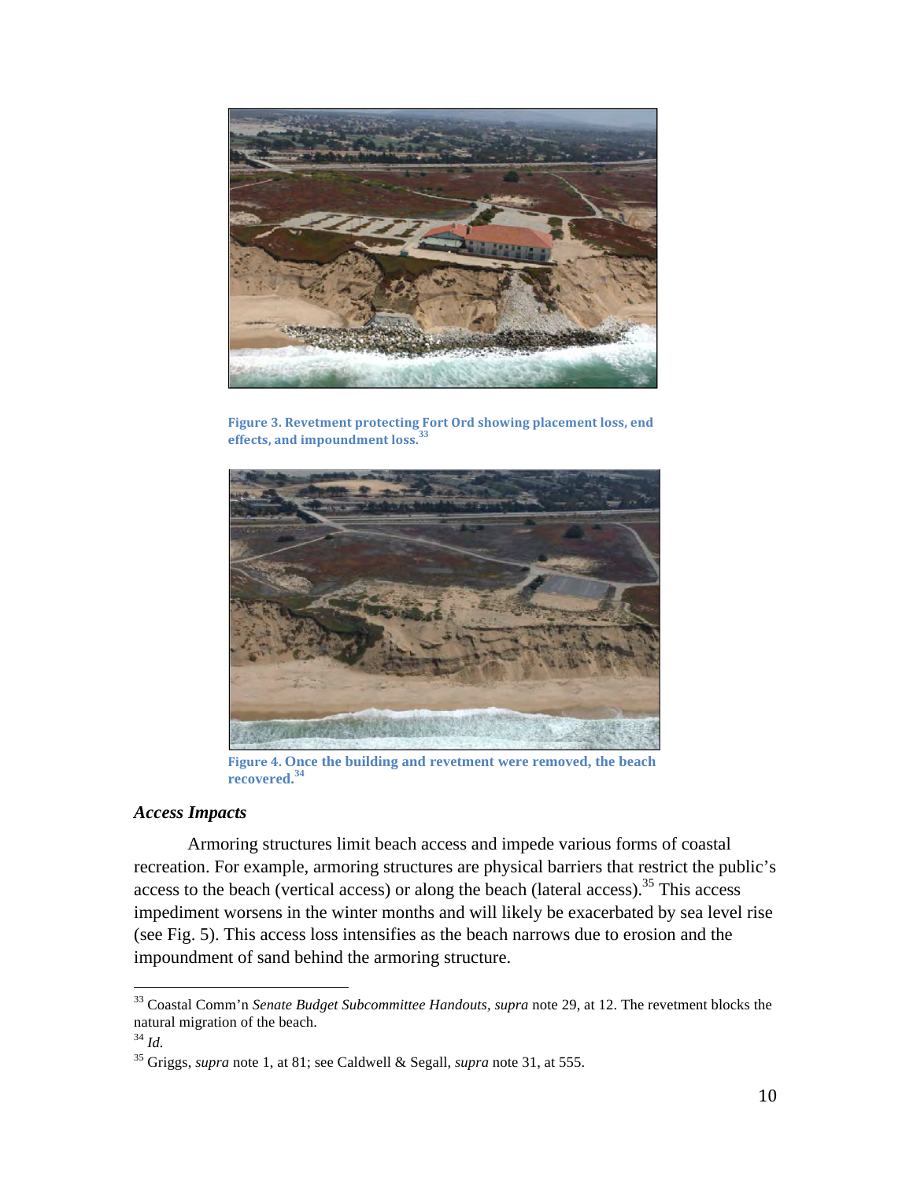Figure 3. Revetment protecting Fort Ord showing placement loss, end effects, and impoundment loss.[33]

Figure 4. Once the building and revetment were removed, the beach recovered.[34]

### *Access Impacts*

Armoring structures limit beach access and impede various forms of coastal recreation. For example, armoring structures are physical barriers that restrict the public's access to the beach (vertical access) or along the beach (lateral access).[35] This access impediment worsens in the winter months and will likely be exacerbated by sea level rise (see Fig. 5). This access loss intensifies as the beach narrows due to erosion and the impoundment of sand behind the armoring structure.

---

[33] Coastal Comm'n *Senate Budget Subcommittee Handouts*, *supra* note 29, at 12. The revetment blocks the natural migration of the beach.

[34] *Id.*

[35] Griggs, *supra* note 1, at 81; see Caldwell & Segall, *supra* note 31, at 555.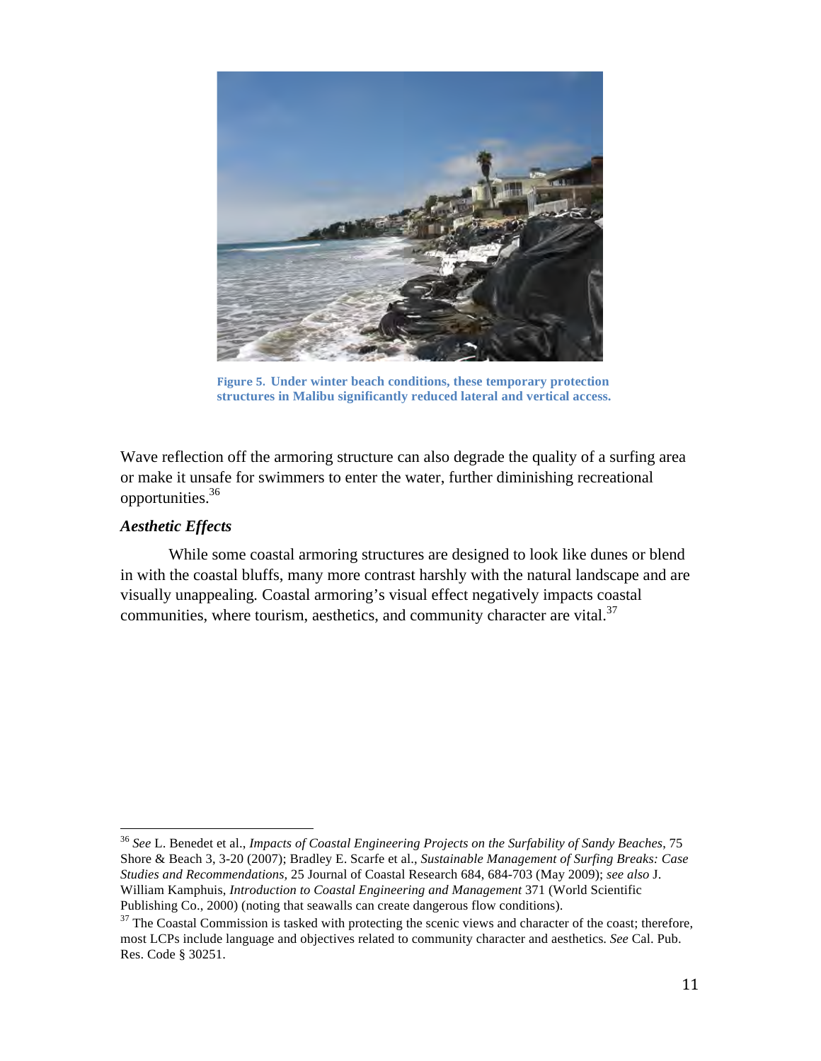**Figure 5. Under winter beach conditions, these temporary protection structures in Malibu significantly reduced lateral and vertical access.**

Wave reflection off the armoring structure can also degrade the quality of a surfing area or make it unsafe for swimmers to enter the water, further diminishing recreational opportunities.[36]

### *Aesthetic Effects*

While some coastal armoring structures are designed to look like dunes or blend in with the coastal bluffs, many more contrast harshly with the natural landscape and are visually unappealing. Coastal armoring's visual effect negatively impacts coastal communities, where tourism, aesthetics, and community character are vital.[37]

---

[36] *See* L. Benedet et al., *Impacts of Coastal Engineering Projects on the Surfability of Sandy Beaches*, 75 Shore & Beach 3, 3-20 (2007); Bradley E. Scarfe et al., *Sustainable Management of Surfing Breaks: Case Studies and Recommendations*, 25 Journal of Coastal Research 684, 684-703 (May 2009); *see also* J. William Kamphuis, *Introduction to Coastal Engineering and Management* 371 (World Scientific Publishing Co., 2000) (noting that seawalls can create dangerous flow conditions).

[37] The Coastal Commission is tasked with protecting the scenic views and character of the coast; therefore, most LCPs include language and objectives related to community character and aesthetics. *See* Cal. Pub. Res. Code § 30251.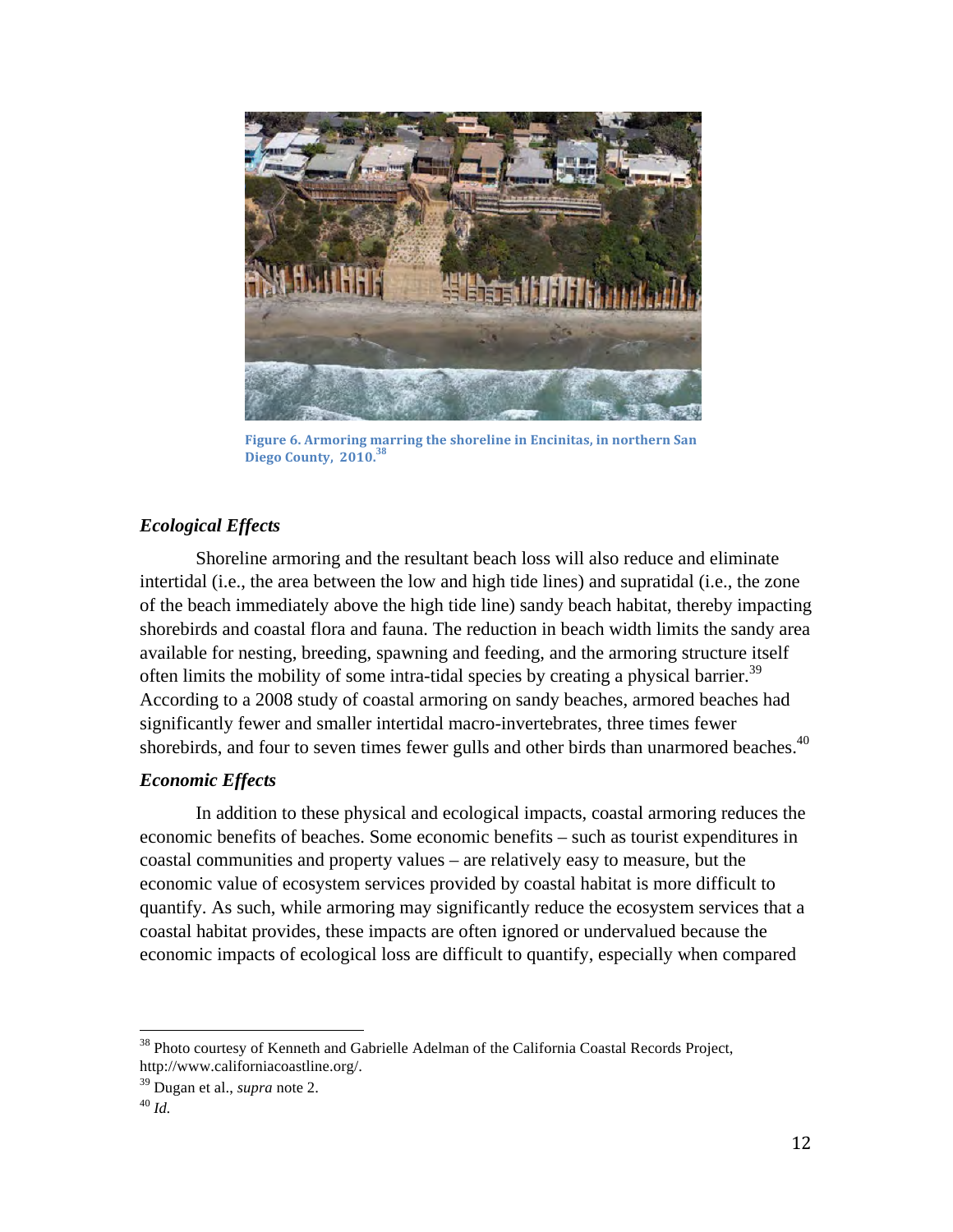Figure 6. Armoring marring the shoreline in Encinitas, in northern San Diego County, 2010.[38]

### *Ecological Effects*

Shoreline armoring and the resultant beach loss will also reduce and eliminate intertidal (i.e., the area between the low and high tide lines) and supratidal (i.e., the zone of the beach immediately above the high tide line) sandy beach habitat, thereby impacting shorebirds and coastal flora and fauna. The reduction in beach width limits the sandy area available for nesting, breeding, spawning and feeding, and the armoring structure itself often limits the mobility of some intra-tidal species by creating a physical barrier.[39] According to a 2008 study of coastal armoring on sandy beaches, armored beaches had significantly fewer and smaller intertidal macro-invertebrates, three times fewer shorebirds, and four to seven times fewer gulls and other birds than unarmored beaches.[40]

### *Economic Effects*

In addition to these physical and ecological impacts, coastal armoring reduces the economic benefits of beaches. Some economic benefits – such as tourist expenditures in coastal communities and property values – are relatively easy to measure, but the economic value of ecosystem services provided by coastal habitat is more difficult to quantify. As such, while armoring may significantly reduce the ecosystem services that a coastal habitat provides, these impacts are often ignored or undervalued because the economic impacts of ecological loss are difficult to quantify, especially when compared

---

[38] Photo courtesy of Kenneth and Gabrielle Adelman of the California Coastal Records Project, http://www.californiacoastline.org/.

[39] Dugan et al., *supra* note 2.

[40] *Id.*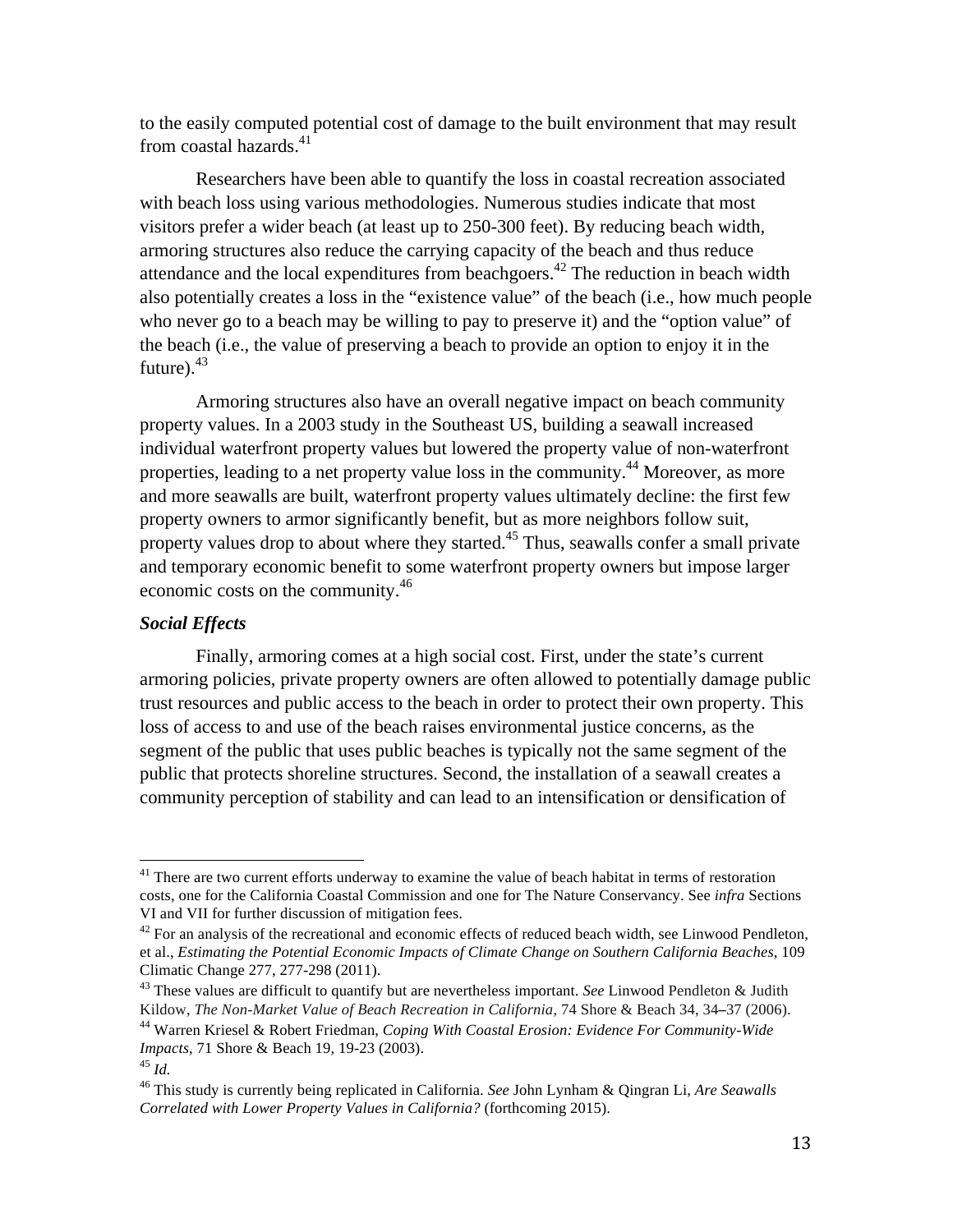to the easily computed potential cost of damage to the built environment that may result from coastal hazards.[41]

Researchers have been able to quantify the loss in coastal recreation associated with beach loss using various methodologies. Numerous studies indicate that most visitors prefer a wider beach (at least up to 250-300 feet). By reducing beach width, armoring structures also reduce the carrying capacity of the beach and thus reduce attendance and the local expenditures from beachgoers.[42] The reduction in beach width also potentially creates a loss in the "existence value" of the beach (i.e., how much people who never go to a beach may be willing to pay to preserve it) and the "option value" of the beach (i.e., the value of preserving a beach to provide an option to enjoy it in the future).[43]

Armoring structures also have an overall negative impact on beach community property values. In a 2003 study in the Southeast US, building a seawall increased individual waterfront property values but lowered the property value of non-waterfront properties, leading to a net property value loss in the community.[44] Moreover, as more and more seawalls are built, waterfront property values ultimately decline: the first few property owners to armor significantly benefit, but as more neighbors follow suit, property values drop to about where they started.[45] Thus, seawalls confer a small private and temporary economic benefit to some waterfront property owners but impose larger economic costs on the community.[46]

***Social Effects***

Finally, armoring comes at a high social cost. First, under the state's current armoring policies, private property owners are often allowed to potentially damage public trust resources and public access to the beach in order to protect their own property. This loss of access to and use of the beach raises environmental justice concerns, as the segment of the public that uses public beaches is typically not the same segment of the public that protects shoreline structures. Second, the installation of a seawall creates a community perception of stability and can lead to an intensification or densification of

---

[41] There are two current efforts underway to examine the value of beach habitat in terms of restoration costs, one for the California Coastal Commission and one for The Nature Conservancy. See *infra* Sections VI and VII for further discussion of mitigation fees.

[42] For an analysis of the recreational and economic effects of reduced beach width, see Linwood Pendleton, et al., *Estimating the Potential Economic Impacts of Climate Change on Southern California Beaches*, 109 Climatic Change 277, 277-298 (2011).

[43] These values are difficult to quantify but are nevertheless important. *See* Linwood Pendleton & Judith Kildow, *The Non-Market Value of Beach Recreation in California*, 74 Shore & Beach 34, 34–37 (2006).

[44] Warren Kriesel & Robert Friedman, *Coping With Coastal Erosion: Evidence For Community-Wide Impacts*, 71 Shore & Beach 19, 19-23 (2003).

[45] *Id.*

[46] This study is currently being replicated in California. *See* John Lynham & Qingran Li, *Are Seawalls Correlated with Lower Property Values in California?* (forthcoming 2015).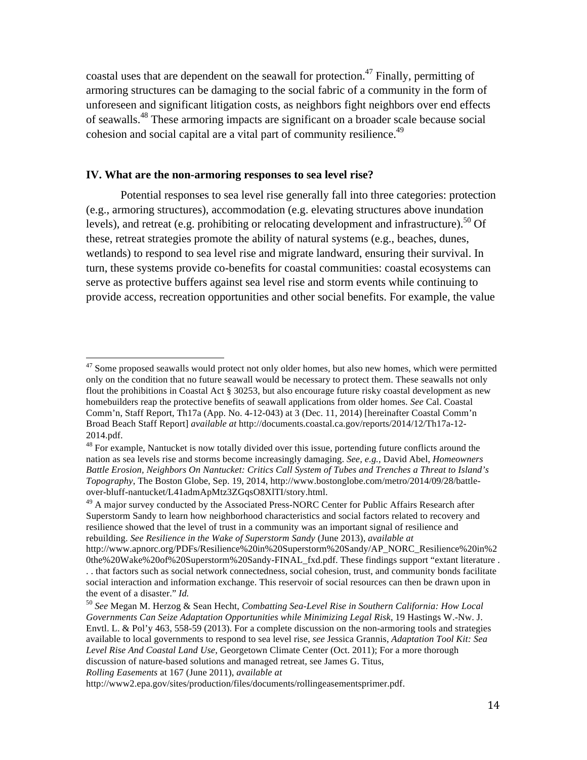coastal uses that are dependent on the seawall for protection.[47] Finally, permitting of armoring structures can be damaging to the social fabric of a community in the form of unforeseen and significant litigation costs, as neighbors fight neighbors over end effects of seawalls.[48] These armoring impacts are significant on a broader scale because social cohesion and social capital are a vital part of community resilience.[49]

### IV. What are the non-armoring responses to sea level rise?

Potential responses to sea level rise generally fall into three categories: protection (e.g., armoring structures), accommodation (e.g. elevating structures above inundation levels), and retreat (e.g. prohibiting or relocating development and infrastructure).[50] Of these, retreat strategies promote the ability of natural systems (e.g., beaches, dunes, wetlands) to respond to sea level rise and migrate landward, ensuring their survival. In turn, these systems provide co-benefits for coastal communities: coastal ecosystems can serve as protective buffers against sea level rise and storm events while continuing to provide access, recreation opportunities and other social benefits. For example, the value

---

[47] Some proposed seawalls would protect not only older homes, but also new homes, which were permitted only on the condition that no future seawall would be necessary to protect them. These seawalls not only flout the prohibitions in Coastal Act § 30253, but also encourage future risky coastal development as new homebuilders reap the protective benefits of seawall applications from older homes. *See* Cal. Coastal Comm'n, Staff Report, Th17a (App. No. 4-12-043) at 3 (Dec. 11, 2014) [hereinafter Coastal Comm'n Broad Beach Staff Report] *available at* http://documents.coastal.ca.gov/reports/2014/12/Th17a-12-2014.pdf.

[48] For example, Nantucket is now totally divided over this issue, portending future conflicts around the nation as sea levels rise and storms become increasingly damaging. *See, e.g.,* David Abel, *Homeowners Battle Erosion, Neighbors On Nantucket: Critics Call System of Tubes and Trenches a Threat to Island's Topography*, The Boston Globe, Sep. 19, 2014, http://www.bostonglobe.com/metro/2014/09/28/battle-over-bluff-nantucket/L41admApMtz3ZGqsO8XlTI/story.html.

[49] A major survey conducted by the Associated Press-NORC Center for Public Affairs Research after Superstorm Sandy to learn how neighborhood characteristics and social factors related to recovery and resilience showed that the level of trust in a community was an important signal of resilience and rebuilding. *See Resilience in the Wake of Superstorm Sandy* (June 2013), *available at* http://www.apnorc.org/PDFs/Resilience%20in%20Superstorm%20Sandy/AP_NORC_Resilience%20in%20the%20Wake%20of%20Superstorm%20Sandy-FINAL_fxd.pdf. These findings support "extant literature . . . that factors such as social network connectedness, social cohesion, trust, and community bonds facilitate social interaction and information exchange. This reservoir of social resources can then be drawn upon in the event of a disaster." *Id.*

[50] *See* Megan M. Herzog & Sean Hecht, *Combatting Sea-Level Rise in Southern California: How Local Governments Can Seize Adaptation Opportunities while Minimizing Legal Risk*, 19 Hastings W.-Nw. J. Envtl. L. & Pol'y 463, 558-59 (2013). For a complete discussion on the non-armoring tools and strategies available to local governments to respond to sea level rise, *see* Jessica Grannis, *Adaptation Tool Kit: Sea Level Rise And Coastal Land Use*, Georgetown Climate Center (Oct. 2011); For a more thorough discussion of nature-based solutions and managed retreat, see James G. Titus, *Rolling Easements* at 167 (June 2011), *available at* http://www2.epa.gov/sites/production/files/documents/rollingeasementsprimer.pdf.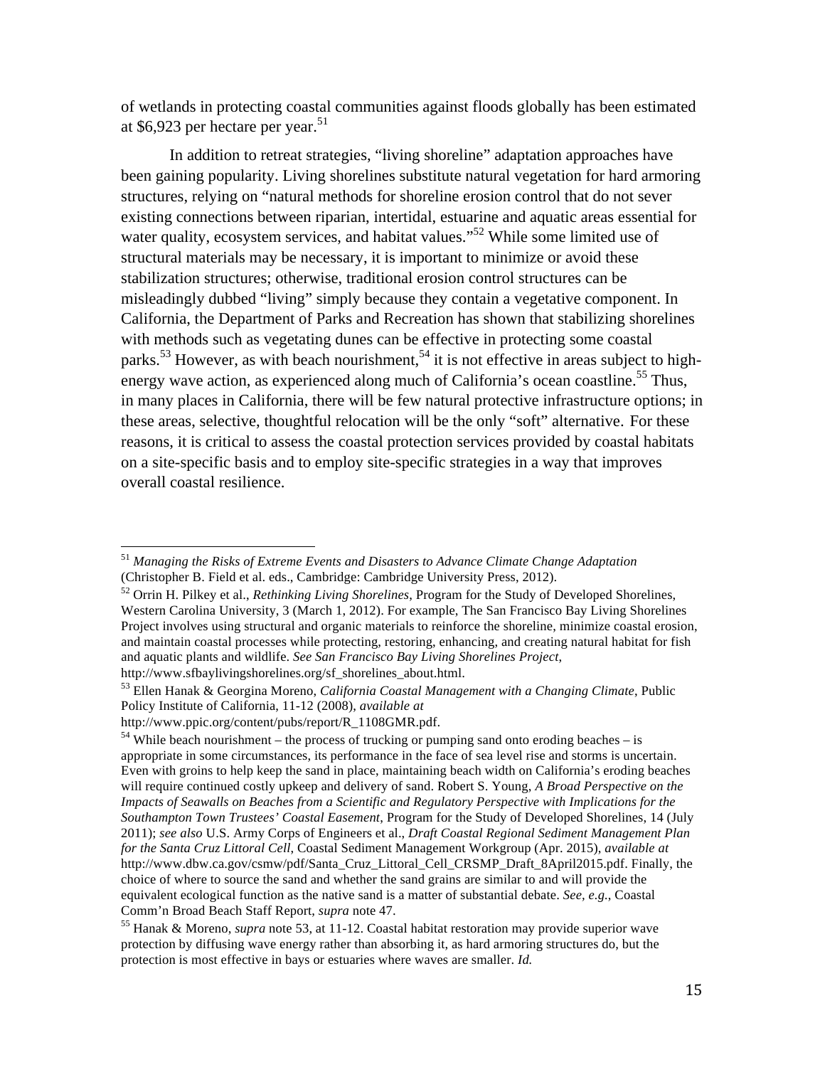of wetlands in protecting coastal communities against floods globally has been estimated at $6,923 per hectare per year.[51]

In addition to retreat strategies, "living shoreline" adaptation approaches have been gaining popularity. Living shorelines substitute natural vegetation for hard armoring structures, relying on "natural methods for shoreline erosion control that do not sever existing connections between riparian, intertidal, estuarine and aquatic areas essential for water quality, ecosystem services, and habitat values."[52] While some limited use of structural materials may be necessary, it is important to minimize or avoid these stabilization structures; otherwise, traditional erosion control structures can be misleadingly dubbed "living" simply because they contain a vegetative component. In California, the Department of Parks and Recreation has shown that stabilizing shorelines with methods such as vegetating dunes can be effective in protecting some coastal parks.[53] However, as with beach nourishment,[54] it is not effective in areas subject to high-energy wave action, as experienced along much of California's ocean coastline.[55] Thus, in many places in California, there will be few natural protective infrastructure options; in these areas, selective, thoughtful relocation will be the only "soft" alternative. For these reasons, it is critical to assess the coastal protection services provided by coastal habitats on a site-specific basis and to employ site-specific strategies in a way that improves overall coastal resilience.

---

[51] *Managing the Risks of Extreme Events and Disasters to Advance Climate Change Adaptation* (Christopher B. Field et al. eds., Cambridge: Cambridge University Press, 2012).

[52] Orrin H. Pilkey et al., *Rethinking Living Shorelines*, Program for the Study of Developed Shorelines, Western Carolina University, 3 (March 1, 2012). For example, The San Francisco Bay Living Shorelines Project involves using structural and organic materials to reinforce the shoreline, minimize coastal erosion, and maintain coastal processes while protecting, restoring, enhancing, and creating natural habitat for fish and aquatic plants and wildlife. *See San Francisco Bay Living Shorelines Project*, http://www.sfbaylivingshorelines.org/sf_shorelines_about.html.

[53] Ellen Hanak & Georgina Moreno, *California Coastal Management with a Changing Climate*, Public Policy Institute of California, 11-12 (2008), *available at* http://www.ppic.org/content/pubs/report/R_1108GMR.pdf.

[54] While beach nourishment – the process of trucking or pumping sand onto eroding beaches – is appropriate in some circumstances, its performance in the face of sea level rise and storms is uncertain. Even with groins to help keep the sand in place, maintaining beach width on California's eroding beaches will require continued costly upkeep and delivery of sand. Robert S. Young, *A Broad Perspective on the Impacts of Seawalls on Beaches from a Scientific and Regulatory Perspective with Implications for the Southampton Town Trustees' Coastal Easement*, Program for the Study of Developed Shorelines, 14 (July 2011); *see also* U.S. Army Corps of Engineers et al., *Draft Coastal Regional Sediment Management Plan for the Santa Cruz Littoral Cell*, Coastal Sediment Management Workgroup (Apr. 2015), *available at* http://www.dbw.ca.gov/csmw/pdf/Santa_Cruz_Littoral_Cell_CRSMP_Draft_8April2015.pdf. Finally, the choice of where to source the sand and whether the sand grains are similar to and will provide the equivalent ecological function as the native sand is a matter of substantial debate. *See, e.g.*, Coastal Comm'n Broad Beach Staff Report, *supra* note 47.

[55] Hanak & Moreno, *supra* note 53, at 11-12. Coastal habitat restoration may provide superior wave protection by diffusing wave energy rather than absorbing it, as hard armoring structures do, but the protection is most effective in bays or estuaries where waves are smaller. *Id.*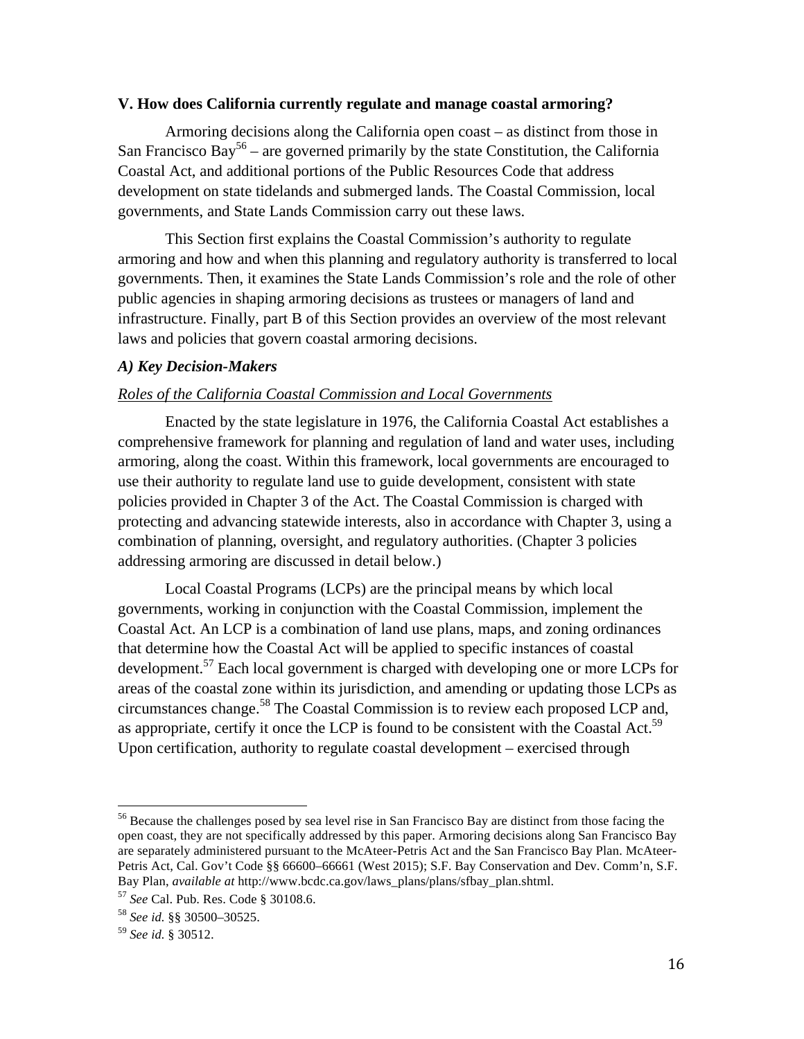### V. How does California currently regulate and manage coastal armoring?

Armoring decisions along the California open coast – as distinct from those in San Francisco Bay[56] – are governed primarily by the state Constitution, the California Coastal Act, and additional portions of the Public Resources Code that address development on state tidelands and submerged lands. The Coastal Commission, local governments, and State Lands Commission carry out these laws.

This Section first explains the Coastal Commission's authority to regulate armoring and how and when this planning and regulatory authority is transferred to local governments. Then, it examines the State Lands Commission's role and the role of other public agencies in shaping armoring decisions as trustees or managers of land and infrastructure. Finally, part B of this Section provides an overview of the most relevant laws and policies that govern coastal armoring decisions.

#### *A) Key Decision-Makers*

*Roles of the California Coastal Commission and Local Governments*

Enacted by the state legislature in 1976, the California Coastal Act establishes a comprehensive framework for planning and regulation of land and water uses, including armoring, along the coast. Within this framework, local governments are encouraged to use their authority to regulate land use to guide development, consistent with state policies provided in Chapter 3 of the Act. The Coastal Commission is charged with protecting and advancing statewide interests, also in accordance with Chapter 3, using a combination of planning, oversight, and regulatory authorities. (Chapter 3 policies addressing armoring are discussed in detail below.)

Local Coastal Programs (LCPs) are the principal means by which local governments, working in conjunction with the Coastal Commission, implement the Coastal Act. An LCP is a combination of land use plans, maps, and zoning ordinances that determine how the Coastal Act will be applied to specific instances of coastal development.[57] Each local government is charged with developing one or more LCPs for areas of the coastal zone within its jurisdiction, and amending or updating those LCPs as circumstances change.[58] The Coastal Commission is to review each proposed LCP and, as appropriate, certify it once the LCP is found to be consistent with the Coastal Act.[59] Upon certification, authority to regulate coastal development – exercised through

---

[56] Because the challenges posed by sea level rise in San Francisco Bay are distinct from those facing the open coast, they are not specifically addressed by this paper. Armoring decisions along San Francisco Bay are separately administered pursuant to the McAteer-Petris Act and the San Francisco Bay Plan. McAteer-Petris Act, Cal. Gov't Code §§ 66600–66661 (West 2015); S.F. Bay Conservation and Dev. Comm'n, S.F. Bay Plan, *available at* http://www.bcdc.ca.gov/laws_plans/plans/sfbay_plan.shtml.

[57] *See* Cal. Pub. Res. Code § 30108.6.

[58] *See id.* §§ 30500–30525.

[59] *See id.* § 30512.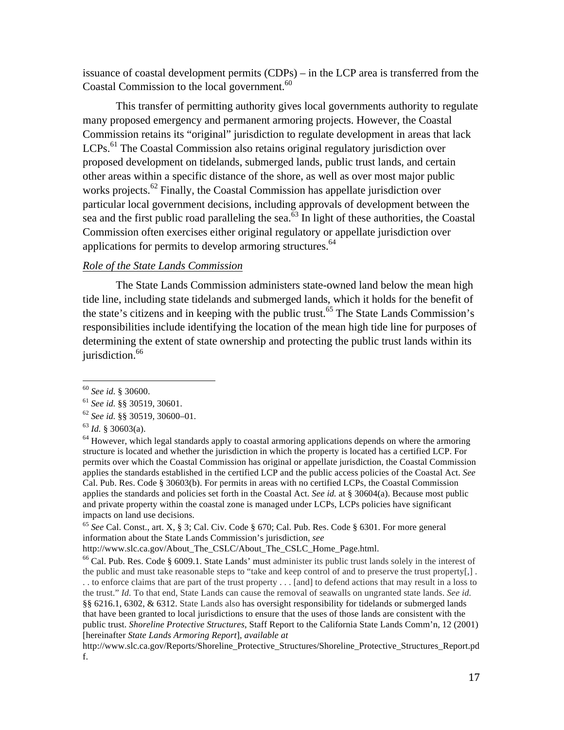issuance of coastal development permits (CDPs) – in the LCP area is transferred from the Coastal Commission to the local government.[60]

This transfer of permitting authority gives local governments authority to regulate many proposed emergency and permanent armoring projects. However, the Coastal Commission retains its "original" jurisdiction to regulate development in areas that lack LCPs.[61] The Coastal Commission also retains original regulatory jurisdiction over proposed development on tidelands, submerged lands, public trust lands, and certain other areas within a specific distance of the shore, as well as over most major public works projects.[62] Finally, the Coastal Commission has appellate jurisdiction over particular local government decisions, including approvals of development between the sea and the first public road paralleling the sea.[63] In light of these authorities, the Coastal Commission often exercises either original regulatory or appellate jurisdiction over applications for permits to develop armoring structures.[64]

*Role of the State Lands Commission*

The State Lands Commission administers state-owned land below the mean high tide line, including state tidelands and submerged lands, which it holds for the benefit of the state's citizens and in keeping with the public trust.[65] The State Lands Commission's responsibilities include identifying the location of the mean high tide line for purposes of determining the extent of state ownership and protecting the public trust lands within its jurisdiction.[66]

---

[60] *See id.* § 30600.

[61] *See id.* §§ 30519, 30601.

[62] *See id.* §§ 30519, 30600–01.

[63] *Id.* § 30603(a).

[64] However, which legal standards apply to coastal armoring applications depends on where the armoring structure is located and whether the jurisdiction in which the property is located has a certified LCP. For permits over which the Coastal Commission has original or appellate jurisdiction, the Coastal Commission applies the standards established in the certified LCP and the public access policies of the Coastal Act. *See* Cal. Pub. Res. Code § 30603(b). For permits in areas with no certified LCPs, the Coastal Commission applies the standards and policies set forth in the Coastal Act. *See id.* at § 30604(a). Because most public and private property within the coastal zone is managed under LCPs, LCPs policies have significant impacts on land use decisions.

[65] *See* Cal. Const., art. X, § 3; Cal. Civ. Code § 670; Cal. Pub. Res. Code § 6301. For more general information about the State Lands Commission's jurisdiction, *see* http://www.slc.ca.gov/About_The_CSLC/About_The_CSLC_Home_Page.html.

[66] Cal. Pub. Res. Code § 6009.1. State Lands' must administer its public trust lands solely in the interest of the public and must take reasonable steps to "take and keep control of and to preserve the trust property[,] . . . to enforce claims that are part of the trust property . . . [and] to defend actions that may result in a loss to the trust." *Id.* To that end, State Lands can cause the removal of seawalls on ungranted state lands. *See id.* §§ 6216.1, 6302, & 6312. State Lands also has oversight responsibility for tidelands or submerged lands that have been granted to local jurisdictions to ensure that the uses of those lands are consistent with the public trust. *Shoreline Protective Structures*, Staff Report to the California State Lands Comm'n, 12 (2001) [hereinafter *State Lands Armoring Report*], *available at* http://www.slc.ca.gov/Reports/Shoreline_Protective_Structures/Shoreline_Protective_Structures_Report.pdf.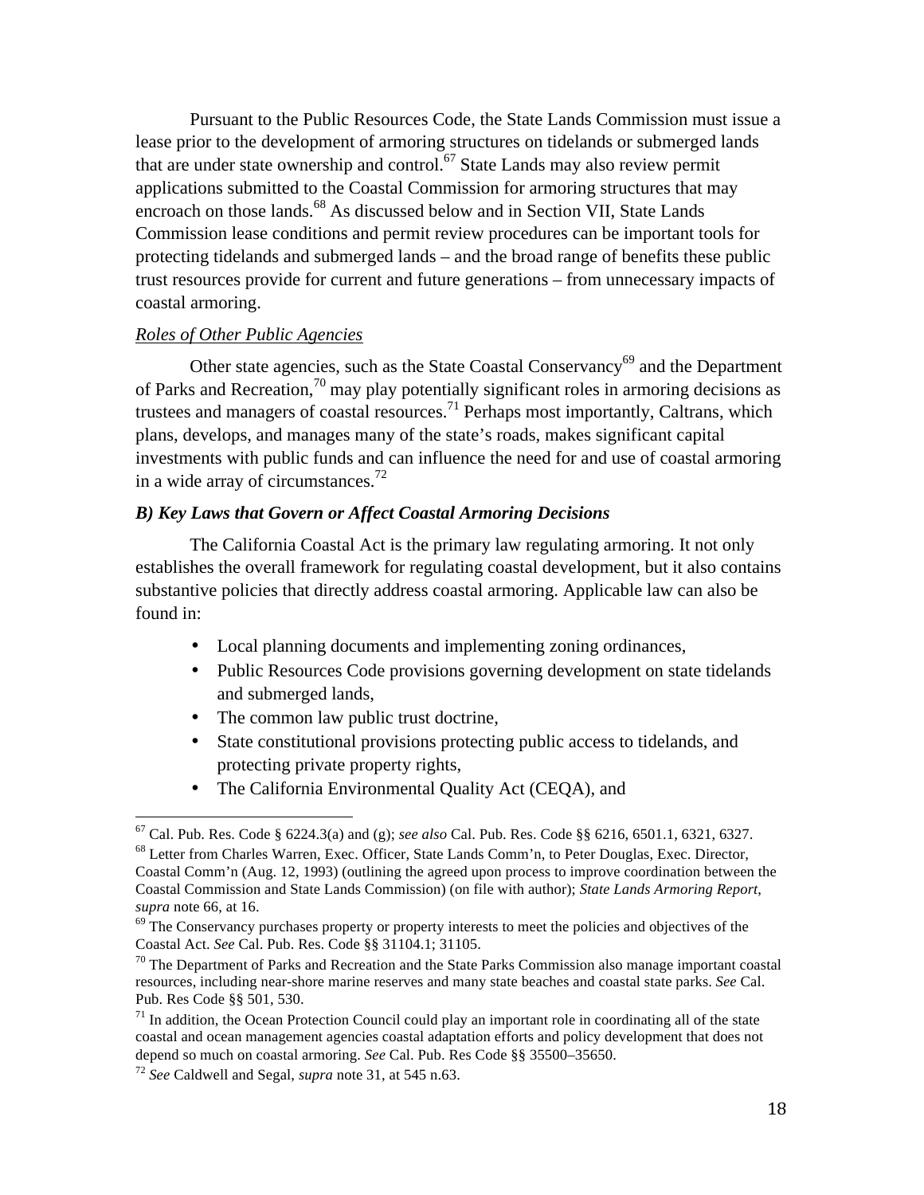Pursuant to the Public Resources Code, the State Lands Commission must issue a lease prior to the development of armoring structures on tidelands or submerged lands that are under state ownership and control.[67] State Lands may also review permit applications submitted to the Coastal Commission for armoring structures that may encroach on those lands.[68] As discussed below and in Section VII, State Lands Commission lease conditions and permit review procedures can be important tools for protecting tidelands and submerged lands – and the broad range of benefits these public trust resources provide for current and future generations – from unnecessary impacts of coastal armoring.

<u>*Roles of Other Public Agencies*</u>

Other state agencies, such as the State Coastal Conservancy[69] and the Department of Parks and Recreation,[70] may play potentially significant roles in armoring decisions as trustees and managers of coastal resources.[71] Perhaps most importantly, Caltrans, which plans, develops, and manages many of the state's roads, makes significant capital investments with public funds and can influence the need for and use of coastal armoring in a wide array of circumstances.[72]

### *B) Key Laws that Govern or Affect Coastal Armoring Decisions*

The California Coastal Act is the primary law regulating armoring. It not only establishes the overall framework for regulating coastal development, but it also contains substantive policies that directly address coastal armoring. Applicable law can also be found in:

- Local planning documents and implementing zoning ordinances,
- Public Resources Code provisions governing development on state tidelands and submerged lands,
- The common law public trust doctrine,
- State constitutional provisions protecting public access to tidelands, and protecting private property rights,
- The California Environmental Quality Act (CEQA), and

---

[67] Cal. Pub. Res. Code § 6224.3(a) and (g); *see also* Cal. Pub. Res. Code §§ 6216, 6501.1, 6321, 6327.

[68] Letter from Charles Warren, Exec. Officer, State Lands Comm'n, to Peter Douglas, Exec. Director, Coastal Comm'n (Aug. 12, 1993) (outlining the agreed upon process to improve coordination between the Coastal Commission and State Lands Commission) (on file with author); *State Lands Armoring Report*, *supra* note 66, at 16.

[69] The Conservancy purchases property or property interests to meet the policies and objectives of the Coastal Act. *See* Cal. Pub. Res. Code §§ 31104.1; 31105.

[70] The Department of Parks and Recreation and the State Parks Commission also manage important coastal resources, including near-shore marine reserves and many state beaches and coastal state parks. *See* Cal. Pub. Res Code §§ 501, 530.

[71] In addition, the Ocean Protection Council could play an important role in coordinating all of the state coastal and ocean management agencies coastal adaptation efforts and policy development that does not depend so much on coastal armoring. *See* Cal. Pub. Res Code §§ 35500–35650.

[72] *See* Caldwell and Segal, *supra* note 31, at 545 n.63.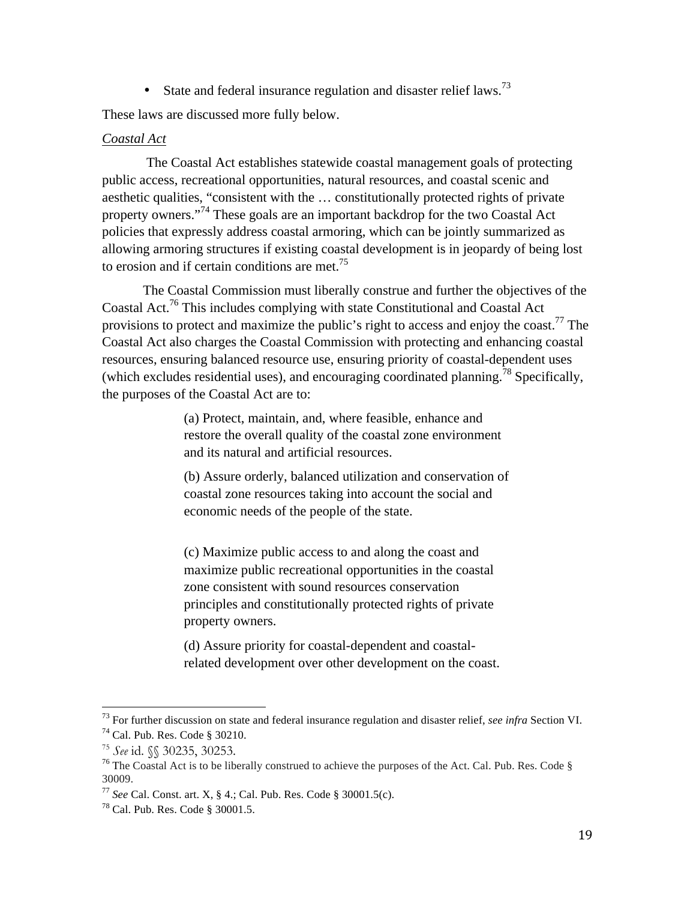- State and federal insurance regulation and disaster relief laws.[73]

These laws are discussed more fully below.

_Coastal Act_

The Coastal Act establishes statewide coastal management goals of protecting public access, recreational opportunities, natural resources, and coastal scenic and aesthetic qualities, "consistent with the … constitutionally protected rights of private property owners."[74] These goals are an important backdrop for the two Coastal Act policies that expressly address coastal armoring, which can be jointly summarized as allowing armoring structures if existing coastal development is in jeopardy of being lost to erosion and if certain conditions are met.[75]

The Coastal Commission must liberally construe and further the objectives of the Coastal Act.[76] This includes complying with state Constitutional and Coastal Act provisions to protect and maximize the public's right to access and enjoy the coast.[77] The Coastal Act also charges the Coastal Commission with protecting and enhancing coastal resources, ensuring balanced resource use, ensuring priority of coastal-dependent uses (which excludes residential uses), and encouraging coordinated planning.[78] Specifically, the purposes of the Coastal Act are to:

> (a) Protect, maintain, and, where feasible, enhance and restore the overall quality of the coastal zone environment and its natural and artificial resources.
>
> (b) Assure orderly, balanced utilization and conservation of coastal zone resources taking into account the social and economic needs of the people of the state.
>
> (c) Maximize public access to and along the coast and maximize public recreational opportunities in the coastal zone consistent with sound resources conservation principles and constitutionally protected rights of private property owners.
>
> (d) Assure priority for coastal-dependent and coastal-related development over other development on the coast.

---

[73] For further discussion on state and federal insurance regulation and disaster relief, *see infra* Section VI.

[74] Cal. Pub. Res. Code § 30210.

[75] *See* id. §§ 30235, 30253.

[76] The Coastal Act is to be liberally construed to achieve the purposes of the Act. Cal. Pub. Res. Code § 30009.

[77] *See* Cal. Const. art. X, § 4.; Cal. Pub. Res. Code § 30001.5(c).

[78] Cal. Pub. Res. Code § 30001.5.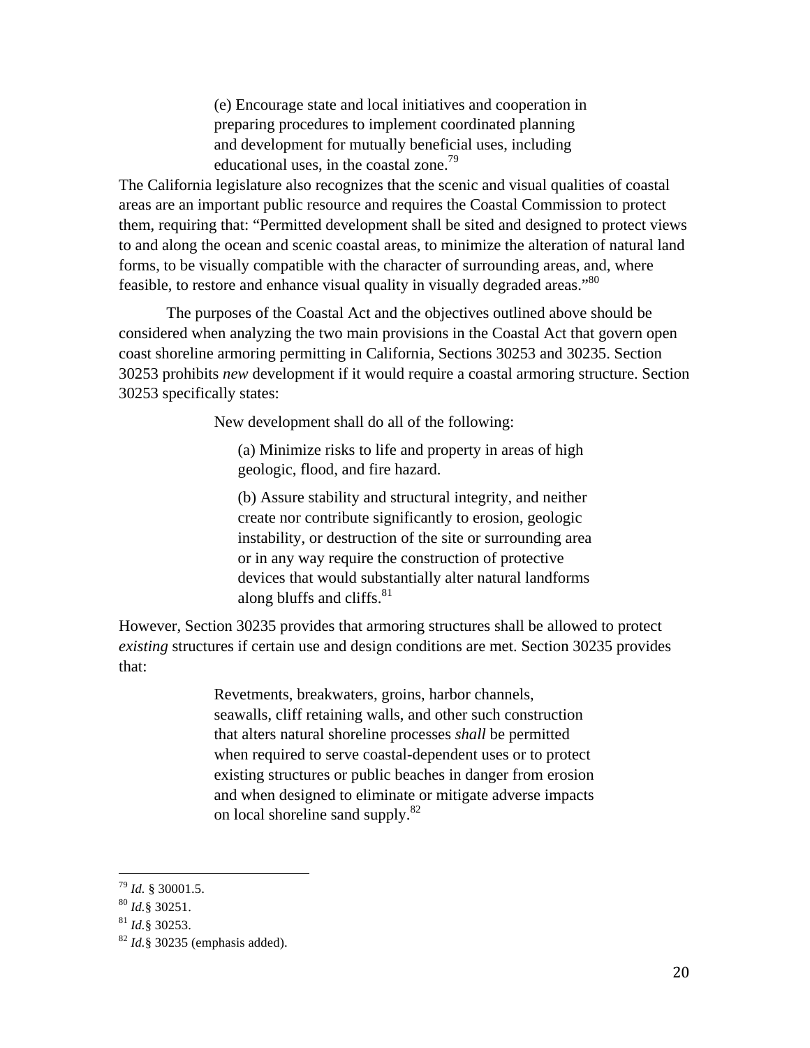> (e) Encourage state and local initiatives and cooperation in preparing procedures to implement coordinated planning and development for mutually beneficial uses, including educational uses, in the coastal zone.[79]

The California legislature also recognizes that the scenic and visual qualities of coastal areas are an important public resource and requires the Coastal Commission to protect them, requiring that: "Permitted development shall be sited and designed to protect views to and along the ocean and scenic coastal areas, to minimize the alteration of natural land forms, to be visually compatible with the character of surrounding areas, and, where feasible, to restore and enhance visual quality in visually degraded areas."[80]

The purposes of the Coastal Act and the objectives outlined above should be considered when analyzing the two main provisions in the Coastal Act that govern open coast shoreline armoring permitting in California, Sections 30253 and 30235. Section 30253 prohibits *new* development if it would require a coastal armoring structure. Section 30253 specifically states:

> New development shall do all of the following:
>
> (a) Minimize risks to life and property in areas of high geologic, flood, and fire hazard.
>
> (b) Assure stability and structural integrity, and neither create nor contribute significantly to erosion, geologic instability, or destruction of the site or surrounding area or in any way require the construction of protective devices that would substantially alter natural landforms along bluffs and cliffs.[81]

However, Section 30235 provides that armoring structures shall be allowed to protect *existing* structures if certain use and design conditions are met. Section 30235 provides that:

> Revetments, breakwaters, groins, harbor channels, seawalls, cliff retaining walls, and other such construction that alters natural shoreline processes *shall* be permitted when required to serve coastal-dependent uses or to protect existing structures or public beaches in danger from erosion and when designed to eliminate or mitigate adverse impacts on local shoreline sand supply.[82]

---

[79] *Id.* § 30001.5.

[80] *Id.*§ 30251.

[81] *Id.*§ 30253.

[82] *Id.*§ 30235 (emphasis added).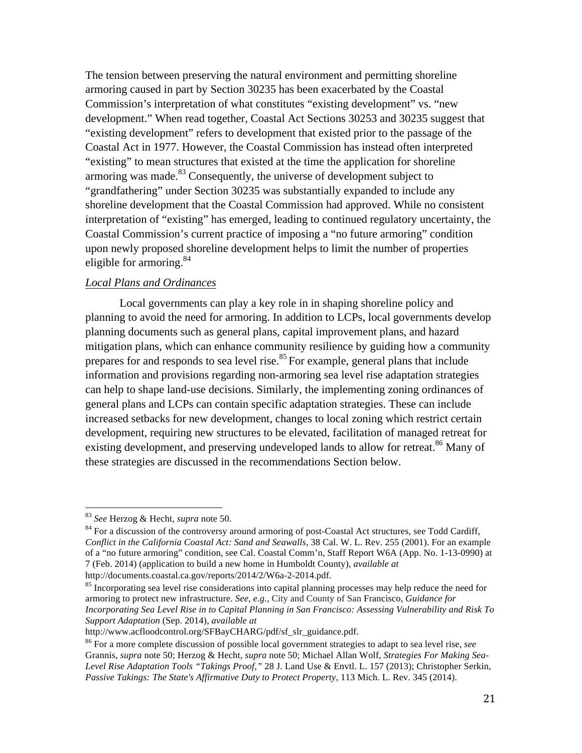The tension between preserving the natural environment and permitting shoreline armoring caused in part by Section 30235 has been exacerbated by the Coastal Commission's interpretation of what constitutes "existing development" vs. "new development." When read together, Coastal Act Sections 30253 and 30235 suggest that "existing development" refers to development that existed prior to the passage of the Coastal Act in 1977. However, the Coastal Commission has instead often interpreted "existing" to mean structures that existed at the time the application for shoreline armoring was made.[83] Consequently, the universe of development subject to "grandfathering" under Section 30235 was substantially expanded to include any shoreline development that the Coastal Commission had approved. While no consistent interpretation of "existing" has emerged, leading to continued regulatory uncertainty, the Coastal Commission's current practice of imposing a "no future armoring" condition upon newly proposed shoreline development helps to limit the number of properties eligible for armoring.[84]

<u>*Local Plans and Ordinances*</u>

Local governments can play a key role in in shaping shoreline policy and planning to avoid the need for armoring. In addition to LCPs, local governments develop planning documents such as general plans, capital improvement plans, and hazard mitigation plans, which can enhance community resilience by guiding how a community prepares for and responds to sea level rise.[85] For example, general plans that include information and provisions regarding non-armoring sea level rise adaptation strategies can help to shape land-use decisions. Similarly, the implementing zoning ordinances of general plans and LCPs can contain specific adaptation strategies. These can include increased setbacks for new development, changes to local zoning which restrict certain development, requiring new structures to be elevated, facilitation of managed retreat for existing development, and preserving undeveloped lands to allow for retreat.[86] Many of these strategies are discussed in the recommendations Section below.

---

[83] *See* Herzog & Hecht, *supra* note 50.

[84] For a discussion of the controversy around armoring of post-Coastal Act structures, see Todd Cardiff, *Conflict in the California Coastal Act: Sand and Seawalls*, 38 Cal. W. L. Rev. 255 (2001). For an example of a "no future armoring" condition, see Cal. Coastal Comm'n, Staff Report W6A (App. No. 1-13-0990) at 7 (Feb. 2014) (application to build a new home in Humboldt County), *available at* http://documents.coastal.ca.gov/reports/2014/2/W6a-2-2014.pdf.

[85] Incorporating sea level rise considerations into capital planning processes may help reduce the need for armoring to protect new infrastructure. *See, e.g.*, City and County of San Francisco, *Guidance for Incorporating Sea Level Rise in to Capital Planning in San Francisco: Assessing Vulnerability and Risk To Support Adaptation* (Sep. 2014), *available at* http://www.acfloodcontrol.org/SFBayCHARG/pdf/sf_slr_guidance.pdf.

[86] For a more complete discussion of possible local government strategies to adapt to sea level rise, *see* Grannis, *supra* note 50; Herzog & Hecht, *supra* note 50; Michael Allan Wolf, *Strategies For Making Sea-Level Rise Adaptation Tools "Takings Proof,"* 28 J. Land Use & Envtl. L. 157 (2013); Christopher Serkin, *Passive Takings: The State's Affirmative Duty to Protect Property*, 113 Mich. L. Rev. 345 (2014).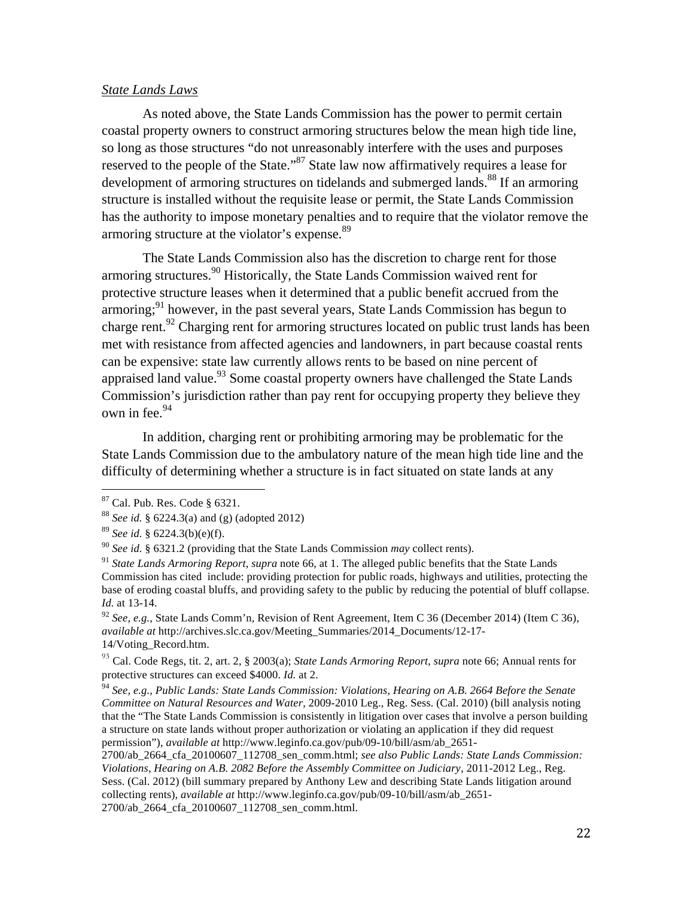*State Lands Laws*

As noted above, the State Lands Commission has the power to permit certain coastal property owners to construct armoring structures below the mean high tide line, so long as those structures "do not unreasonably interfere with the uses and purposes reserved to the people of the State."[87] State law now affirmatively requires a lease for development of armoring structures on tidelands and submerged lands.[88] If an armoring structure is installed without the requisite lease or permit, the State Lands Commission has the authority to impose monetary penalties and to require that the violator remove the armoring structure at the violator's expense.[89]

The State Lands Commission also has the discretion to charge rent for those armoring structures.[90] Historically, the State Lands Commission waived rent for protective structure leases when it determined that a public benefit accrued from the armoring;[91] however, in the past several years, State Lands Commission has begun to charge rent.[92] Charging rent for armoring structures located on public trust lands has been met with resistance from affected agencies and landowners, in part because coastal rents can be expensive: state law currently allows rents to be based on nine percent of appraised land value.[93] Some coastal property owners have challenged the State Lands Commission's jurisdiction rather than pay rent for occupying property they believe they own in fee.[94]

In addition, charging rent or prohibiting armoring may be problematic for the State Lands Commission due to the ambulatory nature of the mean high tide line and the difficulty of determining whether a structure is in fact situated on state lands at any

---

[87] Cal. Pub. Res. Code § 6321.

[88] *See id.* § 6224.3(a) and (g) (adopted 2012)

[89] *See id.* § 6224.3(b)(e)(f).

[90] *See id.* § 6321.2 (providing that the State Lands Commission *may* collect rents).

[91] *State Lands Armoring Report*, *supra* note 66, at 1. The alleged public benefits that the State Lands Commission has cited include: providing protection for public roads, highways and utilities, protecting the base of eroding coastal bluffs, and providing safety to the public by reducing the potential of bluff collapse. *Id.* at 13-14.

[92] *See, e.g.*, State Lands Comm'n, Revision of Rent Agreement, Item C 36 (December 2014) (Item C 36), *available at* http://archives.slc.ca.gov/Meeting_Summaries/2014_Documents/12-17-14/Voting_Record.htm.

[93] Cal. Code Regs, tit. 2, art. 2, § 2003(a); *State Lands Armoring Report*, *supra* note 66; Annual rents for protective structures can exceed $4000. *Id.* at 2.

[94] *See, e.g., Public Lands: State Lands Commission: Violations*, *Hearing on A.B. 2664 Before the Senate Committee on Natural Resources and Water*, 2009-2010 Leg., Reg. Sess. (Cal. 2010) (bill analysis noting that the "The State Lands Commission is consistently in litigation over cases that involve a person building a structure on state lands without proper authorization or violating an application if they did request permission"), *available at* http://www.leginfo.ca.gov/pub/09-10/bill/asm/ab_2651-2700/ab_2664_cfa_20100607_112708_sen_comm.html; *see also Public Lands: State Lands Commission: Violations*, *Hearing on A.B. 2082 Before the Assembly Committee on Judiciary*, 2011-2012 Leg., Reg. Sess. (Cal. 2012) (bill summary prepared by Anthony Lew and describing State Lands litigation around collecting rents), *available at* http://www.leginfo.ca.gov/pub/09-10/bill/asm/ab_2651-2700/ab_2664_cfa_20100607_112708_sen_comm.html.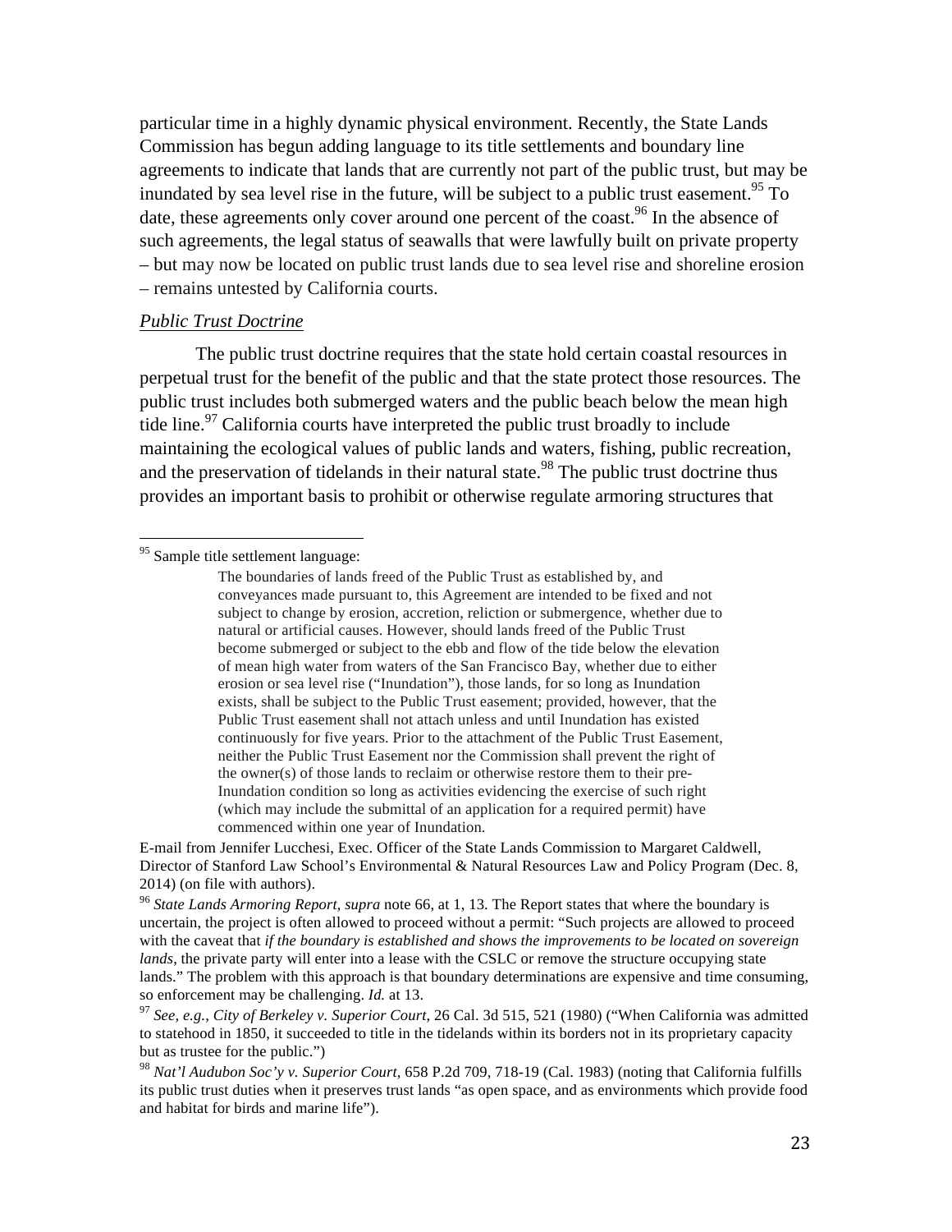particular time in a highly dynamic physical environment. Recently, the State Lands Commission has begun adding language to its title settlements and boundary line agreements to indicate that lands that are currently not part of the public trust, but may be inundated by sea level rise in the future, will be subject to a public trust easement.[95] To date, these agreements only cover around one percent of the coast.[96] In the absence of such agreements, the legal status of seawalls that were lawfully built on private property – but may now be located on public trust lands due to sea level rise and shoreline erosion – remains untested by California courts.

*Public Trust Doctrine*

The public trust doctrine requires that the state hold certain coastal resources in perpetual trust for the benefit of the public and that the state protect those resources. The public trust includes both submerged waters and the public beach below the mean high tide line.[97] California courts have interpreted the public trust broadly to include maintaining the ecological values of public lands and waters, fishing, public recreation, and the preservation of tidelands in their natural state.[98] The public trust doctrine thus provides an important basis to prohibit or otherwise regulate armoring structures that

---

[95] Sample title settlement language:

> The boundaries of lands freed of the Public Trust as established by, and conveyances made pursuant to, this Agreement are intended to be fixed and not subject to change by erosion, accretion, reliction or submergence, whether due to natural or artificial causes. However, should lands freed of the Public Trust become submerged or subject to the ebb and flow of the tide below the elevation of mean high water from waters of the San Francisco Bay, whether due to either erosion or sea level rise ("Inundation"), those lands, for so long as Inundation exists, shall be subject to the Public Trust easement; provided, however, that the Public Trust easement shall not attach unless and until Inundation has existed continuously for five years. Prior to the attachment of the Public Trust Easement, neither the Public Trust Easement nor the Commission shall prevent the right of the owner(s) of those lands to reclaim or otherwise restore them to their pre-Inundation condition so long as activities evidencing the exercise of such right (which may include the submittal of an application for a required permit) have commenced within one year of Inundation.

E-mail from Jennifer Lucchesi, Exec. Officer of the State Lands Commission to Margaret Caldwell, Director of Stanford Law School's Environmental & Natural Resources Law and Policy Program (Dec. 8, 2014) (on file with authors).

[96] *State Lands Armoring Report*, *supra* note 66, at 1, 13. The Report states that where the boundary is uncertain, the project is often allowed to proceed without a permit: "Such projects are allowed to proceed with the caveat that *if the boundary is established and shows the improvements to be located on sovereign lands*, the private party will enter into a lease with the CSLC or remove the structure occupying state lands." The problem with this approach is that boundary determinations are expensive and time consuming, so enforcement may be challenging. *Id.* at 13.

[97] *See, e.g.*, *City of Berkeley v. Superior Court*, 26 Cal. 3d 515, 521 (1980) ("When California was admitted to statehood in 1850, it succeeded to title in the tidelands within its borders not in its proprietary capacity but as trustee for the public.")

[98] *Nat'l Audubon Soc'y v. Superior Court*, 658 P.2d 709, 718-19 (Cal. 1983) (noting that California fulfills its public trust duties when it preserves trust lands "as open space, and as environments which provide food and habitat for birds and marine life").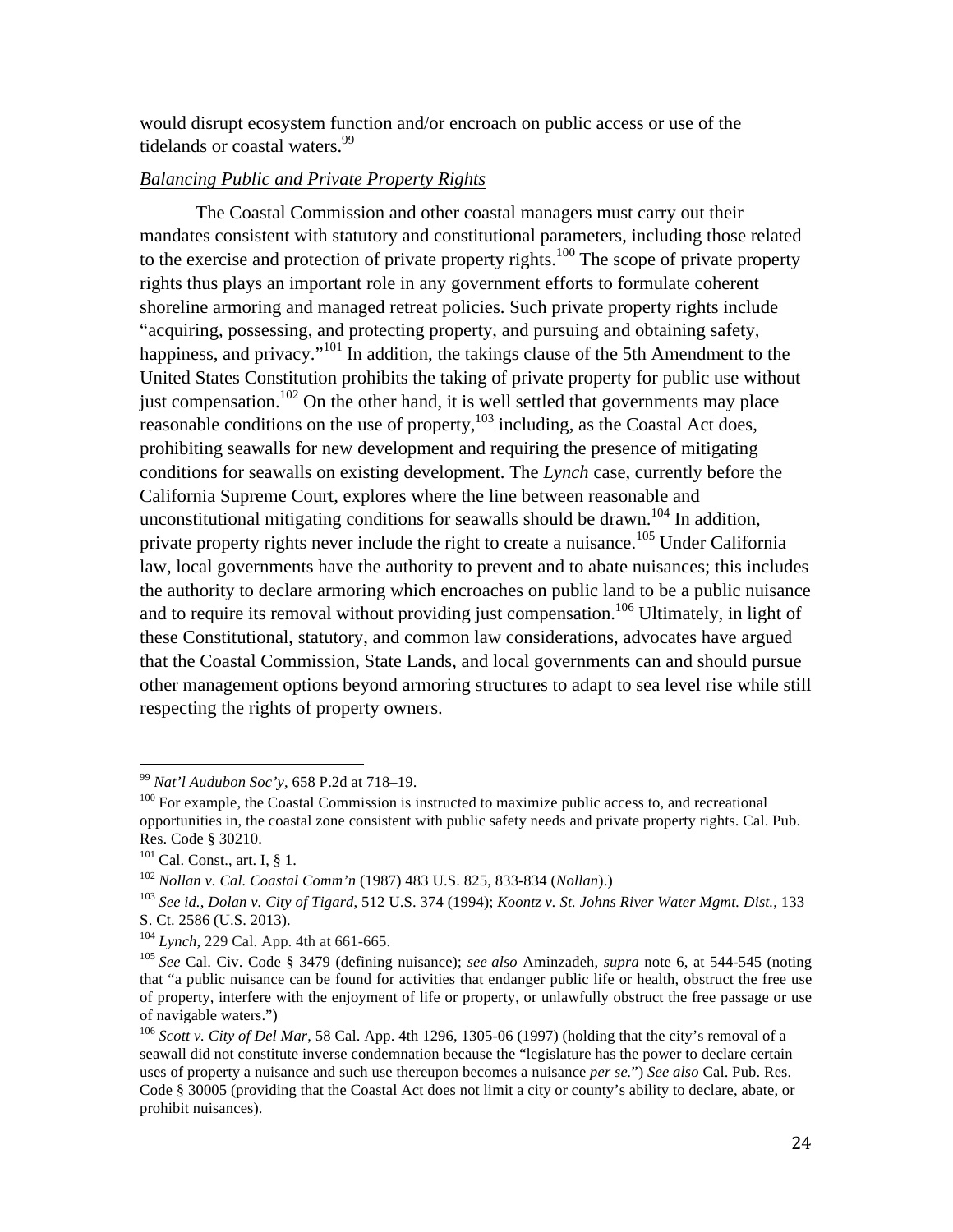would disrupt ecosystem function and/or encroach on public access or use of the tidelands or coastal waters.[99]

*Balancing Public and Private Property Rights*

The Coastal Commission and other coastal managers must carry out their mandates consistent with statutory and constitutional parameters, including those related to the exercise and protection of private property rights.[100] The scope of private property rights thus plays an important role in any government efforts to formulate coherent shoreline armoring and managed retreat policies. Such private property rights include "acquiring, possessing, and protecting property, and pursuing and obtaining safety, happiness, and privacy."[101] In addition, the takings clause of the 5th Amendment to the United States Constitution prohibits the taking of private property for public use without just compensation.[102] On the other hand, it is well settled that governments may place reasonable conditions on the use of property,[103] including, as the Coastal Act does, prohibiting seawalls for new development and requiring the presence of mitigating conditions for seawalls on existing development. The *Lynch* case, currently before the California Supreme Court, explores where the line between reasonable and unconstitutional mitigating conditions for seawalls should be drawn.[104] In addition, private property rights never include the right to create a nuisance.[105] Under California law, local governments have the authority to prevent and to abate nuisances; this includes the authority to declare armoring which encroaches on public land to be a public nuisance and to require its removal without providing just compensation.[106] Ultimately, in light of these Constitutional, statutory, and common law considerations, advocates have argued that the Coastal Commission, State Lands, and local governments can and should pursue other management options beyond armoring structures to adapt to sea level rise while still respecting the rights of property owners.

---

[99] *Nat'l Audubon Soc'y*, 658 P.2d at 718–19.

[100] For example, the Coastal Commission is instructed to maximize public access to, and recreational opportunities in, the coastal zone consistent with public safety needs and private property rights. Cal. Pub. Res. Code § 30210.

[101] Cal. Const., art. I, § 1.

[102] *Nollan v. Cal. Coastal Comm'n* (1987) 483 U.S. 825, 833-834 (*Nollan*).)

[103] *See id.*, *Dolan v. City of Tigard*, 512 U.S. 374 (1994); *Koontz v. St. Johns River Water Mgmt. Dist.*, 133 S. Ct. 2586 (U.S. 2013).

[104] *Lynch*, 229 Cal. App. 4th at 661-665.

[105] *See* Cal. Civ. Code § 3479 (defining nuisance); *see also* Aminzadeh, *supra* note 6, at 544-545 (noting that "a public nuisance can be found for activities that endanger public life or health, obstruct the free use of property, interfere with the enjoyment of life or property, or unlawfully obstruct the free passage or use of navigable waters.")

[106] *Scott v. City of Del Mar*, 58 Cal. App. 4th 1296, 1305-06 (1997) (holding that the city's removal of a seawall did not constitute inverse condemnation because the "legislature has the power to declare certain uses of property a nuisance and such use thereupon becomes a nuisance *per se*.") *See also* Cal. Pub. Res. Code § 30005 (providing that the Coastal Act does not limit a city or county's ability to declare, abate, or prohibit nuisances).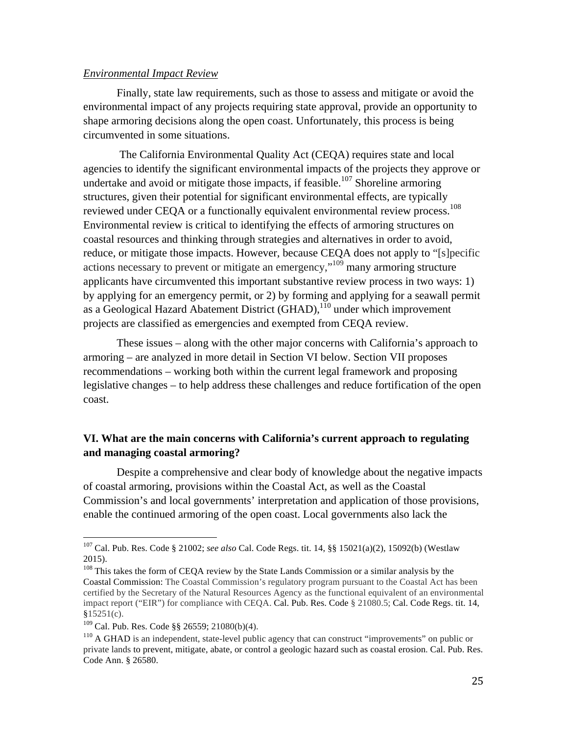*Environmental Impact Review*

Finally, state law requirements, such as those to assess and mitigate or avoid the environmental impact of any projects requiring state approval, provide an opportunity to shape armoring decisions along the open coast. Unfortunately, this process is being circumvented in some situations.

The California Environmental Quality Act (CEQA) requires state and local agencies to identify the significant environmental impacts of the projects they approve or undertake and avoid or mitigate those impacts, if feasible.[107] Shoreline armoring structures, given their potential for significant environmental effects, are typically reviewed under CEQA or a functionally equivalent environmental review process.[108] Environmental review is critical to identifying the effects of armoring structures on coastal resources and thinking through strategies and alternatives in order to avoid, reduce, or mitigate those impacts. However, because CEQA does not apply to "[s]pecific actions necessary to prevent or mitigate an emergency,"[109] many armoring structure applicants have circumvented this important substantive review process in two ways: 1) by applying for an emergency permit, or 2) by forming and applying for a seawall permit as a Geological Hazard Abatement District (GHAD),[110] under which improvement projects are classified as emergencies and exempted from CEQA review.

These issues – along with the other major concerns with California's approach to armoring – are analyzed in more detail in Section VI below. Section VII proposes recommendations – working both within the current legal framework and proposing legislative changes – to help address these challenges and reduce fortification of the open coast.

## VI. What are the main concerns with California's current approach to regulating and managing coastal armoring?

Despite a comprehensive and clear body of knowledge about the negative impacts of coastal armoring, provisions within the Coastal Act, as well as the Coastal Commission's and local governments' interpretation and application of those provisions, enable the continued armoring of the open coast. Local governments also lack the

---

[107] Cal. Pub. Res. Code § 21002; *see also* Cal. Code Regs. tit. 14, §§ 15021(a)(2), 15092(b) (Westlaw 2015).

[108] This takes the form of CEQA review by the State Lands Commission or a similar analysis by the Coastal Commission: The Coastal Commission's regulatory program pursuant to the Coastal Act has been certified by the Secretary of the Natural Resources Agency as the functional equivalent of an environmental impact report ("EIR") for compliance with CEQA. Cal. Pub. Res. Code § 21080.5; Cal. Code Regs. tit. 14, §15251(c).

[109] Cal. Pub. Res. Code §§ 26559; 21080(b)(4).

[110] A GHAD is an independent, state-level public agency that can construct "improvements" on public or private lands to prevent, mitigate, abate, or control a geologic hazard such as coastal erosion. Cal. Pub. Res. Code Ann. § 26580.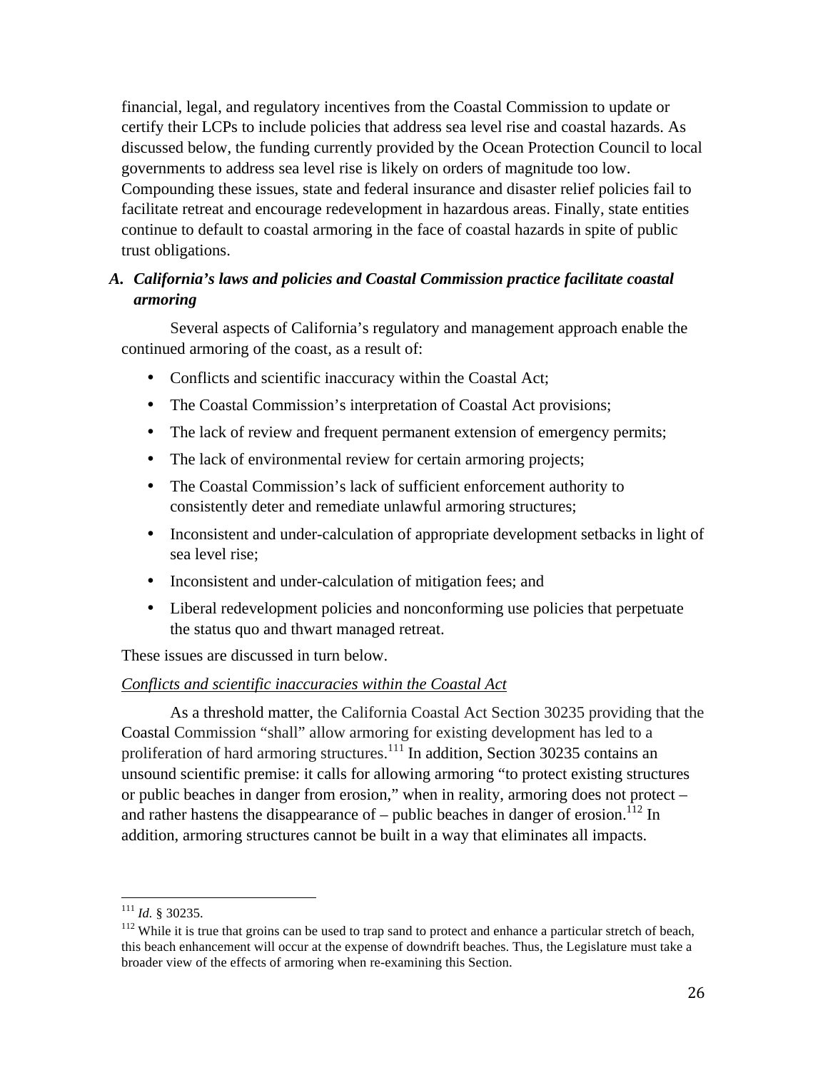financial, legal, and regulatory incentives from the Coastal Commission to update or certify their LCPs to include policies that address sea level rise and coastal hazards. As discussed below, the funding currently provided by the Ocean Protection Council to local governments to address sea level rise is likely on orders of magnitude too low. Compounding these issues, state and federal insurance and disaster relief policies fail to facilitate retreat and encourage redevelopment in hazardous areas. Finally, state entities continue to default to coastal armoring in the face of coastal hazards in spite of public trust obligations.

### A. *California's laws and policies and Coastal Commission practice facilitate coastal armoring*

Several aspects of California's regulatory and management approach enable the continued armoring of the coast, as a result of:

- Conflicts and scientific inaccuracy within the Coastal Act;
- The Coastal Commission's interpretation of Coastal Act provisions;
- The lack of review and frequent permanent extension of emergency permits;
- The lack of environmental review for certain armoring projects;
- The Coastal Commission's lack of sufficient enforcement authority to consistently deter and remediate unlawful armoring structures;
- Inconsistent and under-calculation of appropriate development setbacks in light of sea level rise;
- Inconsistent and under-calculation of mitigation fees; and
- Liberal redevelopment policies and nonconforming use policies that perpetuate the status quo and thwart managed retreat.

These issues are discussed in turn below.

<u>*Conflicts and scientific inaccuracies within the Coastal Act*</u>

As a threshold matter, the California Coastal Act Section 30235 providing that the Coastal Commission "shall" allow armoring for existing development has led to a proliferation of hard armoring structures.[111] In addition, Section 30235 contains an unsound scientific premise: it calls for allowing armoring "to protect existing structures or public beaches in danger from erosion," when in reality, armoring does not protect – and rather hastens the disappearance of – public beaches in danger of erosion.[112] In addition, armoring structures cannot be built in a way that eliminates all impacts.

---

[111] *Id.* § 30235.

[112] While it is true that groins can be used to trap sand to protect and enhance a particular stretch of beach, this beach enhancement will occur at the expense of downdrift beaches. Thus, the Legislature must take a broader view of the effects of armoring when re-examining this Section.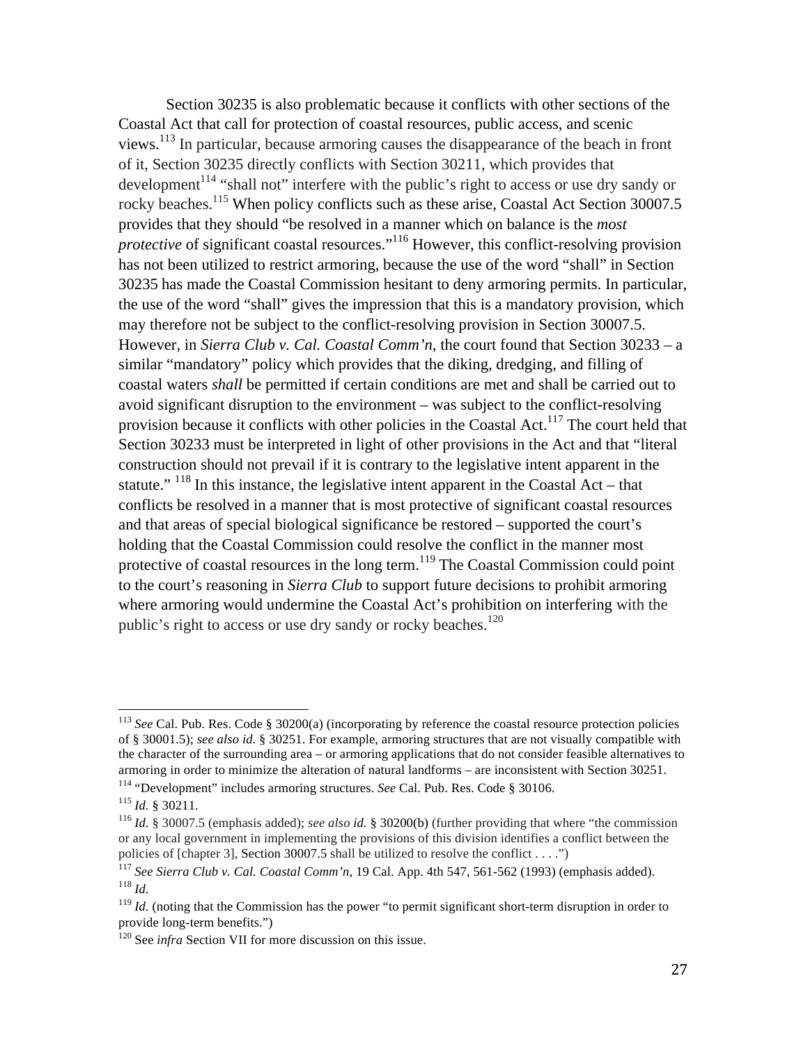Section 30235 is also problematic because it conflicts with other sections of the Coastal Act that call for protection of coastal resources, public access, and scenic views.[113] In particular, because armoring causes the disappearance of the beach in front of it, Section 30235 directly conflicts with Section 30211, which provides that development[114] "shall not" interfere with the public's right to access or use dry sandy or rocky beaches.[115] When policy conflicts such as these arise, Coastal Act Section 30007.5 provides that they should "be resolved in a manner which on balance is the *most protective* of significant coastal resources."[116] However, this conflict-resolving provision has not been utilized to restrict armoring, because the use of the word "shall" in Section 30235 has made the Coastal Commission hesitant to deny armoring permits. In particular, the use of the word "shall" gives the impression that this is a mandatory provision, which may therefore not be subject to the conflict-resolving provision in Section 30007.5. However, in *Sierra Club v. Cal. Coastal Comm'n*, the court found that Section 30233 – a similar "mandatory" policy which provides that the diking, dredging, and filling of coastal waters *shall* be permitted if certain conditions are met and shall be carried out to avoid significant disruption to the environment – was subject to the conflict-resolving provision because it conflicts with other policies in the Coastal Act.[117] The court held that Section 30233 must be interpreted in light of other provisions in the Act and that "literal construction should not prevail if it is contrary to the legislative intent apparent in the statute." [118] In this instance, the legislative intent apparent in the Coastal Act – that conflicts be resolved in a manner that is most protective of significant coastal resources and that areas of special biological significance be restored – supported the court's holding that the Coastal Commission could resolve the conflict in the manner most protective of coastal resources in the long term.[119] The Coastal Commission could point to the court's reasoning in *Sierra Club* to support future decisions to prohibit armoring where armoring would undermine the Coastal Act's prohibition on interfering with the public's right to access or use dry sandy or rocky beaches.[120]

---

[113] *See* Cal. Pub. Res. Code § 30200(a) (incorporating by reference the coastal resource protection policies of § 30001.5); *see also id.* § 30251. For example, armoring structures that are not visually compatible with the character of the surrounding area – or armoring applications that do not consider feasible alternatives to armoring in order to minimize the alteration of natural landforms – are inconsistent with Section 30251.

[114] "Development" includes armoring structures. *See* Cal. Pub. Res. Code § 30106.

[115] *Id.* § 30211.

[116] *Id.* § 30007.5 (emphasis added); *see also id.* § 30200(b) (further providing that where "the commission or any local government in implementing the provisions of this division identifies a conflict between the policies of [chapter 3], Section 30007.5 shall be utilized to resolve the conflict . . . .")

[117] *See Sierra Club v. Cal. Coastal Comm'n*, 19 Cal. App. 4th 547, 561-562 (1993) (emphasis added).

[118] *Id.*

[119] *Id.* (noting that the Commission has the power "to permit significant short-term disruption in order to provide long-term benefits.")

[120] See *infra* Section VII for more discussion on this issue.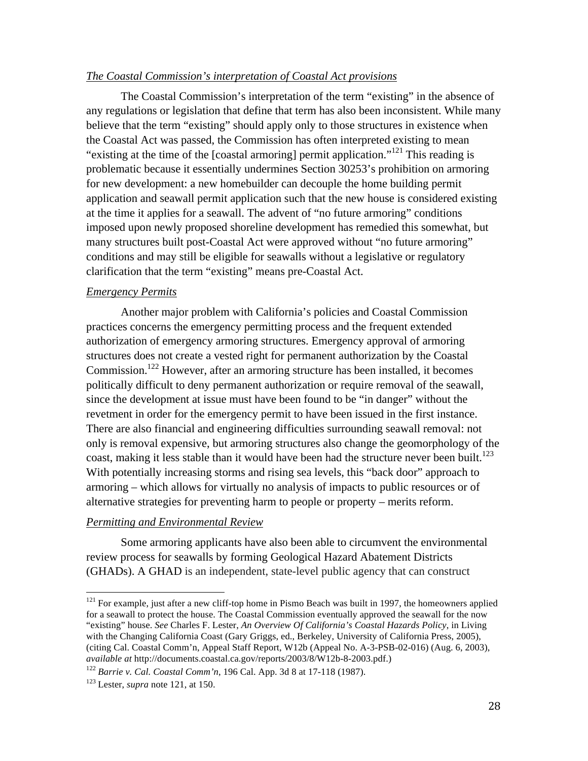*The Coastal Commission's interpretation of Coastal Act provisions*

The Coastal Commission's interpretation of the term "existing" in the absence of any regulations or legislation that define that term has also been inconsistent. While many believe that the term "existing" should apply only to those structures in existence when the Coastal Act was passed, the Commission has often interpreted existing to mean "existing at the time of the [coastal armoring] permit application."[121] This reading is problematic because it essentially undermines Section 30253's prohibition on armoring for new development: a new homebuilder can decouple the home building permit application and seawall permit application such that the new house is considered existing at the time it applies for a seawall. The advent of "no future armoring" conditions imposed upon newly proposed shoreline development has remedied this somewhat, but many structures built post-Coastal Act were approved without "no future armoring" conditions and may still be eligible for seawalls without a legislative or regulatory clarification that the term "existing" means pre-Coastal Act.

*Emergency Permits*

Another major problem with California's policies and Coastal Commission practices concerns the emergency permitting process and the frequent extended authorization of emergency armoring structures. Emergency approval of armoring structures does not create a vested right for permanent authorization by the Coastal Commission.[122] However, after an armoring structure has been installed, it becomes politically difficult to deny permanent authorization or require removal of the seawall, since the development at issue must have been found to be "in danger" without the revetment in order for the emergency permit to have been issued in the first instance. There are also financial and engineering difficulties surrounding seawall removal: not only is removal expensive, but armoring structures also change the geomorphology of the coast, making it less stable than it would have been had the structure never been built.[123] With potentially increasing storms and rising sea levels, this "back door" approach to armoring – which allows for virtually no analysis of impacts to public resources or of alternative strategies for preventing harm to people or property – merits reform.

*Permitting and Environmental Review*

Some armoring applicants have also been able to circumvent the environmental review process for seawalls by forming Geological Hazard Abatement Districts (GHADs). A GHAD is an independent, state-level public agency that can construct

---

[121] For example, just after a new cliff-top home in Pismo Beach was built in 1997, the homeowners applied for a seawall to protect the house. The Coastal Commission eventually approved the seawall for the now "existing" house. *See* Charles F. Lester, *An Overview Of California's Coastal Hazards Policy*, in Living with the Changing California Coast (Gary Griggs, ed., Berkeley, University of California Press, 2005), (citing Cal. Coastal Comm'n, Appeal Staff Report, W12b (Appeal No. A-3-PSB-02-016) (Aug. 6, 2003), *available at* http://documents.coastal.ca.gov/reports/2003/8/W12b-8-2003.pdf.)

[122] *Barrie v. Cal. Coastal Comm'n*, 196 Cal. App. 3d 8 at 17-118 (1987).

[123] Lester, *supra* note 121, at 150.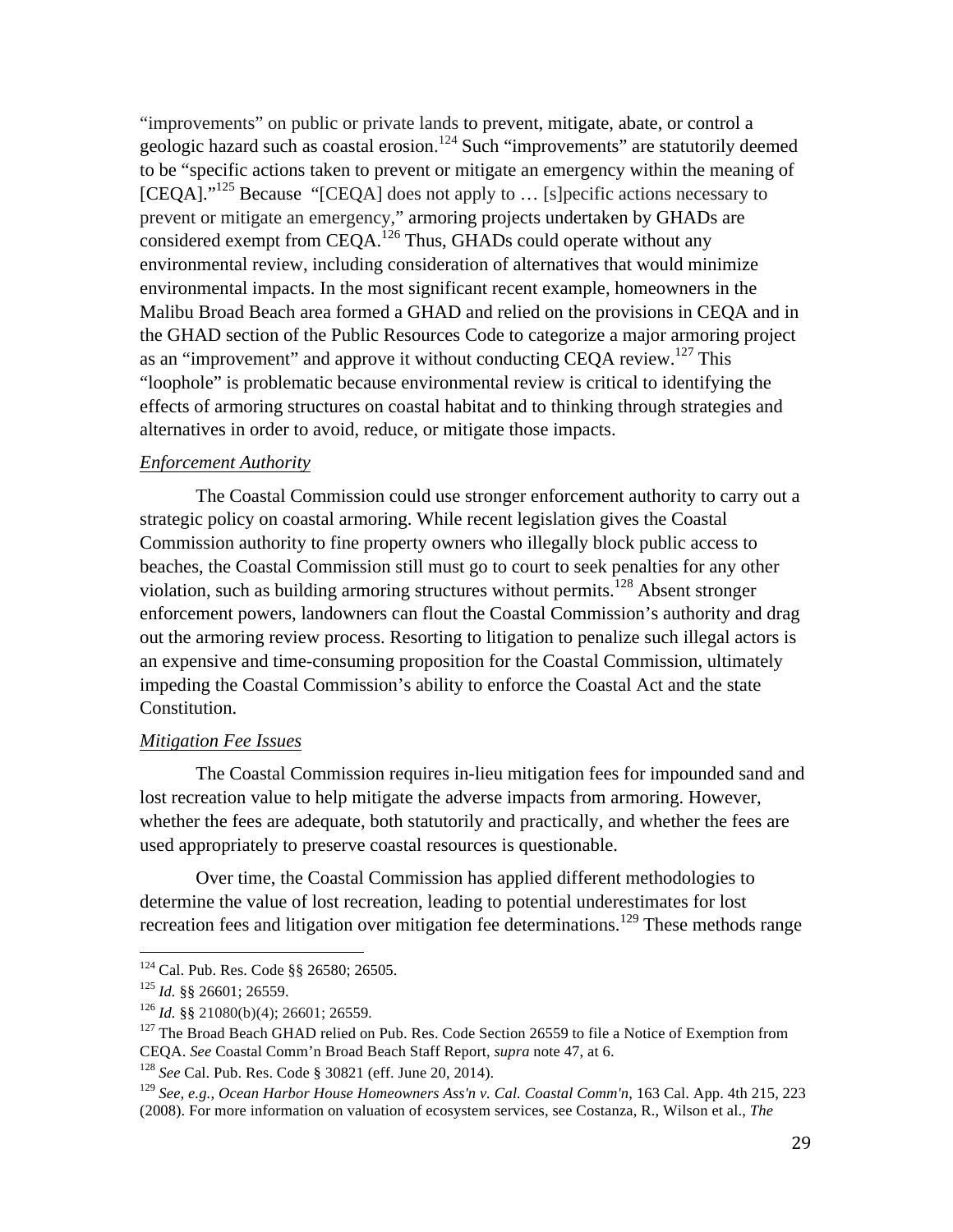"improvements" on public or private lands to prevent, mitigate, abate, or control a geologic hazard such as coastal erosion.[124] Such "improvements" are statutorily deemed to be "specific actions taken to prevent or mitigate an emergency within the meaning of [CEQA]."[125] Because "[CEQA] does not apply to … [s]pecific actions necessary to prevent or mitigate an emergency," armoring projects undertaken by GHADs are considered exempt from CEQA.[126] Thus, GHADs could operate without any environmental review, including consideration of alternatives that would minimize environmental impacts. In the most significant recent example, homeowners in the Malibu Broad Beach area formed a GHAD and relied on the provisions in CEQA and in the GHAD section of the Public Resources Code to categorize a major armoring project as an "improvement" and approve it without conducting CEQA review.[127] This "loophole" is problematic because environmental review is critical to identifying the effects of armoring structures on coastal habitat and to thinking through strategies and alternatives in order to avoid, reduce, or mitigate those impacts.

*Enforcement Authority*

The Coastal Commission could use stronger enforcement authority to carry out a strategic policy on coastal armoring. While recent legislation gives the Coastal Commission authority to fine property owners who illegally block public access to beaches, the Coastal Commission still must go to court to seek penalties for any other violation, such as building armoring structures without permits.[128] Absent stronger enforcement powers, landowners can flout the Coastal Commission's authority and drag out the armoring review process. Resorting to litigation to penalize such illegal actors is an expensive and time-consuming proposition for the Coastal Commission, ultimately impeding the Coastal Commission's ability to enforce the Coastal Act and the state Constitution.

*Mitigation Fee Issues*

The Coastal Commission requires in-lieu mitigation fees for impounded sand and lost recreation value to help mitigate the adverse impacts from armoring. However, whether the fees are adequate, both statutorily and practically, and whether the fees are used appropriately to preserve coastal resources is questionable.

Over time, the Coastal Commission has applied different methodologies to determine the value of lost recreation, leading to potential underestimates for lost recreation fees and litigation over mitigation fee determinations.[129] These methods range

---

[124] Cal. Pub. Res. Code §§ 26580; 26505.

[125] *Id.* §§ 26601; 26559.

[126] *Id.* §§ 21080(b)(4); 26601; 26559.

[127] The Broad Beach GHAD relied on Pub. Res. Code Section 26559 to file a Notice of Exemption from CEQA. *See* Coastal Comm'n Broad Beach Staff Report, *supra* note 47, at 6.

[128] *See* Cal. Pub. Res. Code § 30821 (eff. June 20, 2014).

[129] *See, e.g., Ocean Harbor House Homeowners Ass'n v. Cal. Coastal Comm'n*, 163 Cal. App. 4th 215, 223 (2008). For more information on valuation of ecosystem services, see Costanza, R., Wilson et al., *The*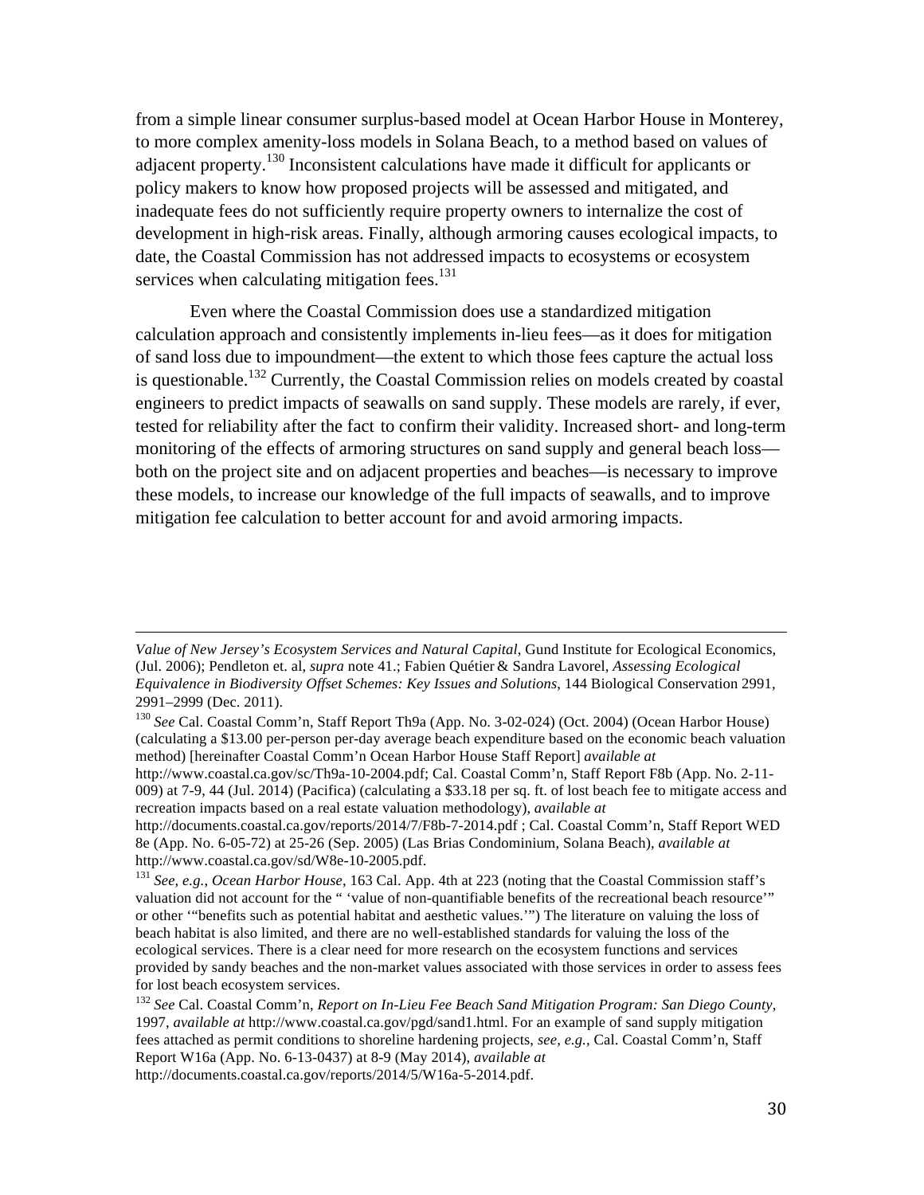from a simple linear consumer surplus-based model at Ocean Harbor House in Monterey, to more complex amenity-loss models in Solana Beach, to a method based on values of adjacent property.[130] Inconsistent calculations have made it difficult for applicants or policy makers to know how proposed projects will be assessed and mitigated, and inadequate fees do not sufficiently require property owners to internalize the cost of development in high-risk areas. Finally, although armoring causes ecological impacts, to date, the Coastal Commission has not addressed impacts to ecosystems or ecosystem services when calculating mitigation fees.[131]

Even where the Coastal Commission does use a standardized mitigation calculation approach and consistently implements in-lieu fees—as it does for mitigation of sand loss due to impoundment—the extent to which those fees capture the actual loss is questionable.[132] Currently, the Coastal Commission relies on models created by coastal engineers to predict impacts of seawalls on sand supply. These models are rarely, if ever, tested for reliability after the fact to confirm their validity. Increased short- and long-term monitoring of the effects of armoring structures on sand supply and general beach loss—both on the project site and on adjacent properties and beaches—is necessary to improve these models, to increase our knowledge of the full impacts of seawalls, and to improve mitigation fee calculation to better account for and avoid armoring impacts.

---

*Value of New Jersey's Ecosystem Services and Natural Capital*, Gund Institute for Ecological Economics, (Jul. 2006); Pendleton et. al, *supra* note 41.; Fabien Quétier & Sandra Lavorel, *Assessing Ecological Equivalence in Biodiversity Offset Schemes: Key Issues and Solutions*, 144 Biological Conservation 2991, 2991–2999 (Dec. 2011).

[130] *See* Cal. Coastal Comm'n, Staff Report Th9a (App. No. 3-02-024) (Oct. 2004) (Ocean Harbor House) (calculating a $13.00 per-person per-day average beach expenditure based on the economic beach valuation method) [hereinafter Coastal Comm'n Ocean Harbor House Staff Report] *available at* http://www.coastal.ca.gov/sc/Th9a-10-2004.pdf; Cal. Coastal Comm'n, Staff Report F8b (App. No. 2-11-009) at 7-9, 44 (Jul. 2014) (Pacifica) (calculating a $33.18 per sq. ft. of lost beach fee to mitigate access and recreation impacts based on a real estate valuation methodology), *available at* http://documents.coastal.ca.gov/reports/2014/7/F8b-7-2014.pdf ; Cal. Coastal Comm'n, Staff Report WED 8e (App. No. 6-05-72) at 25-26 (Sep. 2005) (Las Brias Condominium, Solana Beach), *available at* http://www.coastal.ca.gov/sd/W8e-10-2005.pdf.

[131] *See, e.g.*, *Ocean Harbor House*, 163 Cal. App. 4th at 223 (noting that the Coastal Commission staff's valuation did not account for the " 'value of non-quantifiable benefits of the recreational beach resource'" or other '"benefits such as potential habitat and aesthetic values.'") The literature on valuing the loss of beach habitat is also limited, and there are no well-established standards for valuing the loss of the ecological services. There is a clear need for more research on the ecosystem functions and services provided by sandy beaches and the non-market values associated with those services in order to assess fees for lost beach ecosystem services.

[132] *See* Cal. Coastal Comm'n, *Report on In-Lieu Fee Beach Sand Mitigation Program: San Diego County*, 1997, *available at* http://www.coastal.ca.gov/pgd/sand1.html. For an example of sand supply mitigation fees attached as permit conditions to shoreline hardening projects, *see, e.g.*, Cal. Coastal Comm'n, Staff Report W16a (App. No. 6-13-0437) at 8-9 (May 2014), *available at* http://documents.coastal.ca.gov/reports/2014/5/W16a-5-2014.pdf.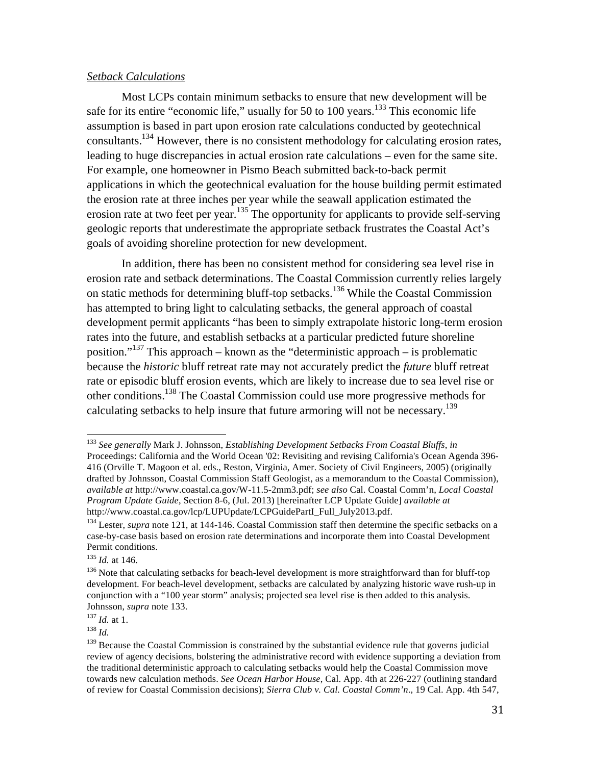*Setback Calculations*

Most LCPs contain minimum setbacks to ensure that new development will be safe for its entire "economic life," usually for 50 to 100 years.[133] This economic life assumption is based in part upon erosion rate calculations conducted by geotechnical consultants.[134] However, there is no consistent methodology for calculating erosion rates, leading to huge discrepancies in actual erosion rate calculations – even for the same site. For example, one homeowner in Pismo Beach submitted back-to-back permit applications in which the geotechnical evaluation for the house building permit estimated the erosion rate at three inches per year while the seawall application estimated the erosion rate at two feet per year.[135] The opportunity for applicants to provide self-serving geologic reports that underestimate the appropriate setback frustrates the Coastal Act's goals of avoiding shoreline protection for new development.

In addition, there has been no consistent method for considering sea level rise in erosion rate and setback determinations. The Coastal Commission currently relies largely on static methods for determining bluff-top setbacks.[136] While the Coastal Commission has attempted to bring light to calculating setbacks, the general approach of coastal development permit applicants "has been to simply extrapolate historic long-term erosion rates into the future, and establish setbacks at a particular predicted future shoreline position."[137] This approach – known as the "deterministic approach – is problematic because the *historic* bluff retreat rate may not accurately predict the *future* bluff retreat rate or episodic bluff erosion events, which are likely to increase due to sea level rise or other conditions.[138] The Coastal Commission could use more progressive methods for calculating setbacks to help insure that future armoring will not be necessary.[139]

---

[133] *See generally* Mark J. Johnsson, *Establishing Development Setbacks From Coastal Bluffs*, *in* Proceedings: California and the World Ocean '02: Revisiting and revising California's Ocean Agenda 396-416 (Orville T. Magoon et al. eds., Reston, Virginia, Amer. Society of Civil Engineers, 2005) (originally drafted by Johnsson, Coastal Commission Staff Geologist, as a memorandum to the Coastal Commission), *available at* http://www.coastal.ca.gov/W-11.5-2mm3.pdf; *see also* Cal. Coastal Comm'n, *Local Coastal Program Update Guide*, Section 8-6, (Jul. 2013) [hereinafter LCP Update Guide] *available at* http://www.coastal.ca.gov/lcp/LUPUpdate/LCPGuidePartI_Full_July2013.pdf.

[134] Lester, *supra* note 121, at 144-146. Coastal Commission staff then determine the specific setbacks on a case-by-case basis based on erosion rate determinations and incorporate them into Coastal Development Permit conditions.

[135] *Id.* at 146.

[136] Note that calculating setbacks for beach-level development is more straightforward than for bluff-top development. For beach-level development, setbacks are calculated by analyzing historic wave rush-up in conjunction with a "100 year storm" analysis; projected sea level rise is then added to this analysis. Johnsson, *supra* note 133.

[137] *Id.* at 1.

[138] *Id.*

[139] Because the Coastal Commission is constrained by the substantial evidence rule that governs judicial review of agency decisions, bolstering the administrative record with evidence supporting a deviation from the traditional deterministic approach to calculating setbacks would help the Coastal Commission move towards new calculation methods. *See Ocean Harbor House*, Cal. App. 4th at 226-227 (outlining standard of review for Coastal Commission decisions); *Sierra Club v. Cal. Coastal Comm'n.*, 19 Cal. App. 4th 547,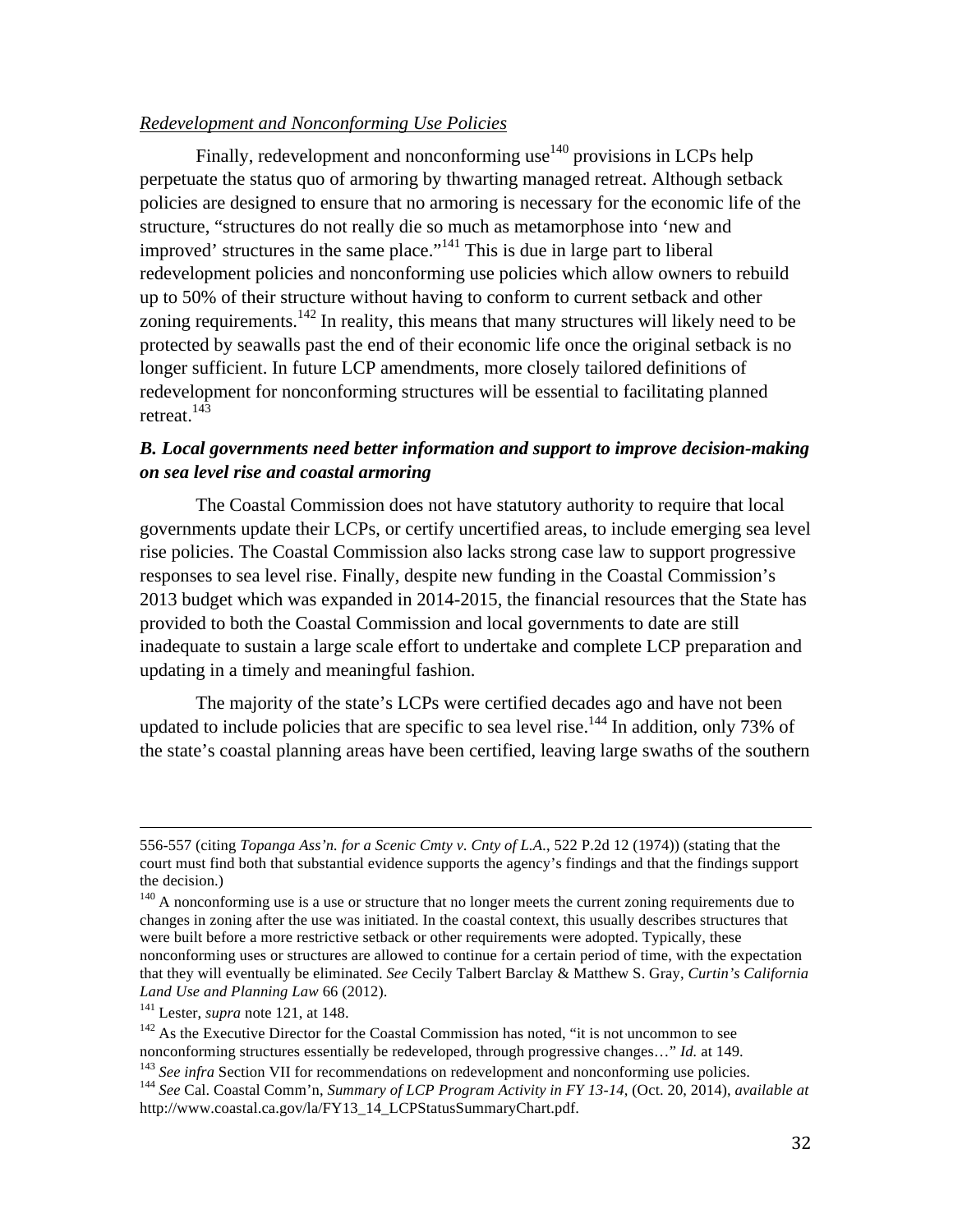*Redevelopment and Nonconforming Use Policies*

Finally, redevelopment and nonconforming use[140] provisions in LCPs help perpetuate the status quo of armoring by thwarting managed retreat. Although setback policies are designed to ensure that no armoring is necessary for the economic life of the structure, "structures do not really die so much as metamorphose into 'new and improved' structures in the same place."[141] This is due in large part to liberal redevelopment policies and nonconforming use policies which allow owners to rebuild up to 50% of their structure without having to conform to current setback and other zoning requirements.[142] In reality, this means that many structures will likely need to be protected by seawalls past the end of their economic life once the original setback is no longer sufficient. In future LCP amendments, more closely tailored definitions of redevelopment for nonconforming structures will be essential to facilitating planned retreat.[143]

### *B. Local governments need better information and support to improve decision-making on sea level rise and coastal armoring*

The Coastal Commission does not have statutory authority to require that local governments update their LCPs, or certify uncertified areas, to include emerging sea level rise policies. The Coastal Commission also lacks strong case law to support progressive responses to sea level rise. Finally, despite new funding in the Coastal Commission's 2013 budget which was expanded in 2014-2015, the financial resources that the State has provided to both the Coastal Commission and local governments to date are still inadequate to sustain a large scale effort to undertake and complete LCP preparation and updating in a timely and meaningful fashion.

The majority of the state's LCPs were certified decades ago and have not been updated to include policies that are specific to sea level rise.[144] In addition, only 73% of the state's coastal planning areas have been certified, leaving large swaths of the southern

---

556-557 (citing *Topanga Ass'n. for a Scenic Cmty v. Cnty of L.A.*, 522 P.2d 12 (1974)) (stating that the court must find both that substantial evidence supports the agency's findings and that the findings support the decision.)

[140] A nonconforming use is a use or structure that no longer meets the current zoning requirements due to changes in zoning after the use was initiated. In the coastal context, this usually describes structures that were built before a more restrictive setback or other requirements were adopted. Typically, these nonconforming uses or structures are allowed to continue for a certain period of time, with the expectation that they will eventually be eliminated. *See* Cecily Talbert Barclay & Matthew S. Gray, *Curtin's California Land Use and Planning Law* 66 (2012).

[141] Lester, *supra* note 121, at 148.

[142] As the Executive Director for the Coastal Commission has noted, "it is not uncommon to see nonconforming structures essentially be redeveloped, through progressive changes…" *Id.* at 149.

[143] *See infra* Section VII for recommendations on redevelopment and nonconforming use policies.

[144] *See* Cal. Coastal Comm'n, *Summary of LCP Program Activity in FY 13-14*, (Oct. 20, 2014), *available at* http://www.coastal.ca.gov/la/FY13_14_LCPStatusSummaryChart.pdf.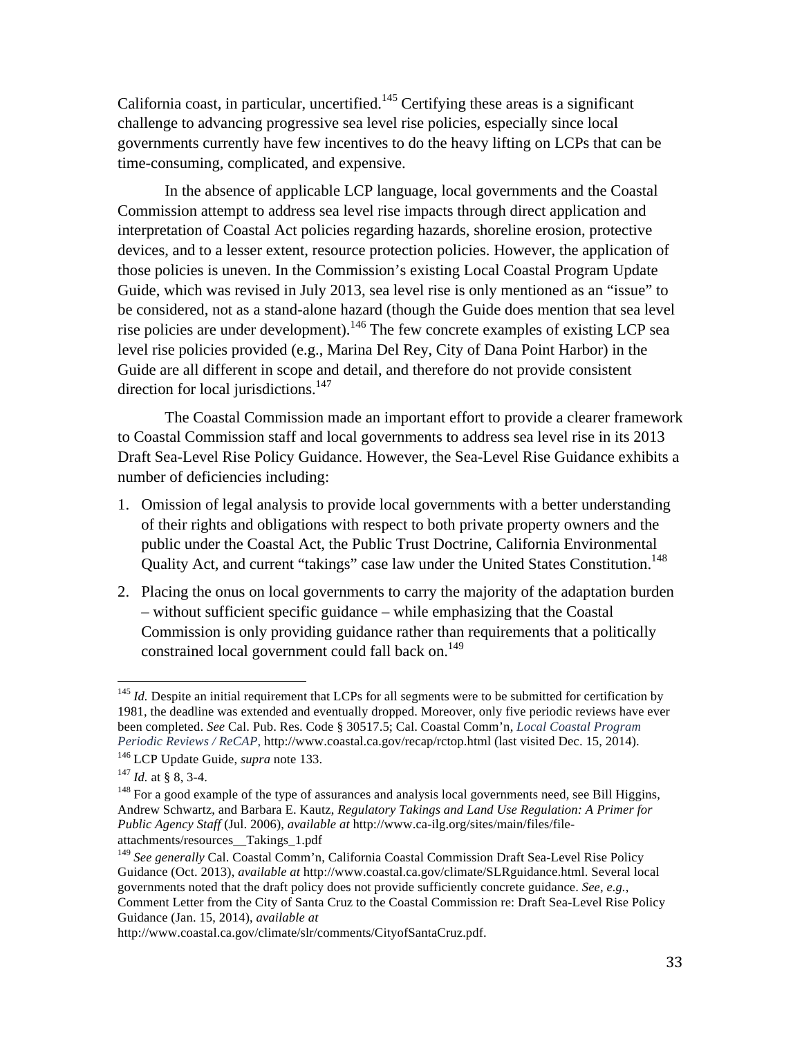California coast, in particular, uncertified.[145] Certifying these areas is a significant challenge to advancing progressive sea level rise policies, especially since local governments currently have few incentives to do the heavy lifting on LCPs that can be time-consuming, complicated, and expensive.

In the absence of applicable LCP language, local governments and the Coastal Commission attempt to address sea level rise impacts through direct application and interpretation of Coastal Act policies regarding hazards, shoreline erosion, protective devices, and to a lesser extent, resource protection policies. However, the application of those policies is uneven. In the Commission's existing Local Coastal Program Update Guide, which was revised in July 2013, sea level rise is only mentioned as an "issue" to be considered, not as a stand-alone hazard (though the Guide does mention that sea level rise policies are under development).[146] The few concrete examples of existing LCP sea level rise policies provided (e.g., Marina Del Rey, City of Dana Point Harbor) in the Guide are all different in scope and detail, and therefore do not provide consistent direction for local jurisdictions.[147]

The Coastal Commission made an important effort to provide a clearer framework to Coastal Commission staff and local governments to address sea level rise in its 2013 Draft Sea-Level Rise Policy Guidance. However, the Sea-Level Rise Guidance exhibits a number of deficiencies including:

1. Omission of legal analysis to provide local governments with a better understanding of their rights and obligations with respect to both private property owners and the public under the Coastal Act, the Public Trust Doctrine, California Environmental Quality Act, and current "takings" case law under the United States Constitution.[148]
2. Placing the onus on local governments to carry the majority of the adaptation burden – without sufficient specific guidance – while emphasizing that the Coastal Commission is only providing guidance rather than requirements that a politically constrained local government could fall back on.[149]

---

[145] *Id.* Despite an initial requirement that LCPs for all segments were to be submitted for certification by 1981, the deadline was extended and eventually dropped. Moreover, only five periodic reviews have ever been completed. *See* Cal. Pub. Res. Code § 30517.5; Cal. Coastal Comm'n, *Local Coastal Program Periodic Reviews / ReCAP*, http://www.coastal.ca.gov/recap/rctop.html (last visited Dec. 15, 2014).

[146] LCP Update Guide, *supra* note 133.

[147] *Id.* at § 8, 3-4.

[148] For a good example of the type of assurances and analysis local governments need, see Bill Higgins, Andrew Schwartz, and Barbara E. Kautz, *Regulatory Takings and Land Use Regulation: A Primer for Public Agency Staff* (Jul. 2006), *available at* http://www.ca-ilg.org/sites/main/files/file-attachments/resources__Takings_1.pdf

[149] *See generally* Cal. Coastal Comm'n, California Coastal Commission Draft Sea-Level Rise Policy Guidance (Oct. 2013), *available at* http://www.coastal.ca.gov/climate/SLRguidance.html. Several local governments noted that the draft policy does not provide sufficiently concrete guidance. *See, e.g.*, Comment Letter from the City of Santa Cruz to the Coastal Commission re: Draft Sea-Level Rise Policy Guidance (Jan. 15, 2014), *available at* http://www.coastal.ca.gov/climate/slr/comments/CityofSantaCruz.pdf.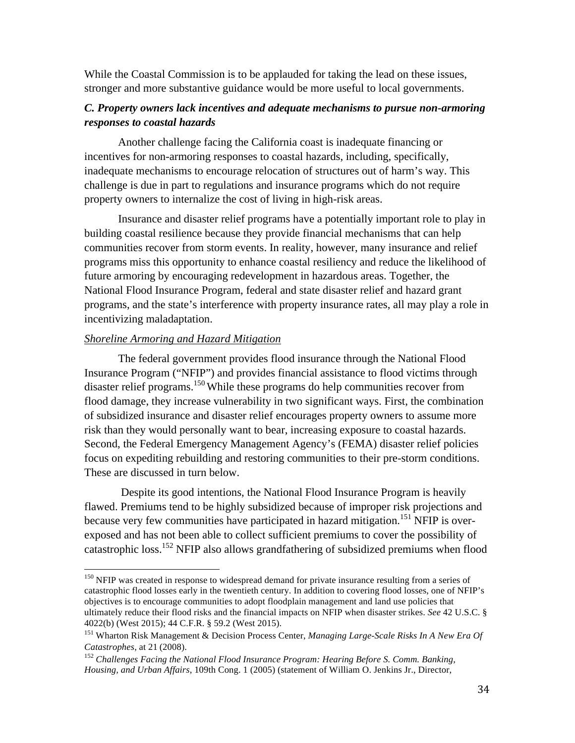While the Coastal Commission is to be applauded for taking the lead on these issues, stronger and more substantive guidance would be more useful to local governments.

### *C. Property owners lack incentives and adequate mechanisms to pursue non-armoring responses to coastal hazards*

Another challenge facing the California coast is inadequate financing or incentives for non-armoring responses to coastal hazards, including, specifically, inadequate mechanisms to encourage relocation of structures out of harm's way. This challenge is due in part to regulations and insurance programs which do not require property owners to internalize the cost of living in high-risk areas.

Insurance and disaster relief programs have a potentially important role to play in building coastal resilience because they provide financial mechanisms that can help communities recover from storm events. In reality, however, many insurance and relief programs miss this opportunity to enhance coastal resiliency and reduce the likelihood of future armoring by encouraging redevelopment in hazardous areas. Together, the National Flood Insurance Program, federal and state disaster relief and hazard grant programs, and the state's interference with property insurance rates, all may play a role in incentivizing maladaptation.

<u>*Shoreline Armoring and Hazard Mitigation*</u>

The federal government provides flood insurance through the National Flood Insurance Program ("NFIP") and provides financial assistance to flood victims through disaster relief programs.[150] While these programs do help communities recover from flood damage, they increase vulnerability in two significant ways. First, the combination of subsidized insurance and disaster relief encourages property owners to assume more risk than they would personally want to bear, increasing exposure to coastal hazards. Second, the Federal Emergency Management Agency's (FEMA) disaster relief policies focus on expediting rebuilding and restoring communities to their pre-storm conditions. These are discussed in turn below.

Despite its good intentions, the National Flood Insurance Program is heavily flawed. Premiums tend to be highly subsidized because of improper risk projections and because very few communities have participated in hazard mitigation.[151] NFIP is over-exposed and has not been able to collect sufficient premiums to cover the possibility of catastrophic loss.[152] NFIP also allows grandfathering of subsidized premiums when flood

---

[150] NFIP was created in response to widespread demand for private insurance resulting from a series of catastrophic flood losses early in the twentieth century. In addition to covering flood losses, one of NFIP's objectives is to encourage communities to adopt floodplain management and land use policies that ultimately reduce their flood risks and the financial impacts on NFIP when disaster strikes. *See* 42 U.S.C. § 4022(b) (West 2015); 44 C.F.R. § 59.2 (West 2015).

[151] Wharton Risk Management & Decision Process Center, *Managing Large-Scale Risks In A New Era Of Catastrophes*, at 21 (2008).

[152] *Challenges Facing the National Flood Insurance Program: Hearing Before S. Comm. Banking, Housing, and Urban Affairs*, 109th Cong. 1 (2005) (statement of William O. Jenkins Jr., Director,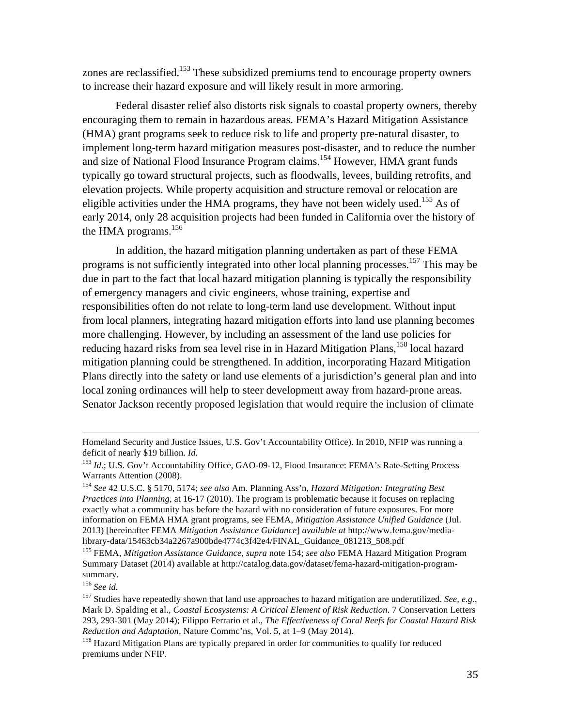zones are reclassified.[153] These subsidized premiums tend to encourage property owners to increase their hazard exposure and will likely result in more armoring.

Federal disaster relief also distorts risk signals to coastal property owners, thereby encouraging them to remain in hazardous areas. FEMA's Hazard Mitigation Assistance (HMA) grant programs seek to reduce risk to life and property pre-natural disaster, to implement long-term hazard mitigation measures post-disaster, and to reduce the number and size of National Flood Insurance Program claims.[154] However, HMA grant funds typically go toward structural projects, such as floodwalls, levees, building retrofits, and elevation projects. While property acquisition and structure removal or relocation are eligible activities under the HMA programs, they have not been widely used.[155] As of early 2014, only 28 acquisition projects had been funded in California over the history of the HMA programs.[156]

In addition, the hazard mitigation planning undertaken as part of these FEMA programs is not sufficiently integrated into other local planning processes.[157] This may be due in part to the fact that local hazard mitigation planning is typically the responsibility of emergency managers and civic engineers, whose training, expertise and responsibilities often do not relate to long-term land use development. Without input from local planners, integrating hazard mitigation efforts into land use planning becomes more challenging. However, by including an assessment of the land use policies for reducing hazard risks from sea level rise in in Hazard Mitigation Plans,[158] local hazard mitigation planning could be strengthened. In addition, incorporating Hazard Mitigation Plans directly into the safety or land use elements of a jurisdiction's general plan and into local zoning ordinances will help to steer development away from hazard-prone areas. Senator Jackson recently proposed legislation that would require the inclusion of climate

---

Homeland Security and Justice Issues, U.S. Gov't Accountability Office). In 2010, NFIP was running a deficit of nearly $19 billion. *Id.*

[153] *Id*.; U.S. Gov't Accountability Office, GAO-09-12, Flood Insurance: FEMA's Rate-Setting Process Warrants Attention (2008).

[154] *See* 42 U.S.C. § 5170, 5174; *see also* Am. Planning Ass'n, *Hazard Mitigation: Integrating Best Practices into Planning*, at 16-17 (2010). The program is problematic because it focuses on replacing exactly what a community has before the hazard with no consideration of future exposures. For more information on FEMA HMA grant programs, see FEMA, *Mitigation Assistance Unified Guidance* (Jul. 2013) [hereinafter FEMA *Mitigation Assistance Guidance*] *available at* http://www.fema.gov/media-library-data/15463cb34a2267a900bde4774c3f42e4/FINAL_Guidance_081213_508.pdf

[155] FEMA, *Mitigation Assistance Guidance*, *supra* note 154; *see also* FEMA Hazard Mitigation Program Summary Dataset (2014) available at http://catalog.data.gov/dataset/fema-hazard-mitigation-program-summary.

[156] *See id.*

[157] Studies have repeatedly shown that land use approaches to hazard mitigation are underutilized. *See, e.g.*, Mark D. Spalding et al., *Coastal Ecosystems: A Critical Element of Risk Reduction*. 7 Conservation Letters 293, 293-301 (May 2014); Filippo Ferrario et al., *The Effectiveness of Coral Reefs for Coastal Hazard Risk Reduction and Adaptation*, Nature Commc'ns, Vol. 5, at 1–9 (May 2014).

[158] Hazard Mitigation Plans are typically prepared in order for communities to qualify for reduced premiums under NFIP.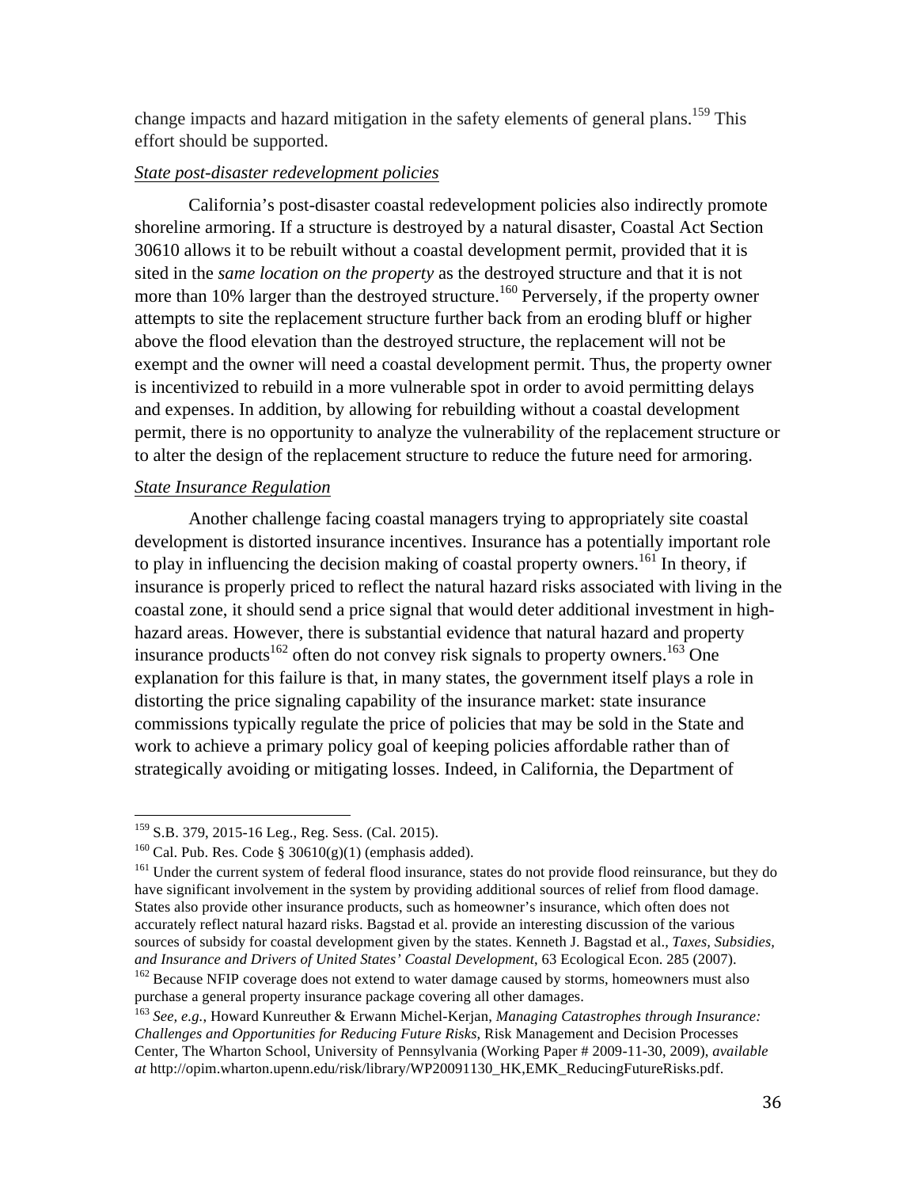change impacts and hazard mitigation in the safety elements of general plans.[159] This effort should be supported.

### *State post-disaster redevelopment policies*

California's post-disaster coastal redevelopment policies also indirectly promote shoreline armoring. If a structure is destroyed by a natural disaster, Coastal Act Section 30610 allows it to be rebuilt without a coastal development permit, provided that it is sited in the *same location on the property* as the destroyed structure and that it is not more than 10% larger than the destroyed structure.[160] Perversely, if the property owner attempts to site the replacement structure further back from an eroding bluff or higher above the flood elevation than the destroyed structure, the replacement will not be exempt and the owner will need a coastal development permit. Thus, the property owner is incentivized to rebuild in a more vulnerable spot in order to avoid permitting delays and expenses. In addition, by allowing for rebuilding without a coastal development permit, there is no opportunity to analyze the vulnerability of the replacement structure or to alter the design of the replacement structure to reduce the future need for armoring.

### *State Insurance Regulation*

Another challenge facing coastal managers trying to appropriately site coastal development is distorted insurance incentives. Insurance has a potentially important role to play in influencing the decision making of coastal property owners.[161] In theory, if insurance is properly priced to reflect the natural hazard risks associated with living in the coastal zone, it should send a price signal that would deter additional investment in high-hazard areas. However, there is substantial evidence that natural hazard and property insurance products[162] often do not convey risk signals to property owners.[163] One explanation for this failure is that, in many states, the government itself plays a role in distorting the price signaling capability of the insurance market: state insurance commissions typically regulate the price of policies that may be sold in the State and work to achieve a primary policy goal of keeping policies affordable rather than of strategically avoiding or mitigating losses. Indeed, in California, the Department of

---

[159] S.B. 379, 2015-16 Leg., Reg. Sess. (Cal. 2015).

[160] Cal. Pub. Res. Code § 30610(g)(1) (emphasis added).

[161] Under the current system of federal flood insurance, states do not provide flood reinsurance, but they do have significant involvement in the system by providing additional sources of relief from flood damage. States also provide other insurance products, such as homeowner's insurance, which often does not accurately reflect natural hazard risks. Bagstad et al. provide an interesting discussion of the various sources of subsidy for coastal development given by the states. Kenneth J. Bagstad et al., *Taxes, Subsidies, and Insurance and Drivers of United States' Coastal Development*, 63 Ecological Econ. 285 (2007).

[162] Because NFIP coverage does not extend to water damage caused by storms, homeowners must also purchase a general property insurance package covering all other damages.

[163] *See, e.g.*, Howard Kunreuther & Erwann Michel-Kerjan, *Managing Catastrophes through Insurance: Challenges and Opportunities for Reducing Future Risks*, Risk Management and Decision Processes Center, The Wharton School, University of Pennsylvania (Working Paper # 2009-11-30, 2009), *available at* http://opim.wharton.upenn.edu/risk/library/WP20091130_HK,EMK_ReducingFutureRisks.pdf.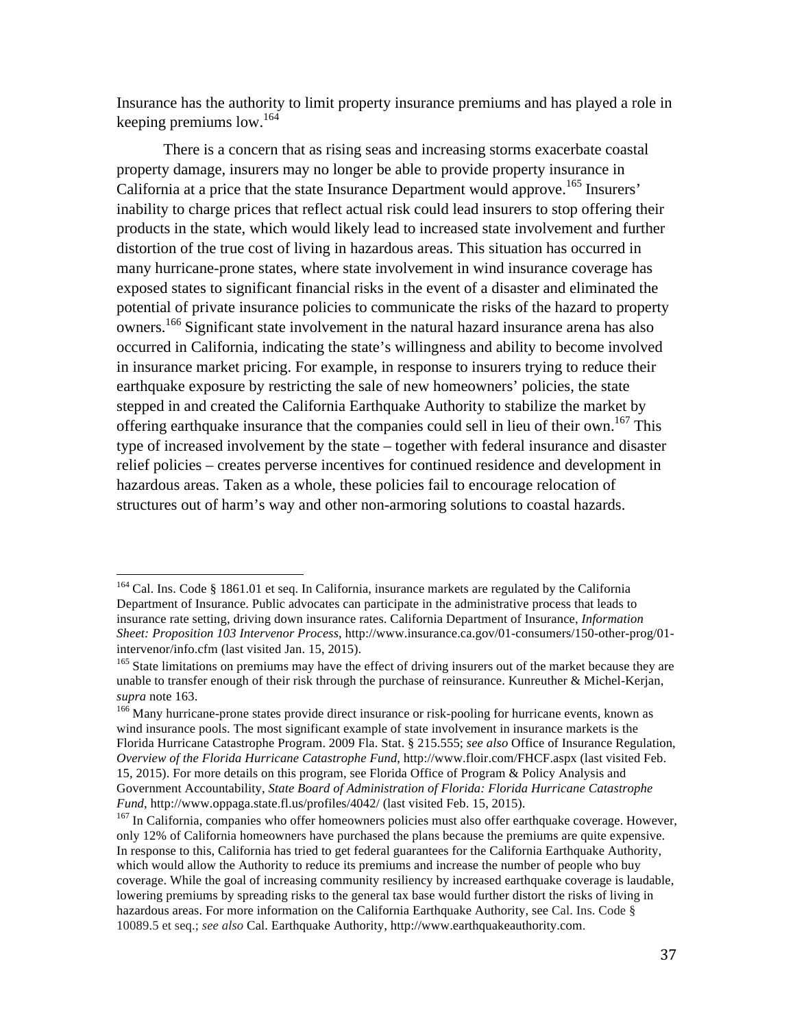Insurance has the authority to limit property insurance premiums and has played a role in keeping premiums low.[164]

There is a concern that as rising seas and increasing storms exacerbate coastal property damage, insurers may no longer be able to provide property insurance in California at a price that the state Insurance Department would approve.[165] Insurers' inability to charge prices that reflect actual risk could lead insurers to stop offering their products in the state, which would likely lead to increased state involvement and further distortion of the true cost of living in hazardous areas. This situation has occurred in many hurricane-prone states, where state involvement in wind insurance coverage has exposed states to significant financial risks in the event of a disaster and eliminated the potential of private insurance policies to communicate the risks of the hazard to property owners.[166] Significant state involvement in the natural hazard insurance arena has also occurred in California, indicating the state's willingness and ability to become involved in insurance market pricing. For example, in response to insurers trying to reduce their earthquake exposure by restricting the sale of new homeowners' policies, the state stepped in and created the California Earthquake Authority to stabilize the market by offering earthquake insurance that the companies could sell in lieu of their own.[167] This type of increased involvement by the state – together with federal insurance and disaster relief policies – creates perverse incentives for continued residence and development in hazardous areas. Taken as a whole, these policies fail to encourage relocation of structures out of harm's way and other non-armoring solutions to coastal hazards.

---

[164] Cal. Ins. Code § 1861.01 et seq. In California, insurance markets are regulated by the California Department of Insurance. Public advocates can participate in the administrative process that leads to insurance rate setting, driving down insurance rates. California Department of Insurance, *Information Sheet: Proposition 103 Intervenor Process*, http://www.insurance.ca.gov/01-consumers/150-other-prog/01-intervenor/info.cfm (last visited Jan. 15, 2015).

[165] State limitations on premiums may have the effect of driving insurers out of the market because they are unable to transfer enough of their risk through the purchase of reinsurance. Kunreuther & Michel-Kerjan, *supra* note 163.

[166] Many hurricane-prone states provide direct insurance or risk-pooling for hurricane events, known as wind insurance pools. The most significant example of state involvement in insurance markets is the Florida Hurricane Catastrophe Program. 2009 Fla. Stat. § 215.555; *see also* Office of Insurance Regulation, *Overview of the Florida Hurricane Catastrophe Fund*, http://www.floir.com/FHCF.aspx (last visited Feb. 15, 2015). For more details on this program, see Florida Office of Program & Policy Analysis and Government Accountability, *State Board of Administration of Florida: Florida Hurricane Catastrophe Fund*, http://www.oppaga.state.fl.us/profiles/4042/ (last visited Feb. 15, 2015).

[167] In California, companies who offer homeowners policies must also offer earthquake coverage. However, only 12% of California homeowners have purchased the plans because the premiums are quite expensive. In response to this, California has tried to get federal guarantees for the California Earthquake Authority, which would allow the Authority to reduce its premiums and increase the number of people who buy coverage. While the goal of increasing community resiliency by increased earthquake coverage is laudable, lowering premiums by spreading risks to the general tax base would further distort the risks of living in hazardous areas. For more information on the California Earthquake Authority, see Cal. Ins. Code § 10089.5 et seq.; *see also* Cal. Earthquake Authority, http://www.earthquakeauthority.com.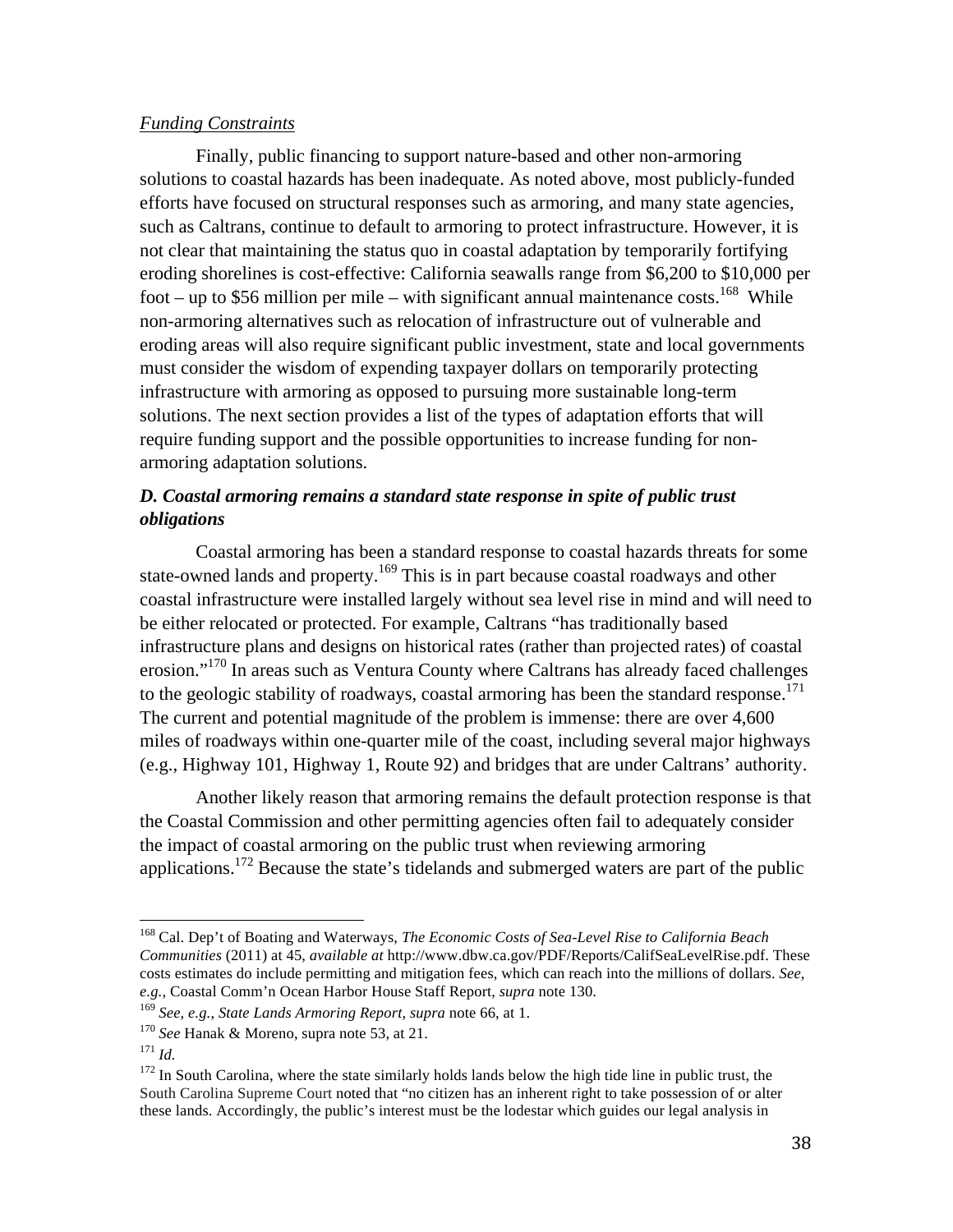*Funding Constraints*

Finally, public financing to support nature-based and other non-armoring solutions to coastal hazards has been inadequate. As noted above, most publicly-funded efforts have focused on structural responses such as armoring, and many state agencies, such as Caltrans, continue to default to armoring to protect infrastructure. However, it is not clear that maintaining the status quo in coastal adaptation by temporarily fortifying eroding shorelines is cost-effective: California seawalls range from $6,200 to $10,000 per foot – up to $56 million per mile – with significant annual maintenance costs.[168] While non-armoring alternatives such as relocation of infrastructure out of vulnerable and eroding areas will also require significant public investment, state and local governments must consider the wisdom of expending taxpayer dollars on temporarily protecting infrastructure with armoring as opposed to pursuing more sustainable long-term solutions. The next section provides a list of the types of adaptation efforts that will require funding support and the possible opportunities to increase funding for non-armoring adaptation solutions.

### *D. Coastal armoring remains a standard state response in spite of public trust obligations*

Coastal armoring has been a standard response to coastal hazards threats for some state-owned lands and property.[169] This is in part because coastal roadways and other coastal infrastructure were installed largely without sea level rise in mind and will need to be either relocated or protected. For example, Caltrans "has traditionally based infrastructure plans and designs on historical rates (rather than projected rates) of coastal erosion."[170] In areas such as Ventura County where Caltrans has already faced challenges to the geologic stability of roadways, coastal armoring has been the standard response.[171] The current and potential magnitude of the problem is immense: there are over 4,600 miles of roadways within one-quarter mile of the coast, including several major highways (e.g., Highway 101, Highway 1, Route 92) and bridges that are under Caltrans' authority.

Another likely reason that armoring remains the default protection response is that the Coastal Commission and other permitting agencies often fail to adequately consider the impact of coastal armoring on the public trust when reviewing armoring applications.[172] Because the state's tidelands and submerged waters are part of the public

---

[168] Cal. Dep't of Boating and Waterways, *The Economic Costs of Sea-Level Rise to California Beach Communities* (2011) at 45, *available at* http://www.dbw.ca.gov/PDF/Reports/CalifSeaLevelRise.pdf. These costs estimates do include permitting and mitigation fees, which can reach into the millions of dollars. *See, e.g.*, Coastal Comm'n Ocean Harbor House Staff Report, *supra* note 130.

[169] *See, e.g.*, *State Lands Armoring Report, supra* note 66, at 1.

[170] *See* Hanak & Moreno, supra note 53, at 21.

[171] *Id.*

[172] In South Carolina, where the state similarly holds lands below the high tide line in public trust, the South Carolina Supreme Court noted that "no citizen has an inherent right to take possession of or alter these lands. Accordingly, the public's interest must be the lodestar which guides our legal analysis in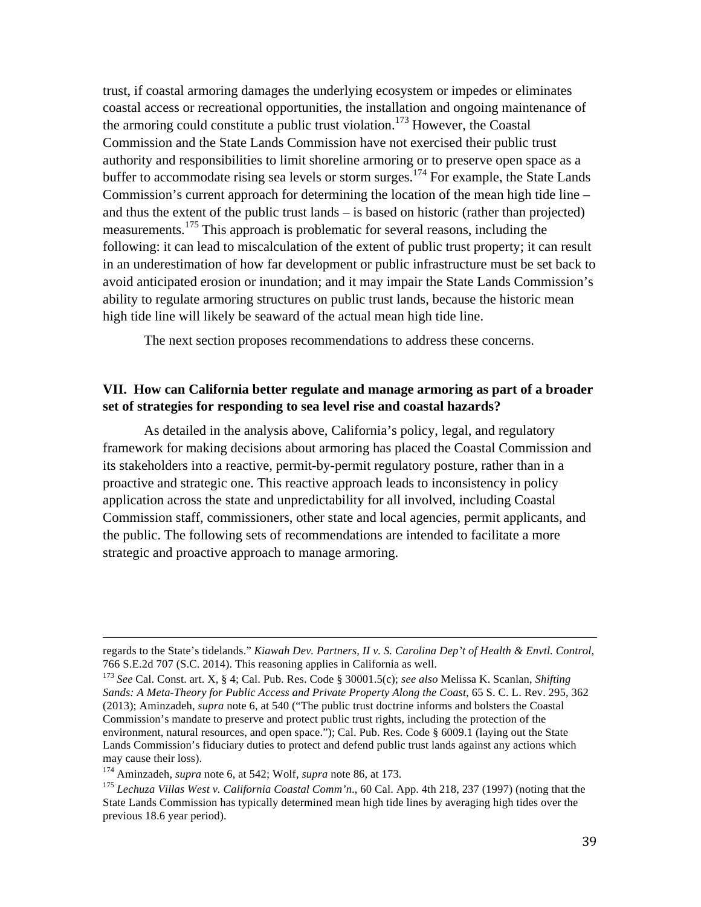trust, if coastal armoring damages the underlying ecosystem or impedes or eliminates coastal access or recreational opportunities, the installation and ongoing maintenance of the armoring could constitute a public trust violation.[173] However, the Coastal Commission and the State Lands Commission have not exercised their public trust authority and responsibilities to limit shoreline armoring or to preserve open space as a buffer to accommodate rising sea levels or storm surges.[174] For example, the State Lands Commission's current approach for determining the location of the mean high tide line – and thus the extent of the public trust lands – is based on historic (rather than projected) measurements.[175] This approach is problematic for several reasons, including the following: it can lead to miscalculation of the extent of public trust property; it can result in an underestimation of how far development or public infrastructure must be set back to avoid anticipated erosion or inundation; and it may impair the State Lands Commission's ability to regulate armoring structures on public trust lands, because the historic mean high tide line will likely be seaward of the actual mean high tide line.

The next section proposes recommendations to address these concerns.

## VII. How can California better regulate and manage armoring as part of a broader set of strategies for responding to sea level rise and coastal hazards?

As detailed in the analysis above, California's policy, legal, and regulatory framework for making decisions about armoring has placed the Coastal Commission and its stakeholders into a reactive, permit-by-permit regulatory posture, rather than in a proactive and strategic one. This reactive approach leads to inconsistency in policy application across the state and unpredictability for all involved, including Coastal Commission staff, commissioners, other state and local agencies, permit applicants, and the public. The following sets of recommendations are intended to facilitate a more strategic and proactive approach to manage armoring.

---

regards to the State's tidelands." *Kiawah Dev. Partners, II v. S. Carolina Dep't of Health & Envtl. Control*, 766 S.E.2d 707 (S.C. 2014). This reasoning applies in California as well.

[173] *See* Cal. Const. art. X, § 4; Cal. Pub. Res. Code § 30001.5(c); *see also* Melissa K. Scanlan, *Shifting Sands: A Meta-Theory for Public Access and Private Property Along the Coast*, 65 S. C. L. Rev. 295, 362 (2013); Aminzadeh, *supra* note 6, at 540 ("The public trust doctrine informs and bolsters the Coastal Commission's mandate to preserve and protect public trust rights, including the protection of the environment, natural resources, and open space."); Cal. Pub. Res. Code § 6009.1 (laying out the State Lands Commission's fiduciary duties to protect and defend public trust lands against any actions which may cause their loss).

[174] Aminzadeh, *supra* note 6, at 542; Wolf, *supra* note 86, at 173.

[175] *Lechuza Villas West v. California Coastal Comm'n*., 60 Cal. App. 4th 218, 237 (1997) (noting that the State Lands Commission has typically determined mean high tide lines by averaging high tides over the previous 18.6 year period).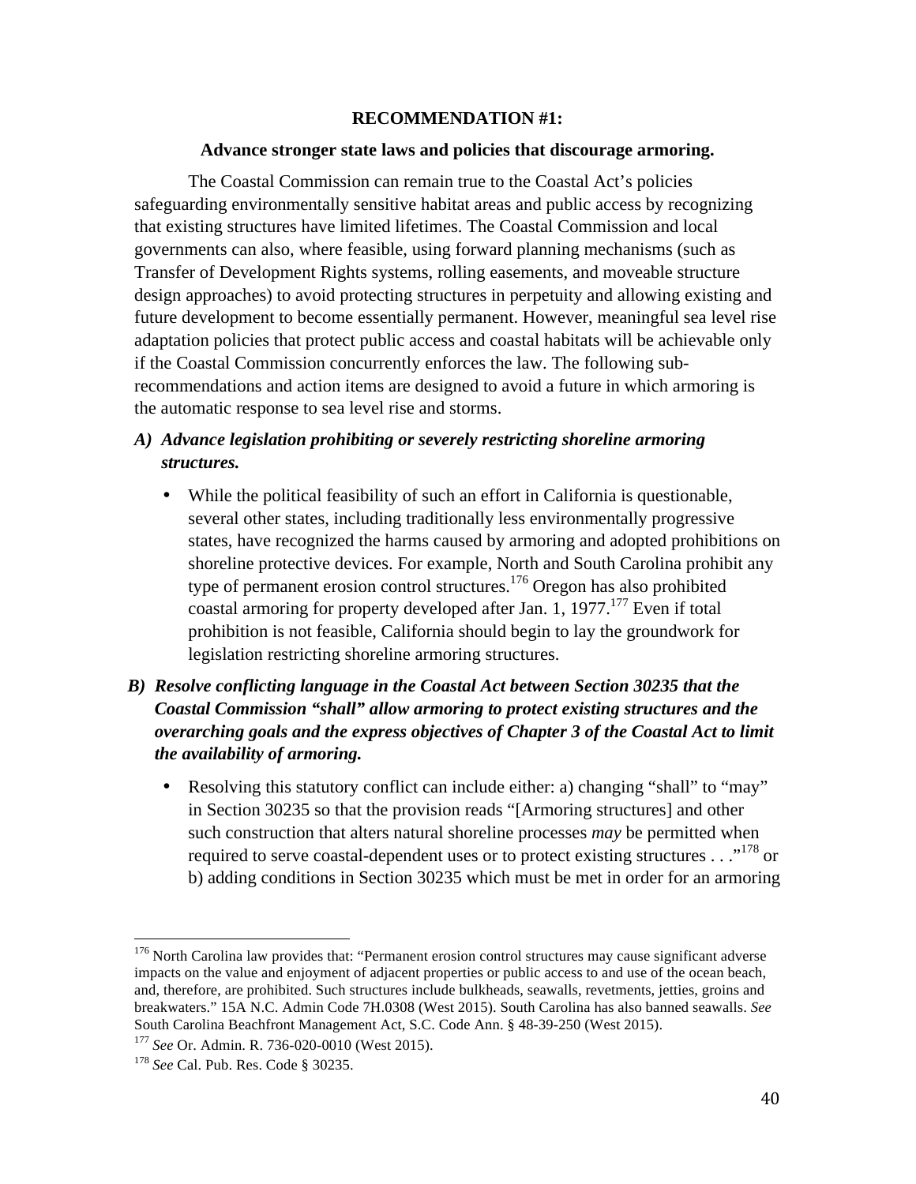**RECOMMENDATION #1:**

**Advance stronger state laws and policies that discourage armoring.**

The Coastal Commission can remain true to the Coastal Act's policies safeguarding environmentally sensitive habitat areas and public access by recognizing that existing structures have limited lifetimes. The Coastal Commission and local governments can also, where feasible, using forward planning mechanisms (such as Transfer of Development Rights systems, rolling easements, and moveable structure design approaches) to avoid protecting structures in perpetuity and allowing existing and future development to become essentially permanent. However, meaningful sea level rise adaptation policies that protect public access and coastal habitats will be achievable only if the Coastal Commission concurrently enforces the law. The following sub-recommendations and action items are designed to avoid a future in which armoring is the automatic response to sea level rise and storms.

***A) Advance legislation prohibiting or severely restricting shoreline armoring structures.***

- While the political feasibility of such an effort in California is questionable, several other states, including traditionally less environmentally progressive states, have recognized the harms caused by armoring and adopted prohibitions on shoreline protective devices. For example, North and South Carolina prohibit any type of permanent erosion control structures.[176] Oregon has also prohibited coastal armoring for property developed after Jan. 1, 1977.[177] Even if total prohibition is not feasible, California should begin to lay the groundwork for legislation restricting shoreline armoring structures.

***B) Resolve conflicting language in the Coastal Act between Section 30235 that the Coastal Commission "shall" allow armoring to protect existing structures and the overarching goals and the express objectives of Chapter 3 of the Coastal Act to limit the availability of armoring.***

- Resolving this statutory conflict can include either: a) changing "shall" to "may" in Section 30235 so that the provision reads "[Armoring structures] and other such construction that alters natural shoreline processes *may* be permitted when required to serve coastal-dependent uses or to protect existing structures . . ."[178] or b) adding conditions in Section 30235 which must be met in order for an armoring

---

[176] North Carolina law provides that: "Permanent erosion control structures may cause significant adverse impacts on the value and enjoyment of adjacent properties or public access to and use of the ocean beach, and, therefore, are prohibited. Such structures include bulkheads, seawalls, revetments, jetties, groins and breakwaters." 15A N.C. Admin Code 7H.0308 (West 2015). South Carolina has also banned seawalls. *See* South Carolina Beachfront Management Act, S.C. Code Ann. § 48-39-250 (West 2015).

[177] *See* Or. Admin. R. 736-020-0010 (West 2015).

[178] *See* Cal. Pub. Res. Code § 30235.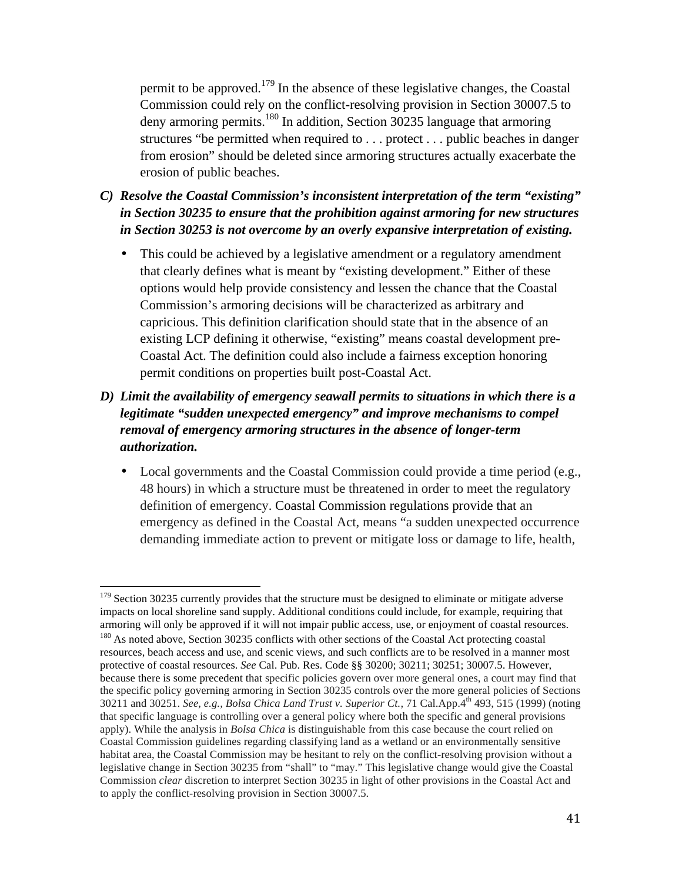permit to be approved.[179] In the absence of these legislative changes, the Coastal Commission could rely on the conflict-resolving provision in Section 30007.5 to deny armoring permits.[180] In addition, Section 30235 language that armoring structures "be permitted when required to . . . protect . . . public beaches in danger from erosion" should be deleted since armoring structures actually exacerbate the erosion of public beaches.

***C) Resolve the Coastal Commission's inconsistent interpretation of the term "existing" in Section 30235 to ensure that the prohibition against armoring for new structures in Section 30253 is not overcome by an overly expansive interpretation of existing.***

- This could be achieved by a legislative amendment or a regulatory amendment that clearly defines what is meant by "existing development." Either of these options would help provide consistency and lessen the chance that the Coastal Commission's armoring decisions will be characterized as arbitrary and capricious. This definition clarification should state that in the absence of an existing LCP defining it otherwise, "existing" means coastal development pre-Coastal Act. The definition could also include a fairness exception honoring permit conditions on properties built post-Coastal Act.

***D) Limit the availability of emergency seawall permits to situations in which there is a legitimate "sudden unexpected emergency" and improve mechanisms to compel removal of emergency armoring structures in the absence of longer-term authorization.***

- Local governments and the Coastal Commission could provide a time period (e.g., 48 hours) in which a structure must be threatened in order to meet the regulatory definition of emergency. Coastal Commission regulations provide that an emergency as defined in the Coastal Act, means "a sudden unexpected occurrence demanding immediate action to prevent or mitigate loss or damage to life, health,

---

[179] Section 30235 currently provides that the structure must be designed to eliminate or mitigate adverse impacts on local shoreline sand supply. Additional conditions could include, for example, requiring that armoring will only be approved if it will not impair public access, use, or enjoyment of coastal resources.

[180] As noted above, Section 30235 conflicts with other sections of the Coastal Act protecting coastal resources, beach access and use, and scenic views, and such conflicts are to be resolved in a manner most protective of coastal resources. *See* Cal. Pub. Res. Code §§ 30200; 30211; 30251; 30007.5. However, because there is some precedent that specific policies govern over more general ones, a court may find that the specific policy governing armoring in Section 30235 controls over the more general policies of Sections 30211 and 30251. *See, e.g., Bolsa Chica Land Trust v. Superior Ct.*, 71 Cal.App.4th 493, 515 (1999) (noting that specific language is controlling over a general policy where both the specific and general provisions apply). While the analysis in *Bolsa Chica* is distinguishable from this case because the court relied on Coastal Commission guidelines regarding classifying land as a wetland or an environmentally sensitive habitat area, the Coastal Commission may be hesitant to rely on the conflict-resolving provision without a legislative change in Section 30235 from "shall" to "may." This legislative change would give the Coastal Commission *clear* discretion to interpret Section 30235 in light of other provisions in the Coastal Act and to apply the conflict-resolving provision in Section 30007.5.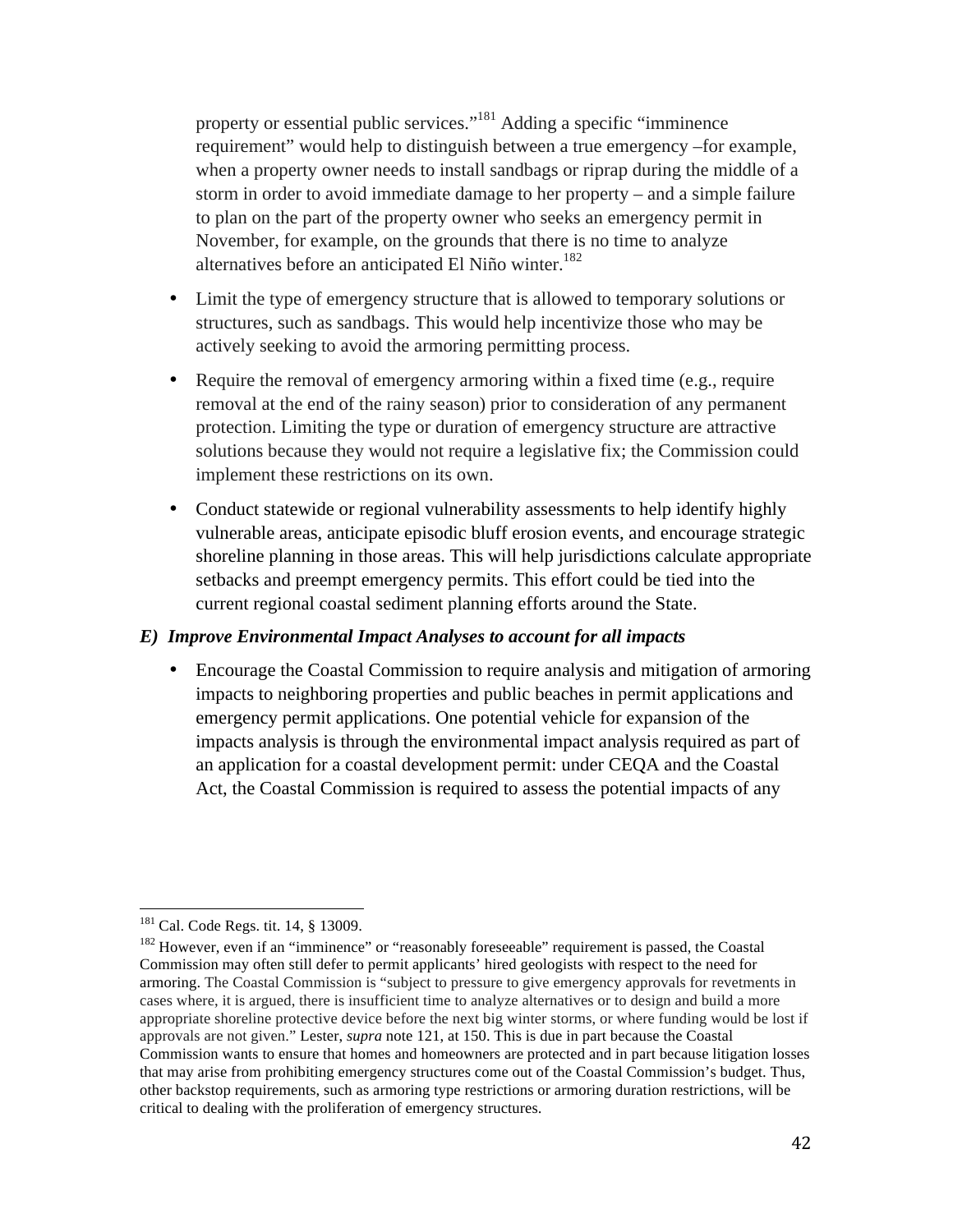property or essential public services."[181] Adding a specific "imminence requirement" would help to distinguish between a true emergency –for example, when a property owner needs to install sandbags or riprap during the middle of a storm in order to avoid immediate damage to her property – and a simple failure to plan on the part of the property owner who seeks an emergency permit in November, for example, on the grounds that there is no time to analyze alternatives before an anticipated El Niño winter.[182]

- Limit the type of emergency structure that is allowed to temporary solutions or structures, such as sandbags. This would help incentivize those who may be actively seeking to avoid the armoring permitting process.
- Require the removal of emergency armoring within a fixed time (e.g., require removal at the end of the rainy season) prior to consideration of any permanent protection. Limiting the type or duration of emergency structure are attractive solutions because they would not require a legislative fix; the Commission could implement these restrictions on its own.
- Conduct statewide or regional vulnerability assessments to help identify highly vulnerable areas, anticipate episodic bluff erosion events, and encourage strategic shoreline planning in those areas. This will help jurisdictions calculate appropriate setbacks and preempt emergency permits. This effort could be tied into the current regional coastal sediment planning efforts around the State.

### *E) Improve Environmental Impact Analyses to account for all impacts*

- Encourage the Coastal Commission to require analysis and mitigation of armoring impacts to neighboring properties and public beaches in permit applications and emergency permit applications. One potential vehicle for expansion of the impacts analysis is through the environmental impact analysis required as part of an application for a coastal development permit: under CEQA and the Coastal Act, the Coastal Commission is required to assess the potential impacts of any

---

[181] Cal. Code Regs. tit. 14, § 13009.

[182] However, even if an "imminence" or "reasonably foreseeable" requirement is passed, the Coastal Commission may often still defer to permit applicants' hired geologists with respect to the need for armoring. The Coastal Commission is "subject to pressure to give emergency approvals for revetments in cases where, it is argued, there is insufficient time to analyze alternatives or to design and build a more appropriate shoreline protective device before the next big winter storms, or where funding would be lost if approvals are not given." Lester, *supra* note 121, at 150. This is due in part because the Coastal Commission wants to ensure that homes and homeowners are protected and in part because litigation losses that may arise from prohibiting emergency structures come out of the Coastal Commission's budget. Thus, other backstop requirements, such as armoring type restrictions or armoring duration restrictions, will be critical to dealing with the proliferation of emergency structures.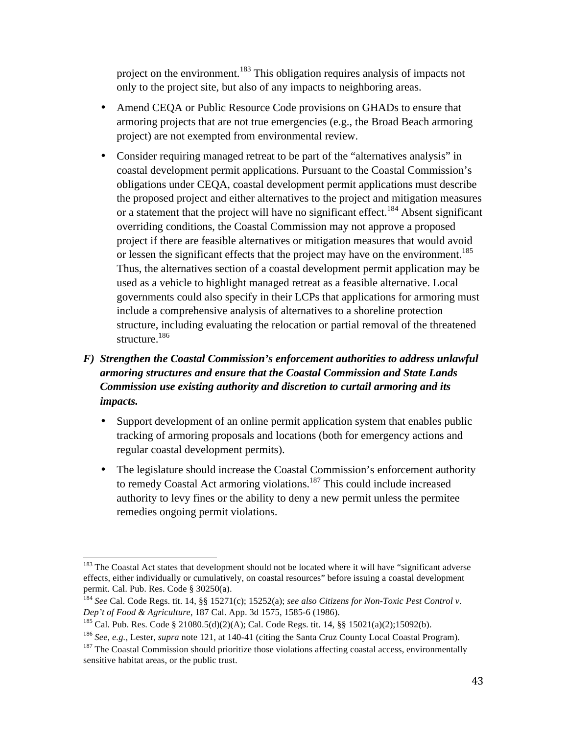project on the environment.[183] This obligation requires analysis of impacts not only to the project site, but also of any impacts to neighboring areas.

- Amend CEQA or Public Resource Code provisions on GHADs to ensure that armoring projects that are not true emergencies (e.g., the Broad Beach armoring project) are not exempted from environmental review.
- Consider requiring managed retreat to be part of the "alternatives analysis" in coastal development permit applications. Pursuant to the Coastal Commission's obligations under CEQA, coastal development permit applications must describe the proposed project and either alternatives to the project and mitigation measures or a statement that the project will have no significant effect.[184] Absent significant overriding conditions, the Coastal Commission may not approve a proposed project if there are feasible alternatives or mitigation measures that would avoid or lessen the significant effects that the project may have on the environment.[185] Thus, the alternatives section of a coastal development permit application may be used as a vehicle to highlight managed retreat as a feasible alternative. Local governments could also specify in their LCPs that applications for armoring must include a comprehensive analysis of alternatives to a shoreline protection structure, including evaluating the relocation or partial removal of the threatened structure.[186]

F) ***Strengthen the Coastal Commission's enforcement authorities to address unlawful armoring structures and ensure that the Coastal Commission and State Lands Commission use existing authority and discretion to curtail armoring and its impacts.***

- Support development of an online permit application system that enables public tracking of armoring proposals and locations (both for emergency actions and regular coastal development permits).
- The legislature should increase the Coastal Commission's enforcement authority to remedy Coastal Act armoring violations.[187] This could include increased authority to levy fines or the ability to deny a new permit unless the permitee remedies ongoing permit violations.

---

[183] The Coastal Act states that development should not be located where it will have "significant adverse effects, either individually or cumulatively, on coastal resources" before issuing a coastal development permit. Cal. Pub. Res. Code § 30250(a).

[184] *See* Cal. Code Regs. tit. 14, §§ 15271(c); 15252(a); *see also Citizens for Non-Toxic Pest Control v. Dep't of Food & Agriculture*, 187 Cal. App. 3d 1575, 1585-6 (1986).

[185] Cal. Pub. Res. Code § 21080.5(d)(2)(A); Cal. Code Regs. tit. 14, §§ 15021(a)(2);15092(b).

[186] *See, e.g.*, Lester, *supra* note 121, at 140-41 (citing the Santa Cruz County Local Coastal Program).

[187] The Coastal Commission should prioritize those violations affecting coastal access, environmentally sensitive habitat areas, or the public trust.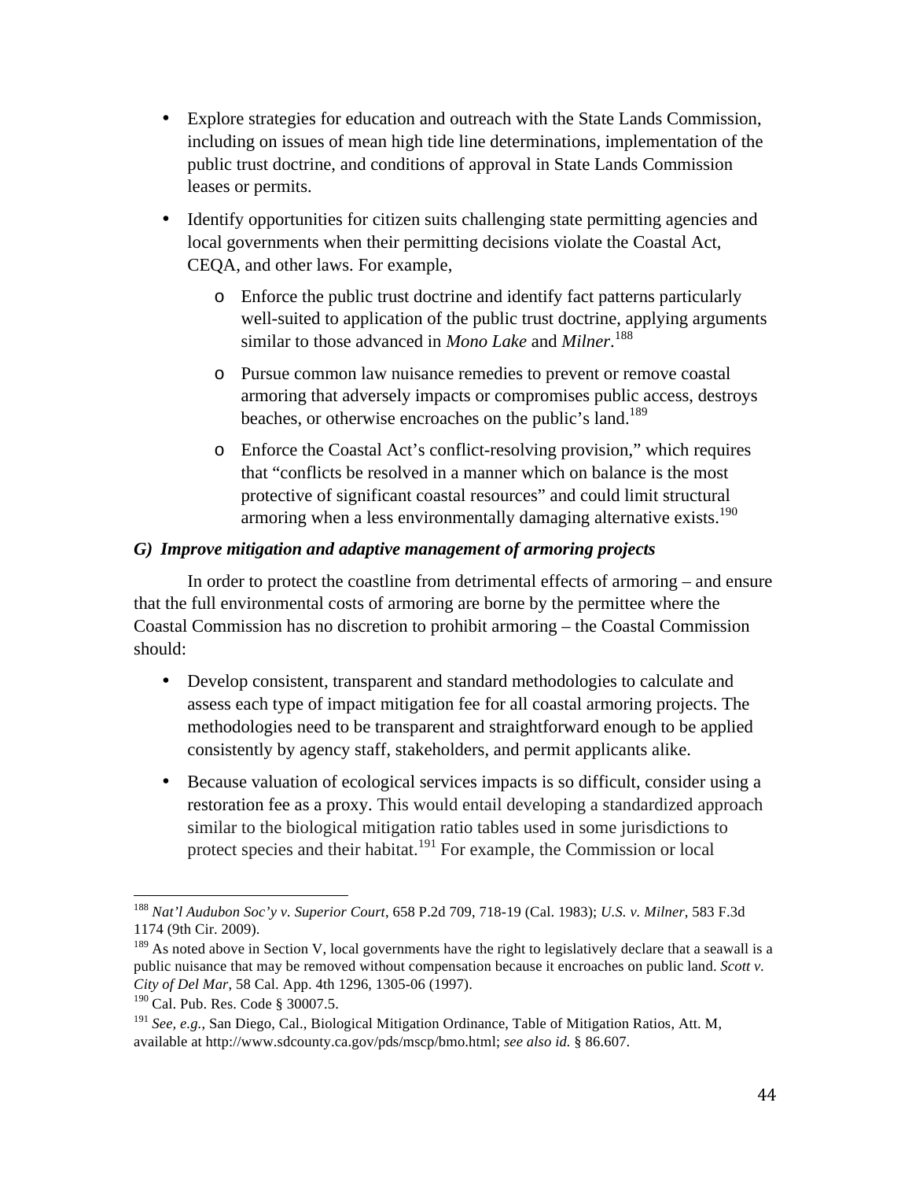- Explore strategies for education and outreach with the State Lands Commission, including on issues of mean high tide line determinations, implementation of the public trust doctrine, and conditions of approval in State Lands Commission leases or permits.

- Identify opportunities for citizen suits challenging state permitting agencies and local governments when their permitting decisions violate the Coastal Act, CEQA, and other laws. For example,

  - Enforce the public trust doctrine and identify fact patterns particularly well-suited to application of the public trust doctrine, applying arguments similar to those advanced in *Mono Lake* and *Milner*.[188]

  - Pursue common law nuisance remedies to prevent or remove coastal armoring that adversely impacts or compromises public access, destroys beaches, or otherwise encroaches on the public's land.[189]

  - Enforce the Coastal Act's conflict-resolving provision," which requires that "conflicts be resolved in a manner which on balance is the most protective of significant coastal resources" and could limit structural armoring when a less environmentally damaging alternative exists.[190]

***G) Improve mitigation and adaptive management of armoring projects***

In order to protect the coastline from detrimental effects of armoring – and ensure that the full environmental costs of armoring are borne by the permittee where the Coastal Commission has no discretion to prohibit armoring – the Coastal Commission should:

- Develop consistent, transparent and standard methodologies to calculate and assess each type of impact mitigation fee for all coastal armoring projects. The methodologies need to be transparent and straightforward enough to be applied consistently by agency staff, stakeholders, and permit applicants alike.

- Because valuation of ecological services impacts is so difficult, consider using a restoration fee as a proxy. This would entail developing a standardized approach similar to the biological mitigation ratio tables used in some jurisdictions to protect species and their habitat.[191] For example, the Commission or local

---

[188] *Nat'l Audubon Soc'y v. Superior Court*, 658 P.2d 709, 718-19 (Cal. 1983); *U.S. v. Milner*, 583 F.3d 1174 (9th Cir. 2009).

[189] As noted above in Section V, local governments have the right to legislatively declare that a seawall is a public nuisance that may be removed without compensation because it encroaches on public land. *Scott v. City of Del Mar*, 58 Cal. App. 4th 1296, 1305-06 (1997).

[190] Cal. Pub. Res. Code § 30007.5.

[191] *See, e.g.*, San Diego, Cal., Biological Mitigation Ordinance, Table of Mitigation Ratios, Att. M, available at http://www.sdcounty.ca.gov/pds/mscp/bmo.html; *see also id.* § 86.607.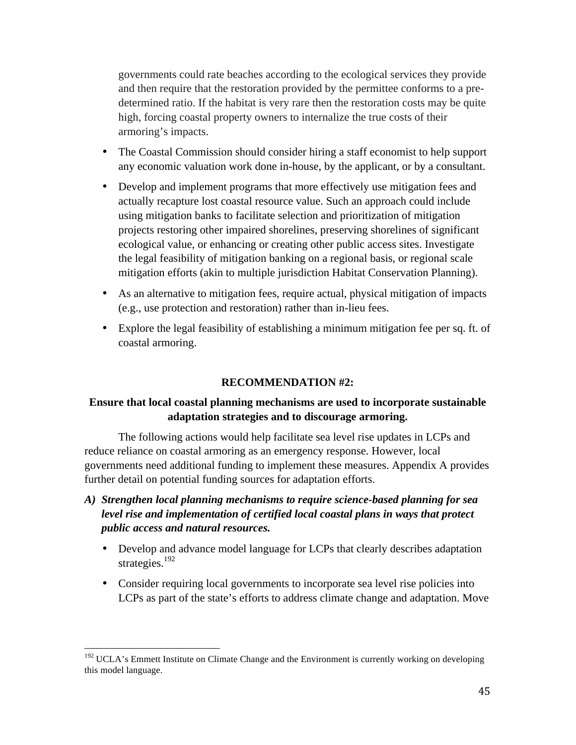governments could rate beaches according to the ecological services they provide and then require that the restoration provided by the permittee conforms to a pre-determined ratio. If the habitat is very rare then the restoration costs may be quite high, forcing coastal property owners to internalize the true costs of their armoring's impacts.

- The Coastal Commission should consider hiring a staff economist to help support any economic valuation work done in-house, by the applicant, or by a consultant.
- Develop and implement programs that more effectively use mitigation fees and actually recapture lost coastal resource value. Such an approach could include using mitigation banks to facilitate selection and prioritization of mitigation projects restoring other impaired shorelines, preserving shorelines of significant ecological value, or enhancing or creating other public access sites. Investigate the legal feasibility of mitigation banking on a regional basis, or regional scale mitigation efforts (akin to multiple jurisdiction Habitat Conservation Planning).
- As an alternative to mitigation fees, require actual, physical mitigation of impacts (e.g., use protection and restoration) rather than in-lieu fees.
- Explore the legal feasibility of establishing a minimum mitigation fee per sq. ft. of coastal armoring.

**RECOMMENDATION #2:**

**Ensure that local coastal planning mechanisms are used to incorporate sustainable adaptation strategies and to discourage armoring.**

The following actions would help facilitate sea level rise updates in LCPs and reduce reliance on coastal armoring as an emergency response. However, local governments need additional funding to implement these measures. Appendix A provides further detail on potential funding sources for adaptation efforts.

***A) Strengthen local planning mechanisms to require science-based planning for sea level rise and implementation of certified local coastal plans in ways that protect public access and natural resources.***

- Develop and advance model language for LCPs that clearly describes adaptation strategies.[192]
- Consider requiring local governments to incorporate sea level rise policies into LCPs as part of the state's efforts to address climate change and adaptation. Move

[192] UCLA's Emmett Institute on Climate Change and the Environment is currently working on developing this model language.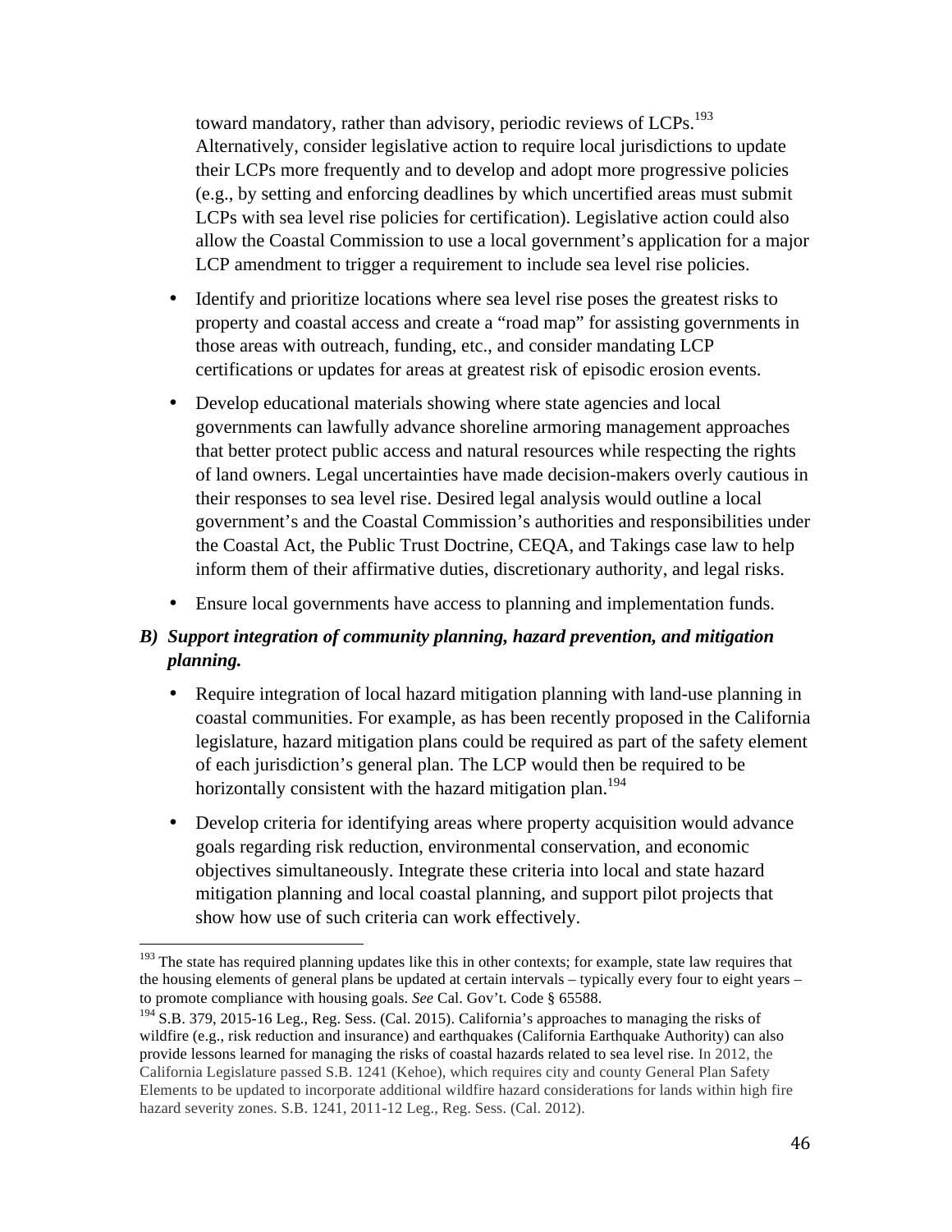toward mandatory, rather than advisory, periodic reviews of LCPs.[193] Alternatively, consider legislative action to require local jurisdictions to update their LCPs more frequently and to develop and adopt more progressive policies (e.g., by setting and enforcing deadlines by which uncertified areas must submit LCPs with sea level rise policies for certification). Legislative action could also allow the Coastal Commission to use a local government's application for a major LCP amendment to trigger a requirement to include sea level rise policies.

- Identify and prioritize locations where sea level rise poses the greatest risks to property and coastal access and create a "road map" for assisting governments in those areas with outreach, funding, etc., and consider mandating LCP certifications or updates for areas at greatest risk of episodic erosion events.
- Develop educational materials showing where state agencies and local governments can lawfully advance shoreline armoring management approaches that better protect public access and natural resources while respecting the rights of land owners. Legal uncertainties have made decision-makers overly cautious in their responses to sea level rise. Desired legal analysis would outline a local government's and the Coastal Commission's authorities and responsibilities under the Coastal Act, the Public Trust Doctrine, CEQA, and Takings case law to help inform them of their affirmative duties, discretionary authority, and legal risks.
- Ensure local governments have access to planning and implementation funds.

***B) Support integration of community planning, hazard prevention, and mitigation planning.***

- Require integration of local hazard mitigation planning with land-use planning in coastal communities. For example, as has been recently proposed in the California legislature, hazard mitigation plans could be required as part of the safety element of each jurisdiction's general plan. The LCP would then be required to be horizontally consistent with the hazard mitigation plan.[194]
- Develop criteria for identifying areas where property acquisition would advance goals regarding risk reduction, environmental conservation, and economic objectives simultaneously. Integrate these criteria into local and state hazard mitigation planning and local coastal planning, and support pilot projects that show how use of such criteria can work effectively.

---

[193] The state has required planning updates like this in other contexts; for example, state law requires that the housing elements of general plans be updated at certain intervals – typically every four to eight years – to promote compliance with housing goals. *See* Cal. Gov't. Code § 65588.

[194] S.B. 379, 2015-16 Leg., Reg. Sess. (Cal. 2015). California's approaches to managing the risks of wildfire (e.g., risk reduction and insurance) and earthquakes (California Earthquake Authority) can also provide lessons learned for managing the risks of coastal hazards related to sea level rise. In 2012, the California Legislature passed S.B. 1241 (Kehoe), which requires city and county General Plan Safety Elements to be updated to incorporate additional wildfire hazard considerations for lands within high fire hazard severity zones. S.B. 1241, 2011-12 Leg., Reg. Sess. (Cal. 2012).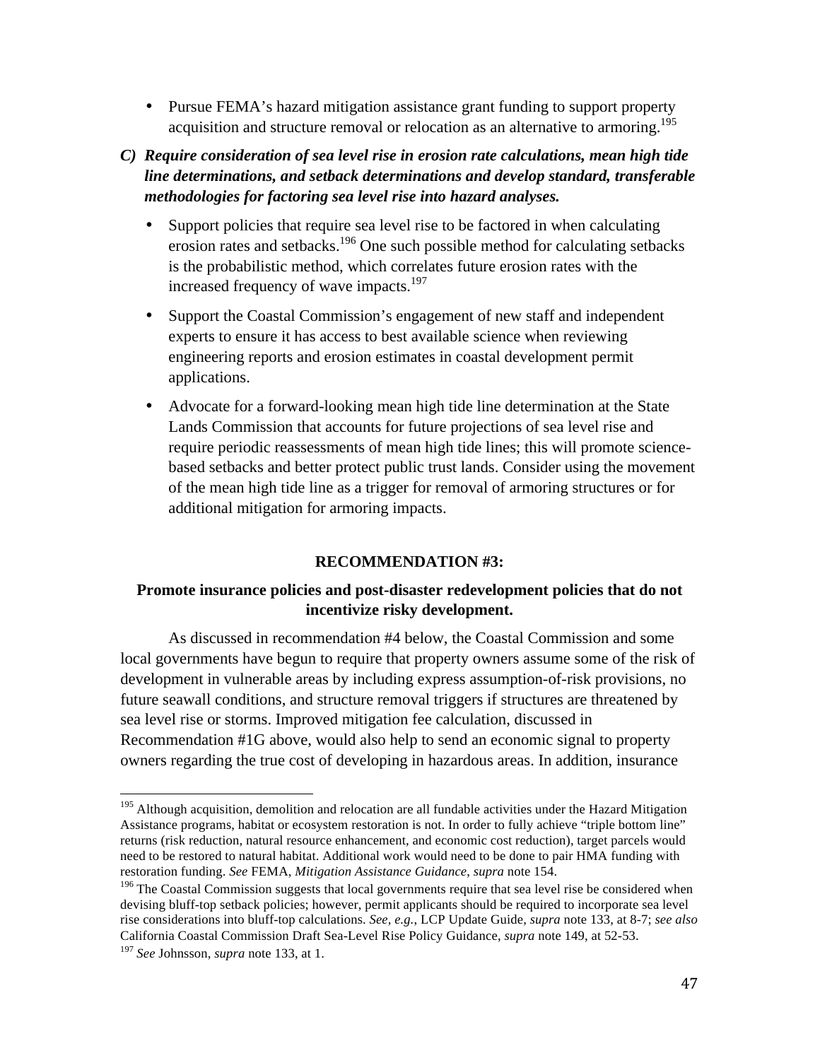- Pursue FEMA's hazard mitigation assistance grant funding to support property acquisition and structure removal or relocation as an alternative to armoring.[195]

***C) Require consideration of sea level rise in erosion rate calculations, mean high tide line determinations, and setback determinations and develop standard, transferable methodologies for factoring sea level rise into hazard analyses.***

- Support policies that require sea level rise to be factored in when calculating erosion rates and setbacks.[196] One such possible method for calculating setbacks is the probabilistic method, which correlates future erosion rates with the increased frequency of wave impacts.[197]
- Support the Coastal Commission's engagement of new staff and independent experts to ensure it has access to best available science when reviewing engineering reports and erosion estimates in coastal development permit applications.
- Advocate for a forward-looking mean high tide line determination at the State Lands Commission that accounts for future projections of sea level rise and require periodic reassessments of mean high tide lines; this will promote science-based setbacks and better protect public trust lands. Consider using the movement of the mean high tide line as a trigger for removal of armoring structures or for additional mitigation for armoring impacts.

**RECOMMENDATION #3:**

**Promote insurance policies and post-disaster redevelopment policies that do not incentivize risky development.**

As discussed in recommendation #4 below, the Coastal Commission and some local governments have begun to require that property owners assume some of the risk of development in vulnerable areas by including express assumption-of-risk provisions, no future seawall conditions, and structure removal triggers if structures are threatened by sea level rise or storms. Improved mitigation fee calculation, discussed in Recommendation #1G above, would also help to send an economic signal to property owners regarding the true cost of developing in hazardous areas. In addition, insurance

---

[195] Although acquisition, demolition and relocation are all fundable activities under the Hazard Mitigation Assistance programs, habitat or ecosystem restoration is not. In order to fully achieve "triple bottom line" returns (risk reduction, natural resource enhancement, and economic cost reduction), target parcels would need to be restored to natural habitat. Additional work would need to be done to pair HMA funding with restoration funding. *See* FEMA, *Mitigation Assistance Guidance*, *supra* note 154.

[196] The Coastal Commission suggests that local governments require that sea level rise be considered when devising bluff-top setback policies; however, permit applicants should be required to incorporate sea level rise considerations into bluff-top calculations. *See, e.g.*, LCP Update Guide, *supra* note 133, at 8-7; *see also* California Coastal Commission Draft Sea-Level Rise Policy Guidance, *supra* note 149, at 52-53.

[197] *See* Johnsson, *supra* note 133, at 1.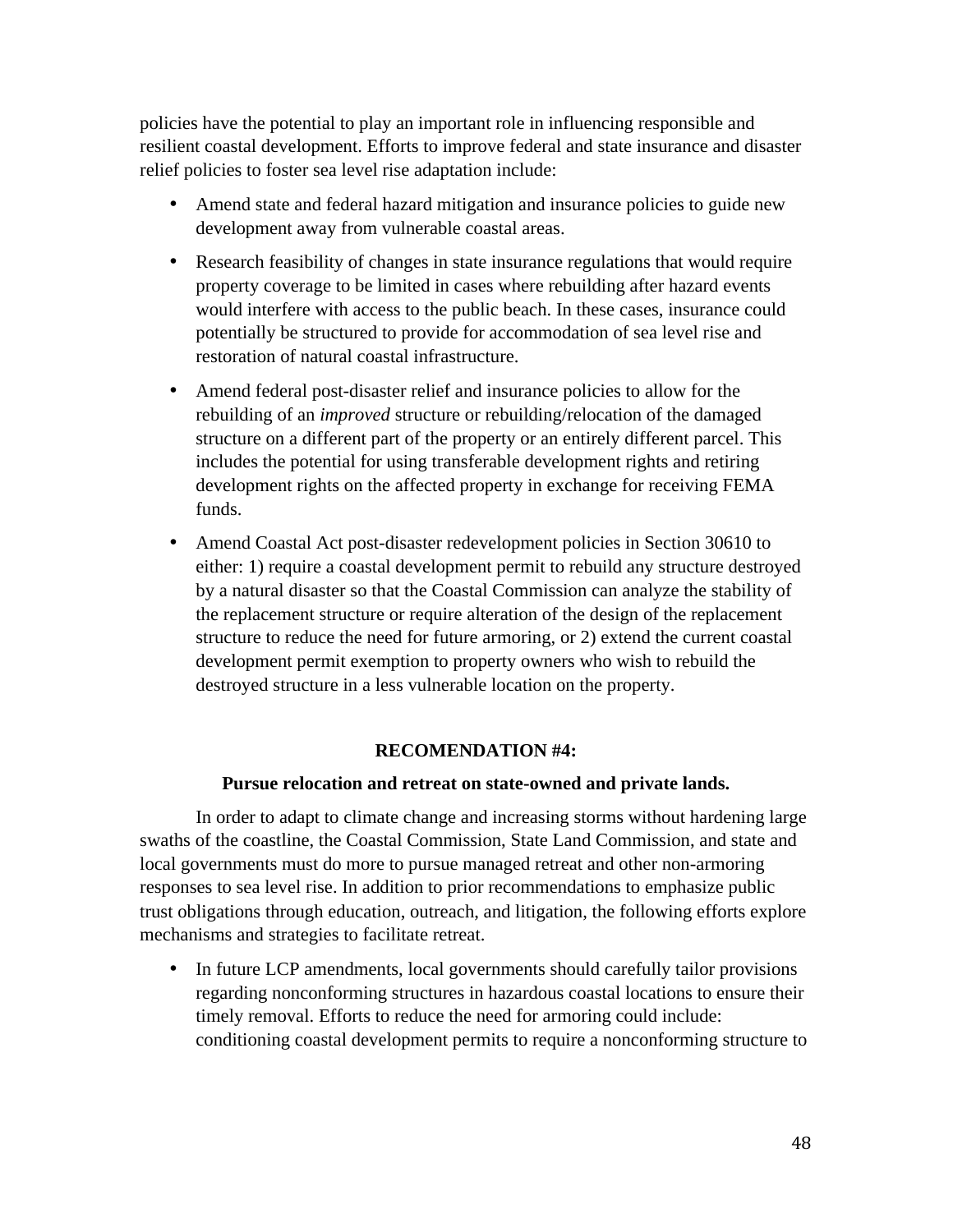policies have the potential to play an important role in influencing responsible and resilient coastal development. Efforts to improve federal and state insurance and disaster relief policies to foster sea level rise adaptation include:

- Amend state and federal hazard mitigation and insurance policies to guide new development away from vulnerable coastal areas.
- Research feasibility of changes in state insurance regulations that would require property coverage to be limited in cases where rebuilding after hazard events would interfere with access to the public beach. In these cases, insurance could potentially be structured to provide for accommodation of sea level rise and restoration of natural coastal infrastructure.
- Amend federal post-disaster relief and insurance policies to allow for the rebuilding of an *improved* structure or rebuilding/relocation of the damaged structure on a different part of the property or an entirely different parcel. This includes the potential for using transferable development rights and retiring development rights on the affected property in exchange for receiving FEMA funds.
- Amend Coastal Act post-disaster redevelopment policies in Section 30610 to either: 1) require a coastal development permit to rebuild any structure destroyed by a natural disaster so that the Coastal Commission can analyze the stability of the replacement structure or require alteration of the design of the replacement structure to reduce the need for future armoring, or 2) extend the current coastal development permit exemption to property owners who wish to rebuild the destroyed structure in a less vulnerable location on the property.

**RECOMENDATION #4:**

**Pursue relocation and retreat on state-owned and private lands.**

In order to adapt to climate change and increasing storms without hardening large swaths of the coastline, the Coastal Commission, State Land Commission, and state and local governments must do more to pursue managed retreat and other non-armoring responses to sea level rise. In addition to prior recommendations to emphasize public trust obligations through education, outreach, and litigation, the following efforts explore mechanisms and strategies to facilitate retreat.

- In future LCP amendments, local governments should carefully tailor provisions regarding nonconforming structures in hazardous coastal locations to ensure their timely removal. Efforts to reduce the need for armoring could include: conditioning coastal development permits to require a nonconforming structure to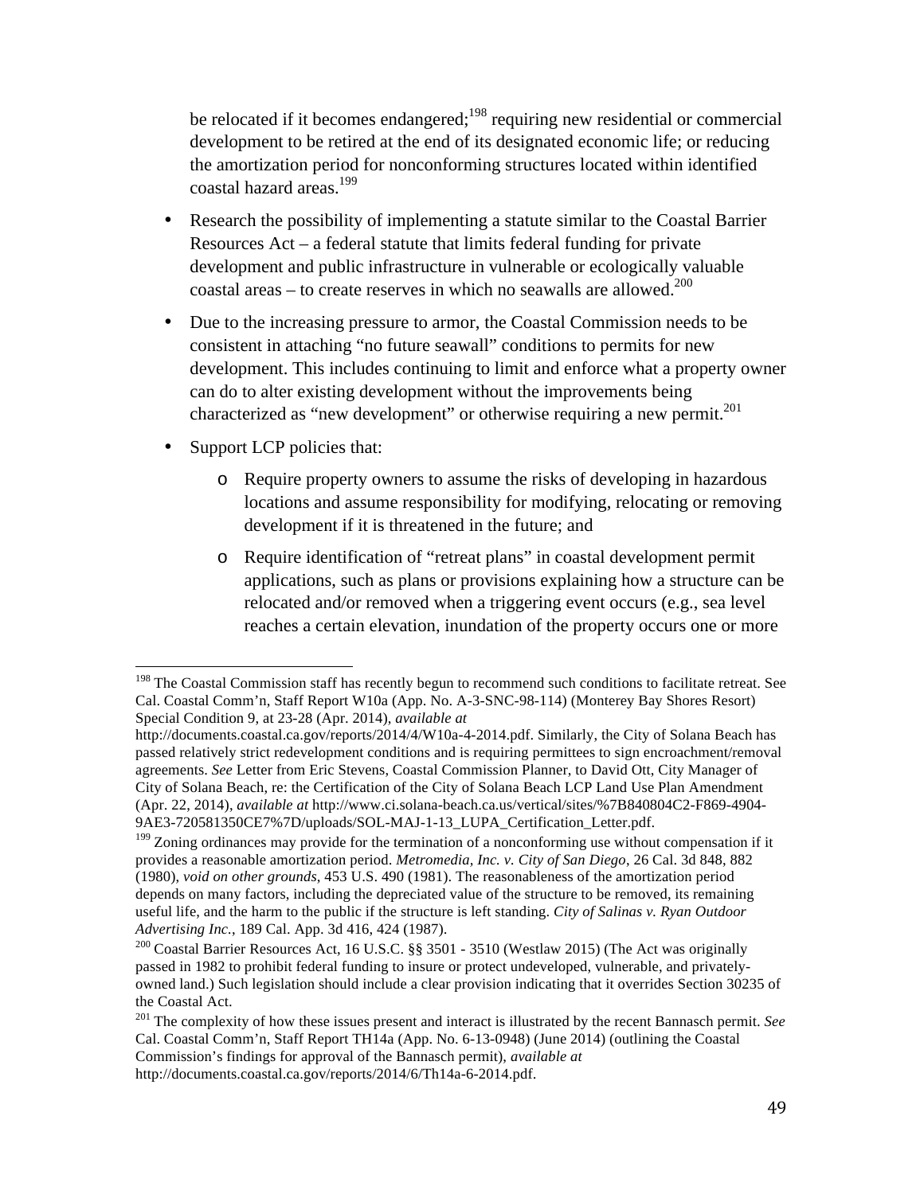be relocated if it becomes endangered;[198] requiring new residential or commercial development to be retired at the end of its designated economic life; or reducing the amortization period for nonconforming structures located within identified coastal hazard areas.[199]

- Research the possibility of implementing a statute similar to the Coastal Barrier Resources Act – a federal statute that limits federal funding for private development and public infrastructure in vulnerable or ecologically valuable coastal areas – to create reserves in which no seawalls are allowed.[200]

- Due to the increasing pressure to armor, the Coastal Commission needs to be consistent in attaching "no future seawall" conditions to permits for new development. This includes continuing to limit and enforce what a property owner can do to alter existing development without the improvements being characterized as "new development" or otherwise requiring a new permit.[201]

- Support LCP policies that:
    - Require property owners to assume the risks of developing in hazardous locations and assume responsibility for modifying, relocating or removing development if it is threatened in the future; and
    - Require identification of "retreat plans" in coastal development permit applications, such as plans or provisions explaining how a structure can be relocated and/or removed when a triggering event occurs (e.g., sea level reaches a certain elevation, inundation of the property occurs one or more

---

[198] The Coastal Commission staff has recently begun to recommend such conditions to facilitate retreat. See Cal. Coastal Comm'n, Staff Report W10a (App. No. A-3-SNC-98-114) (Monterey Bay Shores Resort) Special Condition 9, at 23-28 (Apr. 2014), *available at* http://documents.coastal.ca.gov/reports/2014/4/W10a-4-2014.pdf. Similarly, the City of Solana Beach has passed relatively strict redevelopment conditions and is requiring permittees to sign encroachment/removal agreements. *See* Letter from Eric Stevens, Coastal Commission Planner, to David Ott, City Manager of City of Solana Beach, re: the Certification of the City of Solana Beach LCP Land Use Plan Amendment (Apr. 22, 2014), *available at* http://www.ci.solana-beach.ca.us/vertical/sites/%7B840804C2-F869-4904-9AE3-720581350CE7%7D/uploads/SOL-MAJ-1-13_LUPA_Certification_Letter.pdf.

[199] Zoning ordinances may provide for the termination of a nonconforming use without compensation if it provides a reasonable amortization period. *Metromedia, Inc. v. City of San Diego*, 26 Cal. 3d 848, 882 (1980), *void on other grounds*, 453 U.S. 490 (1981). The reasonableness of the amortization period depends on many factors, including the depreciated value of the structure to be removed, its remaining useful life, and the harm to the public if the structure is left standing. *City of Salinas v. Ryan Outdoor Advertising Inc.*, 189 Cal. App. 3d 416, 424 (1987).

[200] Coastal Barrier Resources Act, 16 U.S.C. §§ 3501 - 3510 (Westlaw 2015) (The Act was originally passed in 1982 to prohibit federal funding to insure or protect undeveloped, vulnerable, and privately-owned land.) Such legislation should include a clear provision indicating that it overrides Section 30235 of the Coastal Act.

[201] The complexity of how these issues present and interact is illustrated by the recent Bannasch permit. *See* Cal. Coastal Comm'n, Staff Report TH14a (App. No. 6-13-0948) (June 2014) (outlining the Coastal Commission's findings for approval of the Bannasch permit), *available at* http://documents.coastal.ca.gov/reports/2014/6/Th14a-6-2014.pdf.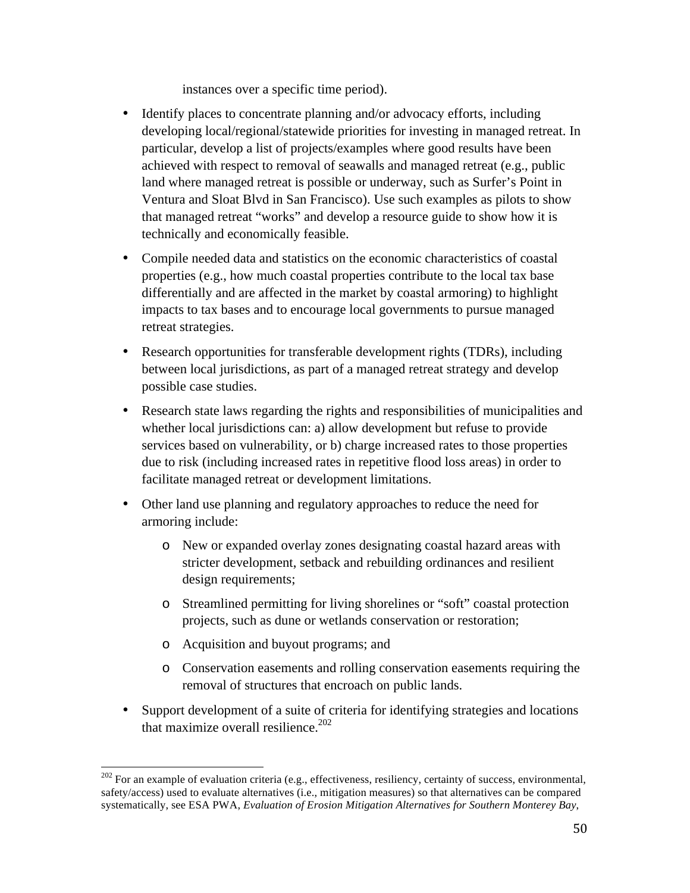instances over a specific time period).

- Identify places to concentrate planning and/or advocacy efforts, including developing local/regional/statewide priorities for investing in managed retreat. In particular, develop a list of projects/examples where good results have been achieved with respect to removal of seawalls and managed retreat (e.g., public land where managed retreat is possible or underway, such as Surfer's Point in Ventura and Sloat Blvd in San Francisco). Use such examples as pilots to show that managed retreat "works" and develop a resource guide to show how it is technically and economically feasible.
- Compile needed data and statistics on the economic characteristics of coastal properties (e.g., how much coastal properties contribute to the local tax base differentially and are affected in the market by coastal armoring) to highlight impacts to tax bases and to encourage local governments to pursue managed retreat strategies.
- Research opportunities for transferable development rights (TDRs), including between local jurisdictions, as part of a managed retreat strategy and develop possible case studies.
- Research state laws regarding the rights and responsibilities of municipalities and whether local jurisdictions can: a) allow development but refuse to provide services based on vulnerability, or b) charge increased rates to those properties due to risk (including increased rates in repetitive flood loss areas) in order to facilitate managed retreat or development limitations.
- Other land use planning and regulatory approaches to reduce the need for armoring include:
  - New or expanded overlay zones designating coastal hazard areas with stricter development, setback and rebuilding ordinances and resilient design requirements;
  - Streamlined permitting for living shorelines or "soft" coastal protection projects, such as dune or wetlands conservation or restoration;
  - Acquisition and buyout programs; and
  - Conservation easements and rolling conservation easements requiring the removal of structures that encroach on public lands.
- Support development of a suite of criteria for identifying strategies and locations that maximize overall resilience.[202]

[202] For an example of evaluation criteria (e.g., effectiveness, resiliency, certainty of success, environmental, safety/access) used to evaluate alternatives (i.e., mitigation measures) so that alternatives can be compared systematically, see ESA PWA, *Evaluation of Erosion Mitigation Alternatives for Southern Monterey Bay*,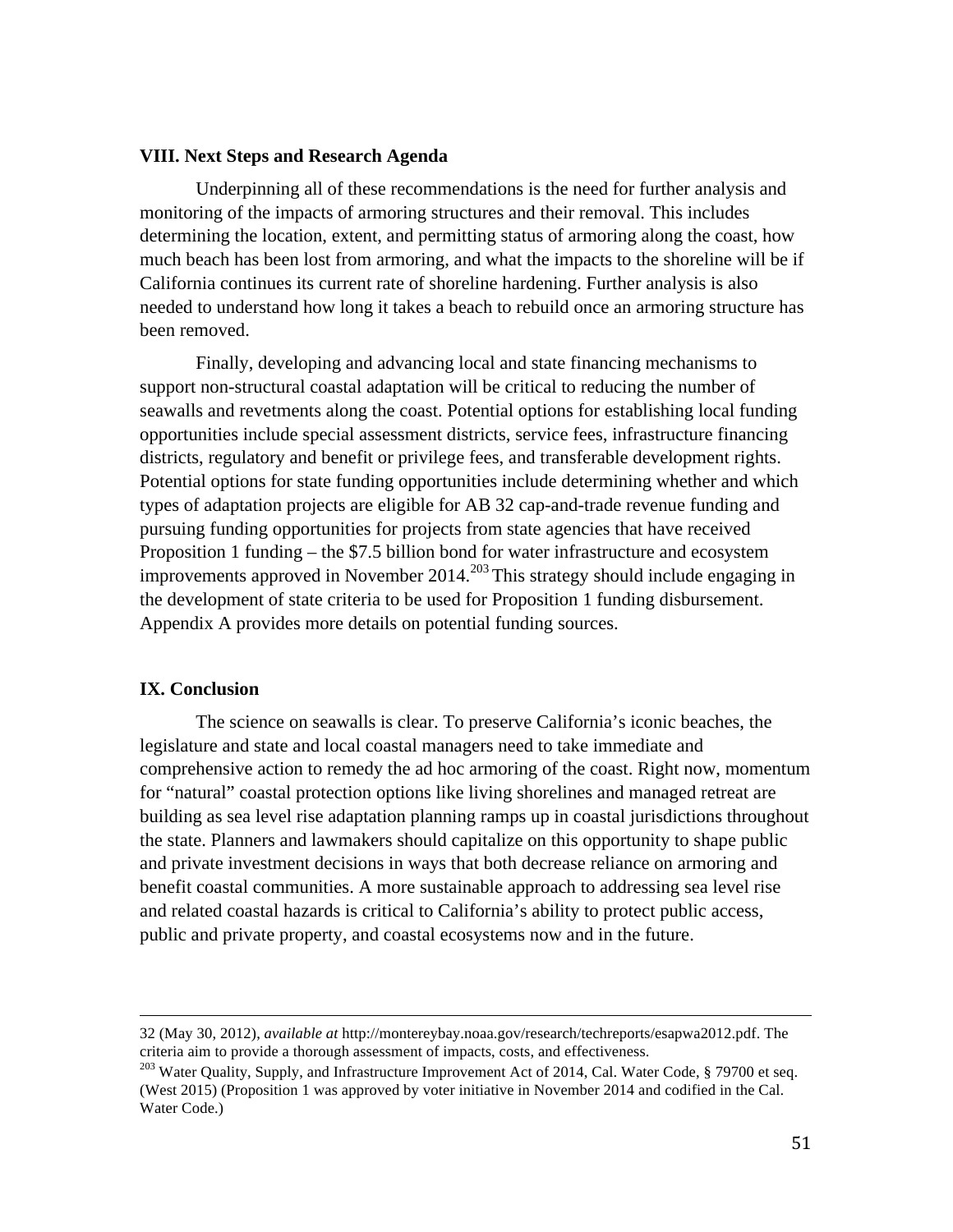### VIII. Next Steps and Research Agenda

Underpinning all of these recommendations is the need for further analysis and monitoring of the impacts of armoring structures and their removal. This includes determining the location, extent, and permitting status of armoring along the coast, how much beach has been lost from armoring, and what the impacts to the shoreline will be if California continues its current rate of shoreline hardening. Further analysis is also needed to understand how long it takes a beach to rebuild once an armoring structure has been removed.

Finally, developing and advancing local and state financing mechanisms to support non-structural coastal adaptation will be critical to reducing the number of seawalls and revetments along the coast. Potential options for establishing local funding opportunities include special assessment districts, service fees, infrastructure financing districts, regulatory and benefit or privilege fees, and transferable development rights. Potential options for state funding opportunities include determining whether and which types of adaptation projects are eligible for AB 32 cap-and-trade revenue funding and pursuing funding opportunities for projects from state agencies that have received Proposition 1 funding – the $7.5 billion bond for water infrastructure and ecosystem improvements approved in November 2014.[203] This strategy should include engaging in the development of state criteria to be used for Proposition 1 funding disbursement. Appendix A provides more details on potential funding sources.

### IX. Conclusion

The science on seawalls is clear. To preserve California's iconic beaches, the legislature and state and local coastal managers need to take immediate and comprehensive action to remedy the ad hoc armoring of the coast. Right now, momentum for "natural" coastal protection options like living shorelines and managed retreat are building as sea level rise adaptation planning ramps up in coastal jurisdictions throughout the state. Planners and lawmakers should capitalize on this opportunity to shape public and private investment decisions in ways that both decrease reliance on armoring and benefit coastal communities. A more sustainable approach to addressing sea level rise and related coastal hazards is critical to California's ability to protect public access, public and private property, and coastal ecosystems now and in the future.

---

32 (May 30, 2012), *available at* http://montereybay.noaa.gov/research/techreports/esapwa2012.pdf. The criteria aim to provide a thorough assessment of impacts, costs, and effectiveness.

[203] Water Quality, Supply, and Infrastructure Improvement Act of 2014, Cal. Water Code, § 79700 et seq. (West 2015) (Proposition 1 was approved by voter initiative in November 2014 and codified in the Cal. Water Code.)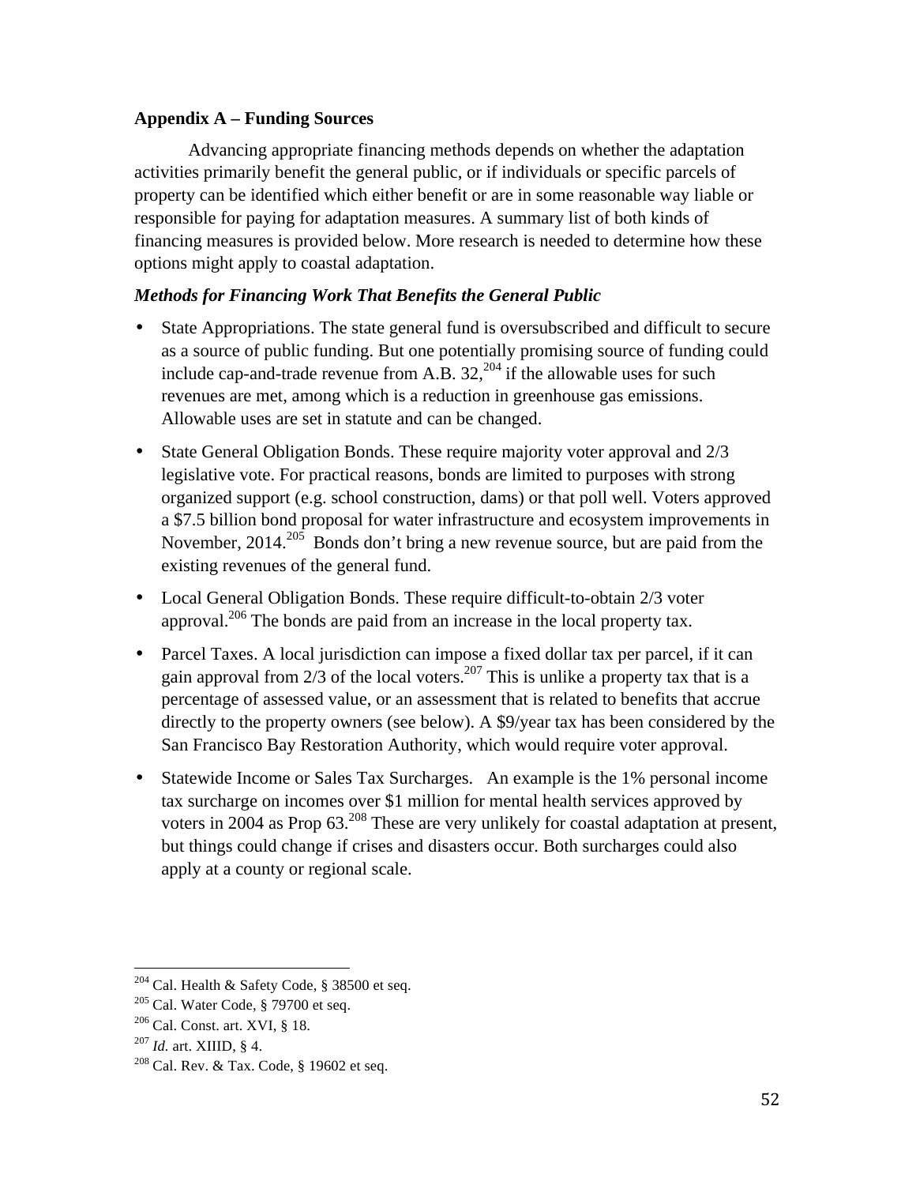**Appendix A – Funding Sources**

Advancing appropriate financing methods depends on whether the adaptation activities primarily benefit the general public, or if individuals or specific parcels of property can be identified which either benefit or are in some reasonable way liable or responsible for paying for adaptation measures. A summary list of both kinds of financing measures is provided below. More research is needed to determine how these options might apply to coastal adaptation.

***Methods for Financing Work That Benefits the General Public***

- State Appropriations. The state general fund is oversubscribed and difficult to secure as a source of public funding. But one potentially promising source of funding could include cap-and-trade revenue from A.B. 32,[204] if the allowable uses for such revenues are met, among which is a reduction in greenhouse gas emissions. Allowable uses are set in statute and can be changed.
- State General Obligation Bonds. These require majority voter approval and 2/3 legislative vote. For practical reasons, bonds are limited to purposes with strong organized support (e.g. school construction, dams) or that poll well. Voters approved a $7.5 billion bond proposal for water infrastructure and ecosystem improvements in November, 2014.[205] Bonds don't bring a new revenue source, but are paid from the existing revenues of the general fund.
- Local General Obligation Bonds. These require difficult-to-obtain 2/3 voter approval.[206] The bonds are paid from an increase in the local property tax.
- Parcel Taxes. A local jurisdiction can impose a fixed dollar tax per parcel, if it can gain approval from 2/3 of the local voters.[207] This is unlike a property tax that is a percentage of assessed value, or an assessment that is related to benefits that accrue directly to the property owners (see below). A $9/year tax has been considered by the San Francisco Bay Restoration Authority, which would require voter approval.
- Statewide Income or Sales Tax Surcharges. An example is the 1% personal income tax surcharge on incomes over $1 million for mental health services approved by voters in 2004 as Prop 63.[208] These are very unlikely for coastal adaptation at present, but things could change if crises and disasters occur. Both surcharges could also apply at a county or regional scale.

---

[204] Cal. Health & Safety Code, § 38500 et seq.

[205] Cal. Water Code, § 79700 et seq.

[206] Cal. Const. art. XVI, § 18.

[207] *Id.* art. XIIID, § 4.

[208] Cal. Rev. & Tax. Code, § 19602 et seq.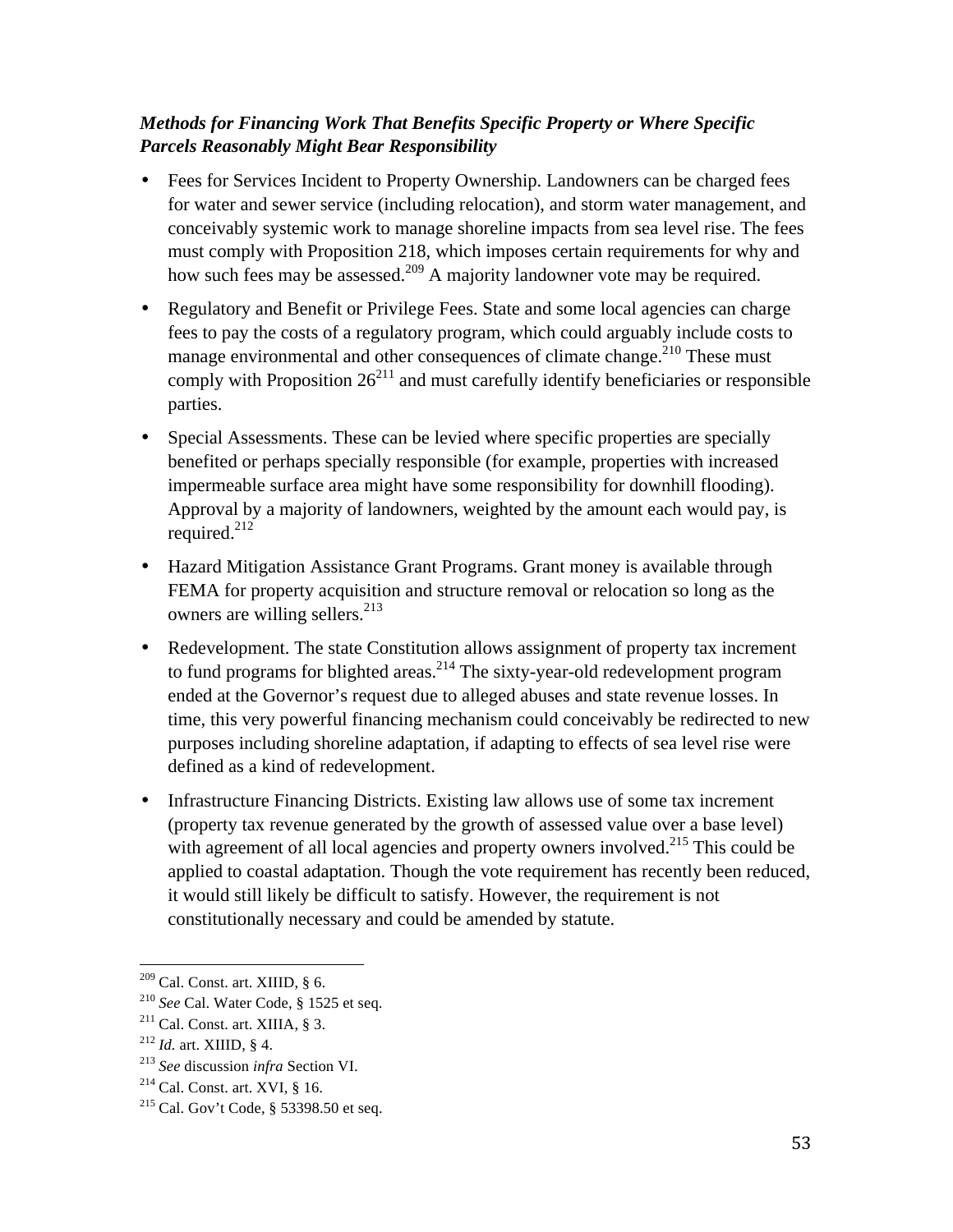***Methods for Financing Work That Benefits Specific Property or Where Specific Parcels Reasonably Might Bear Responsibility***

- Fees for Services Incident to Property Ownership. Landowners can be charged fees for water and sewer service (including relocation), and storm water management, and conceivably systemic work to manage shoreline impacts from sea level rise. The fees must comply with Proposition 218, which imposes certain requirements for why and how such fees may be assessed.[209] A majority landowner vote may be required.

- Regulatory and Benefit or Privilege Fees. State and some local agencies can charge fees to pay the costs of a regulatory program, which could arguably include costs to manage environmental and other consequences of climate change.[210] These must comply with Proposition 26[211] and must carefully identify beneficiaries or responsible parties.

- Special Assessments. These can be levied where specific properties are specially benefited or perhaps specially responsible (for example, properties with increased impermeable surface area might have some responsibility for downhill flooding). Approval by a majority of landowners, weighted by the amount each would pay, is required.[212]

- Hazard Mitigation Assistance Grant Programs. Grant money is available through FEMA for property acquisition and structure removal or relocation so long as the owners are willing sellers.[213]

- Redevelopment. The state Constitution allows assignment of property tax increment to fund programs for blighted areas.[214] The sixty-year-old redevelopment program ended at the Governor's request due to alleged abuses and state revenue losses. In time, this very powerful financing mechanism could conceivably be redirected to new purposes including shoreline adaptation, if adapting to effects of sea level rise were defined as a kind of redevelopment.

- Infrastructure Financing Districts. Existing law allows use of some tax increment (property tax revenue generated by the growth of assessed value over a base level) with agreement of all local agencies and property owners involved.[215] This could be applied to coastal adaptation. Though the vote requirement has recently been reduced, it would still likely be difficult to satisfy. However, the requirement is not constitutionally necessary and could be amended by statute.

---

[209] Cal. Const. art. XIIID, § 6.
[210] *See* Cal. Water Code, § 1525 et seq.
[211] Cal. Const. art. XIIIA, § 3.
[212] *Id.* art. XIIID, § 4.
[213] *See* discussion *infra* Section VI.
[214] Cal. Const. art. XVI, § 16.
[215] Cal. Gov't Code, § 53398.50 et seq.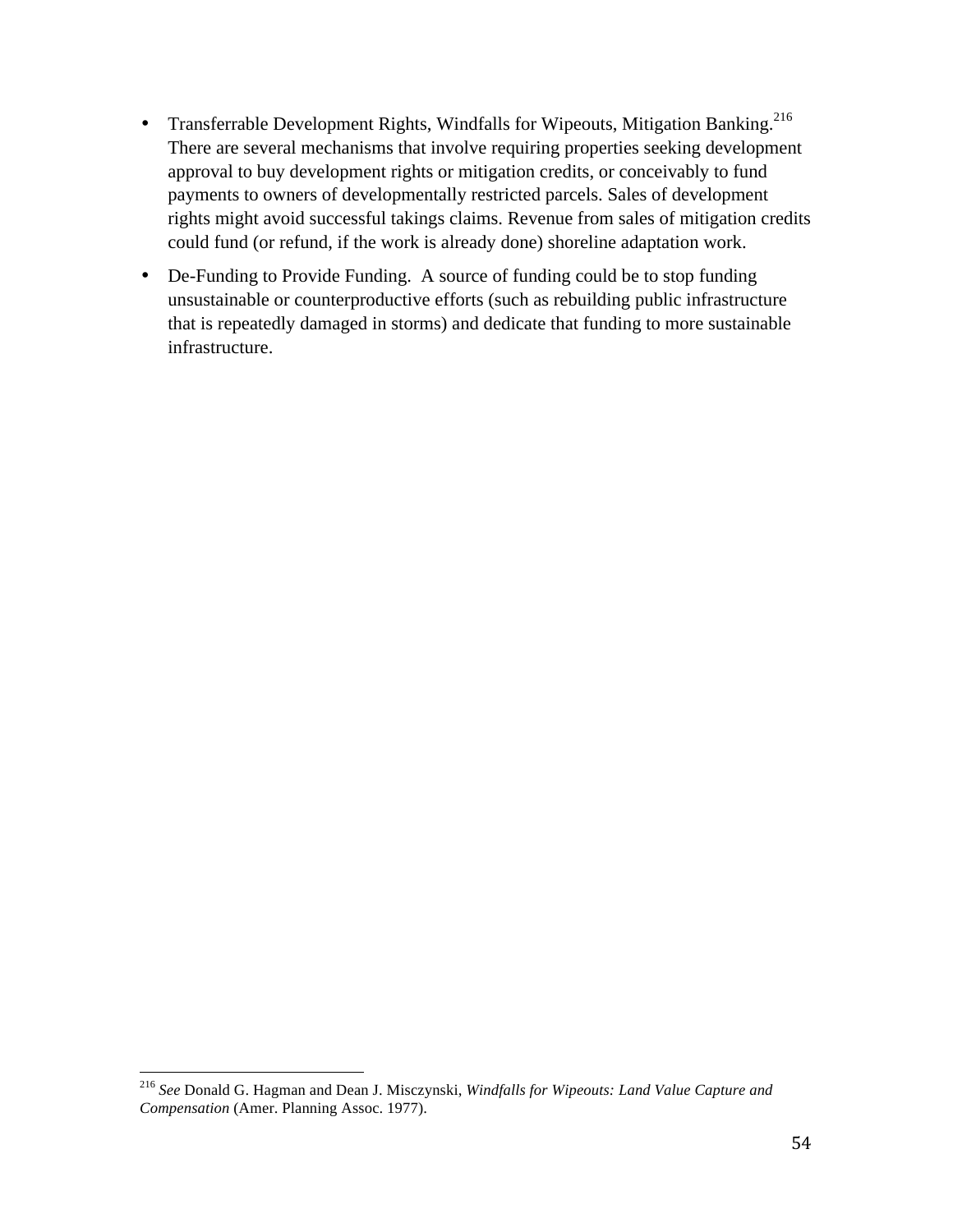- Transferrable Development Rights, Windfalls for Wipeouts, Mitigation Banking.[216] There are several mechanisms that involve requiring properties seeking development approval to buy development rights or mitigation credits, or conceivably to fund payments to owners of developmentally restricted parcels. Sales of development rights might avoid successful takings claims. Revenue from sales of mitigation credits could fund (or refund, if the work is already done) shoreline adaptation work.
- De-Funding to Provide Funding. A source of funding could be to stop funding unsustainable or counterproductive efforts (such as rebuilding public infrastructure that is repeatedly damaged in storms) and dedicate that funding to more sustainable infrastructure.

[216] *See* Donald G. Hagman and Dean J. Misczynski, *Windfalls for Wipeouts: Land Value Capture and Compensation* (Amer. Planning Assoc. 1977).